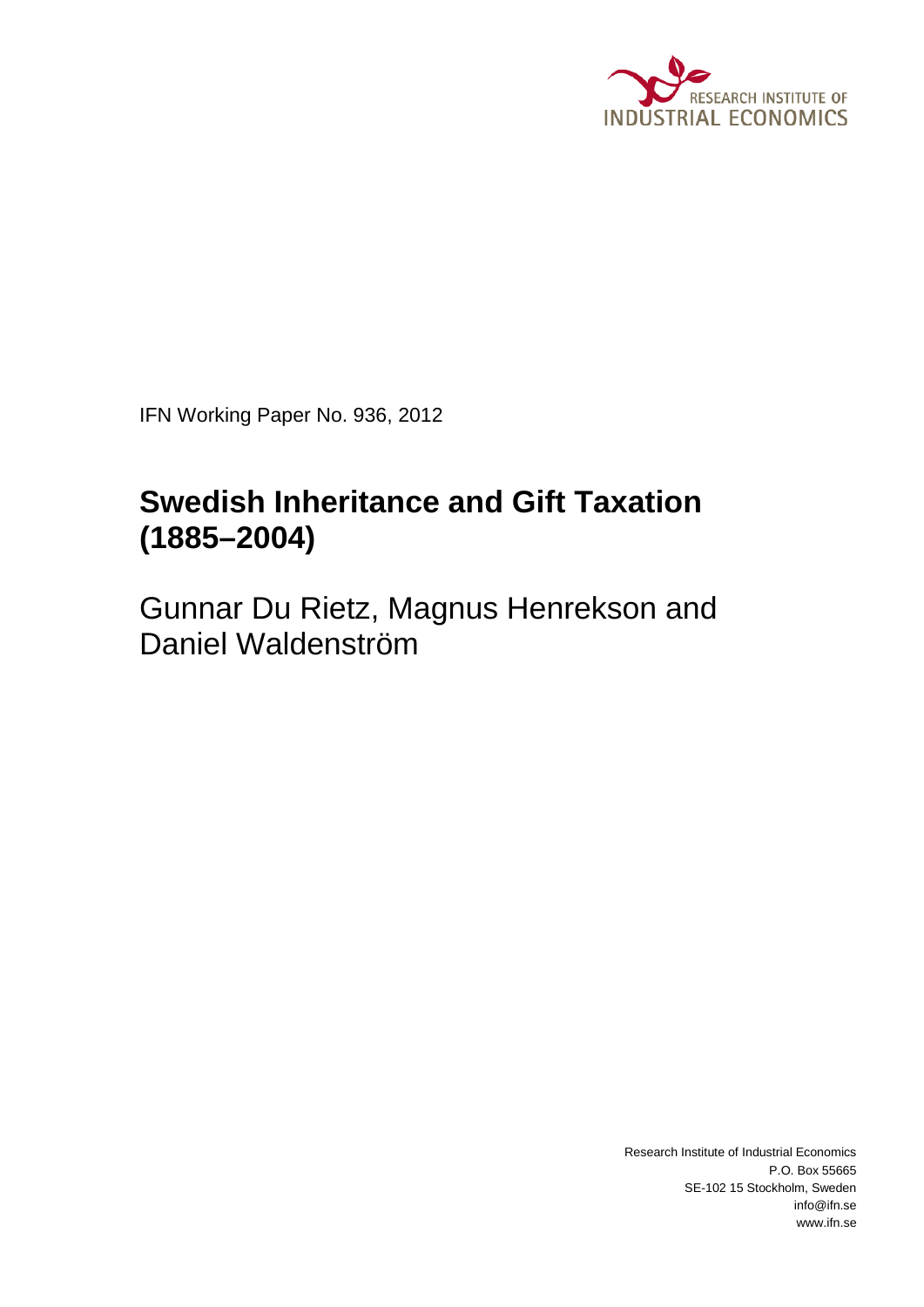RESEARCH INSTITUTE OF INDUSTRIAL ECONOMICS

IFN Working Paper No. 936, 2012

# Swedish Inheritance and Gift Taxation (1885–2004)

Gunnar Du Rietz, Magnus Henrekson and Daniel Waldenström

Research Institute of Industrial Economics
P.O. Box 55665
SE-102 15 Stockholm, Sweden
info@ifn.se
www.ifn.se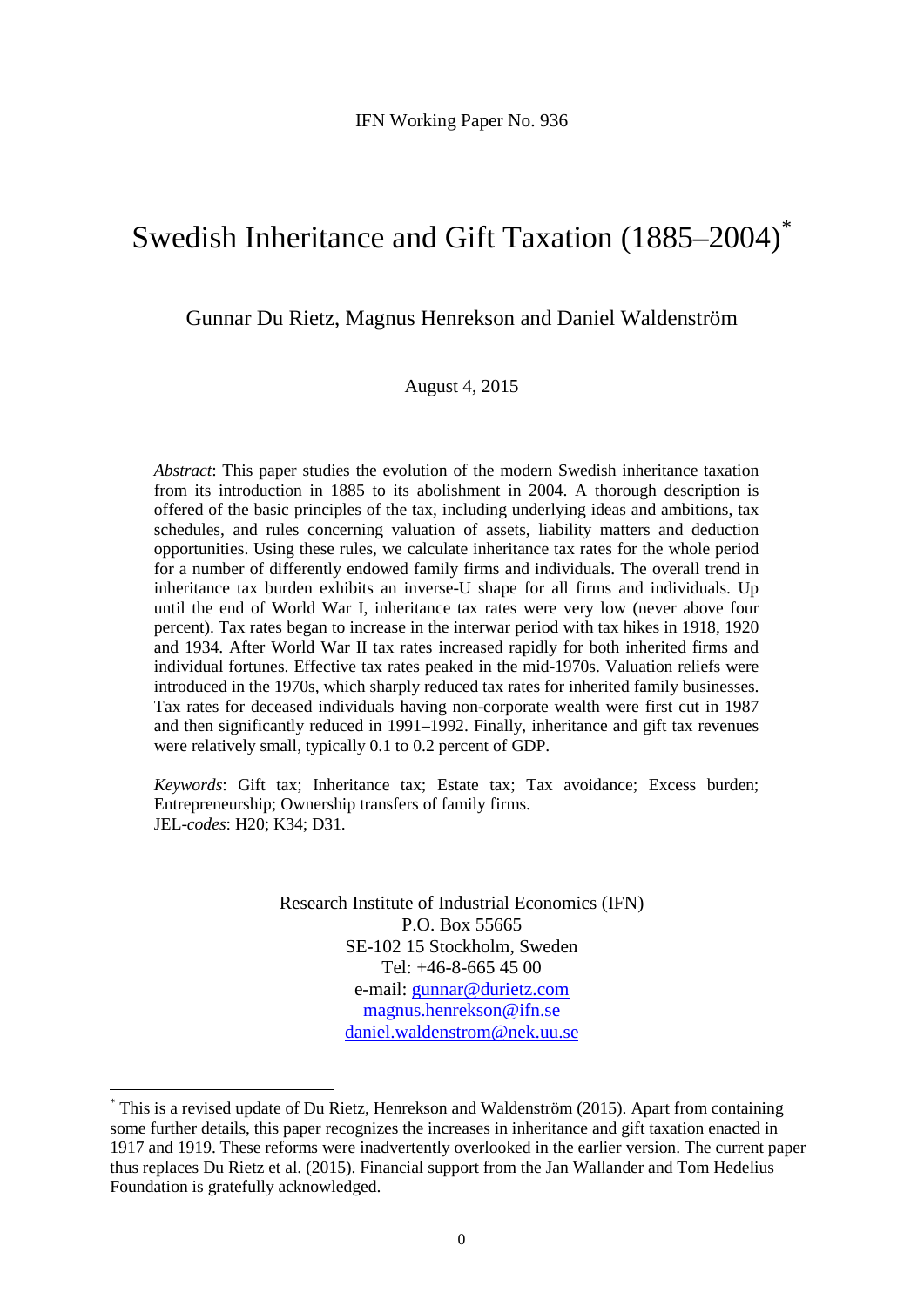IFN Working Paper No. 936

# Swedish Inheritance and Gift Taxation (1885–2004)[*]

Gunnar Du Rietz, Magnus Henrekson and Daniel Waldenström

August 4, 2015

*Abstract*: This paper studies the evolution of the modern Swedish inheritance taxation from its introduction in 1885 to its abolishment in 2004. A thorough description is offered of the basic principles of the tax, including underlying ideas and ambitions, tax schedules, and rules concerning valuation of assets, liability matters and deduction opportunities. Using these rules, we calculate inheritance tax rates for the whole period for a number of differently endowed family firms and individuals. The overall trend in inheritance tax burden exhibits an inverse-U shape for all firms and individuals. Up until the end of World War I, inheritance tax rates were very low (never above four percent). Tax rates began to increase in the interwar period with tax hikes in 1918, 1920 and 1934. After World War II tax rates increased rapidly for both inherited firms and individual fortunes. Effective tax rates peaked in the mid-1970s. Valuation reliefs were introduced in the 1970s, which sharply reduced tax rates for inherited family businesses. Tax rates for deceased individuals having non-corporate wealth were first cut in 1987 and then significantly reduced in 1991–1992. Finally, inheritance and gift tax revenues were relatively small, typically 0.1 to 0.2 percent of GDP.

*Keywords*: Gift tax; Inheritance tax; Estate tax; Tax avoidance; Excess burden; Entrepreneurship; Ownership transfers of family firms.
JEL-*codes*: H20; K34; D31.

Research Institute of Industrial Economics (IFN)
P.O. Box 55665
SE-102 15 Stockholm, Sweden
Tel: +46-8-665 45 00
e-mail: gunnar@durietz.com
magnus.henrekson@ifn.se
daniel.waldenstrom@nek.uu.se

[*] This is a revised update of Du Rietz, Henrekson and Waldenström (2015). Apart from containing some further details, this paper recognizes the increases in inheritance and gift taxation enacted in 1917 and 1919. These reforms were inadvertently overlooked in the earlier version. The current paper thus replaces Du Rietz et al. (2015). Financial support from the Jan Wallander and Tom Hedelius Foundation is gratefully acknowledged.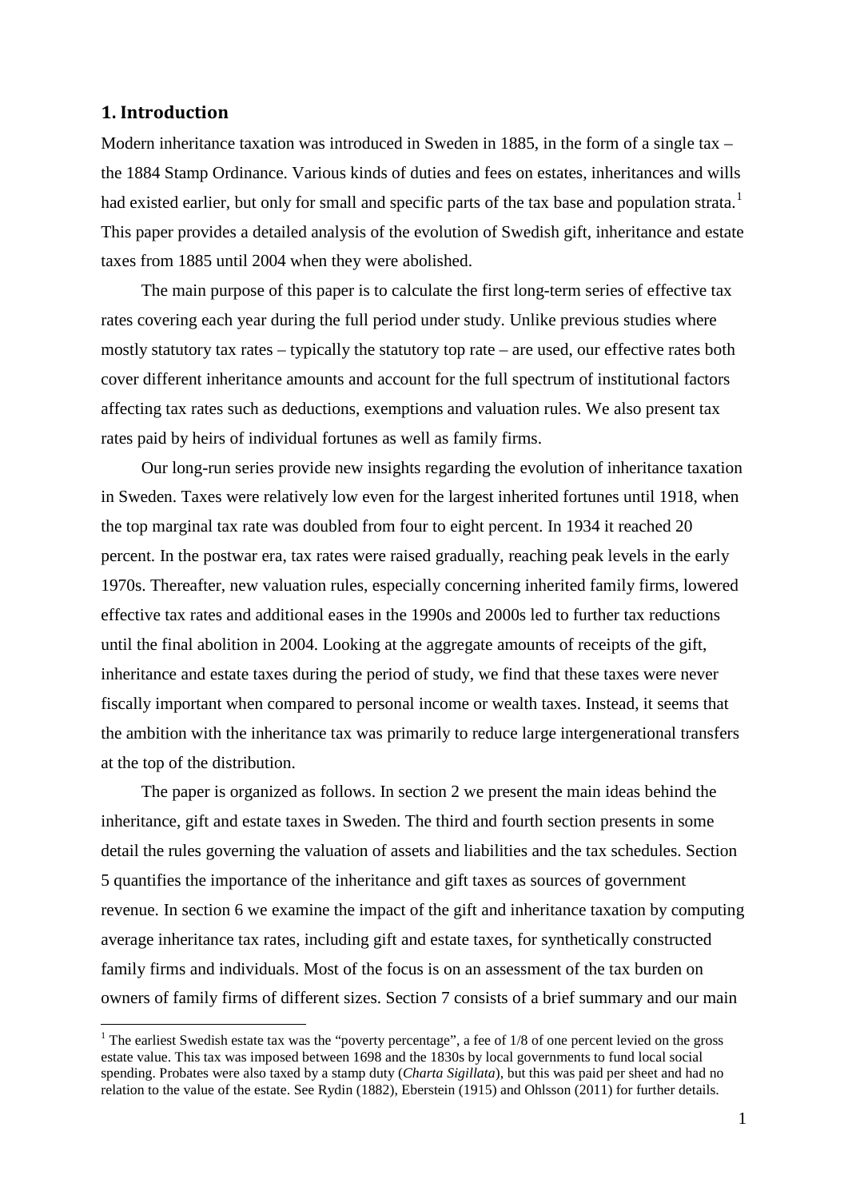## 1. Introduction

Modern inheritance taxation was introduced in Sweden in 1885, in the form of a single tax – the 1884 Stamp Ordinance. Various kinds of duties and fees on estates, inheritances and wills had existed earlier, but only for small and specific parts of the tax base and population strata.[1] This paper provides a detailed analysis of the evolution of Swedish gift, inheritance and estate taxes from 1885 until 2004 when they were abolished.

The main purpose of this paper is to calculate the first long-term series of effective tax rates covering each year during the full period under study. Unlike previous studies where mostly statutory tax rates – typically the statutory top rate – are used, our effective rates both cover different inheritance amounts and account for the full spectrum of institutional factors affecting tax rates such as deductions, exemptions and valuation rules. We also present tax rates paid by heirs of individual fortunes as well as family firms.

Our long-run series provide new insights regarding the evolution of inheritance taxation in Sweden. Taxes were relatively low even for the largest inherited fortunes until 1918, when the top marginal tax rate was doubled from four to eight percent. In 1934 it reached 20 percent. In the postwar era, tax rates were raised gradually, reaching peak levels in the early 1970s. Thereafter, new valuation rules, especially concerning inherited family firms, lowered effective tax rates and additional eases in the 1990s and 2000s led to further tax reductions until the final abolition in 2004. Looking at the aggregate amounts of receipts of the gift, inheritance and estate taxes during the period of study, we find that these taxes were never fiscally important when compared to personal income or wealth taxes. Instead, it seems that the ambition with the inheritance tax was primarily to reduce large intergenerational transfers at the top of the distribution.

The paper is organized as follows. In section 2 we present the main ideas behind the inheritance, gift and estate taxes in Sweden. The third and fourth section presents in some detail the rules governing the valuation of assets and liabilities and the tax schedules. Section 5 quantifies the importance of the inheritance and gift taxes as sources of government revenue. In section 6 we examine the impact of the gift and inheritance taxation by computing average inheritance tax rates, including gift and estate taxes, for synthetically constructed family firms and individuals. Most of the focus is on an assessment of the tax burden on owners of family firms of different sizes. Section 7 consists of a brief summary and our main

[1] The earliest Swedish estate tax was the "poverty percentage", a fee of 1/8 of one percent levied on the gross estate value. This tax was imposed between 1698 and the 1830s by local governments to fund local social spending. Probates were also taxed by a stamp duty (*Charta Sigillata*), but this was paid per sheet and had no relation to the value of the estate. See Rydin (1882), Eberstein (1915) and Ohlsson (2011) for further details.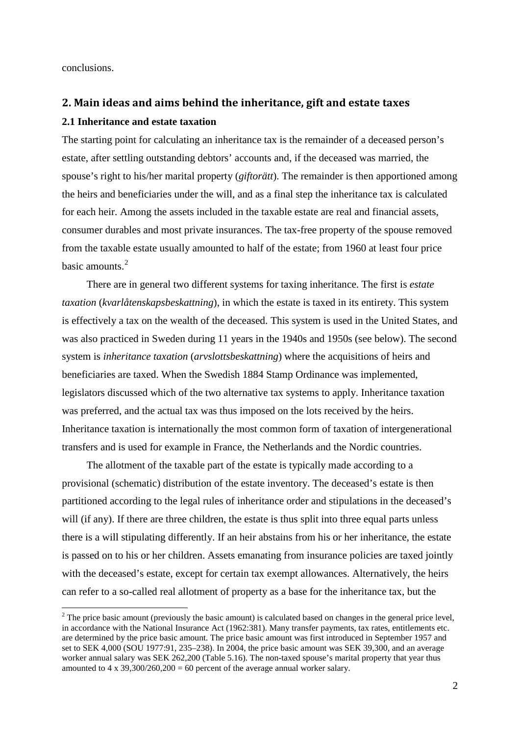conclusions.

## 2. Main ideas and aims behind the inheritance, gift and estate taxes

### 2.1 Inheritance and estate taxation

The starting point for calculating an inheritance tax is the remainder of a deceased person's estate, after settling outstanding debtors' accounts and, if the deceased was married, the spouse's right to his/her marital property (*giftorätt*). The remainder is then apportioned among the heirs and beneficiaries under the will, and as a final step the inheritance tax is calculated for each heir. Among the assets included in the taxable estate are real and financial assets, consumer durables and most private insurances. The tax-free property of the spouse removed from the taxable estate usually amounted to half of the estate; from 1960 at least four price basic amounts.[2]

There are in general two different systems for taxing inheritance. The first is *estate taxation* (*kvarlåtenskapsbeskattning*), in which the estate is taxed in its entirety. This system is effectively a tax on the wealth of the deceased. This system is used in the United States, and was also practiced in Sweden during 11 years in the 1940s and 1950s (see below). The second system is *inheritance taxation* (*arvslottsbeskattning*) where the acquisitions of heirs and beneficiaries are taxed. When the Swedish 1884 Stamp Ordinance was implemented, legislators discussed which of the two alternative tax systems to apply. Inheritance taxation was preferred, and the actual tax was thus imposed on the lots received by the heirs. Inheritance taxation is internationally the most common form of taxation of intergenerational transfers and is used for example in France, the Netherlands and the Nordic countries.

The allotment of the taxable part of the estate is typically made according to a provisional (schematic) distribution of the estate inventory. The deceased's estate is then partitioned according to the legal rules of inheritance order and stipulations in the deceased's will (if any). If there are three children, the estate is thus split into three equal parts unless there is a will stipulating differently. If an heir abstains from his or her inheritance, the estate is passed on to his or her children. Assets emanating from insurance policies are taxed jointly with the deceased's estate, except for certain tax exempt allowances. Alternatively, the heirs can refer to a so-called real allotment of property as a base for the inheritance tax, but the

[2] The price basic amount (previously the basic amount) is calculated based on changes in the general price level, in accordance with the National Insurance Act (1962:381). Many transfer payments, tax rates, entitlements etc. are determined by the price basic amount. The price basic amount was first introduced in September 1957 and set to SEK 4,000 (SOU 1977:91, 235–238). In 2004, the price basic amount was SEK 39,300, and an average worker annual salary was SEK 262,200 (Table 5.16). The non-taxed spouse's marital property that year thus amounted to 4 x 39,300/260,200 = 60 percent of the average annual worker salary.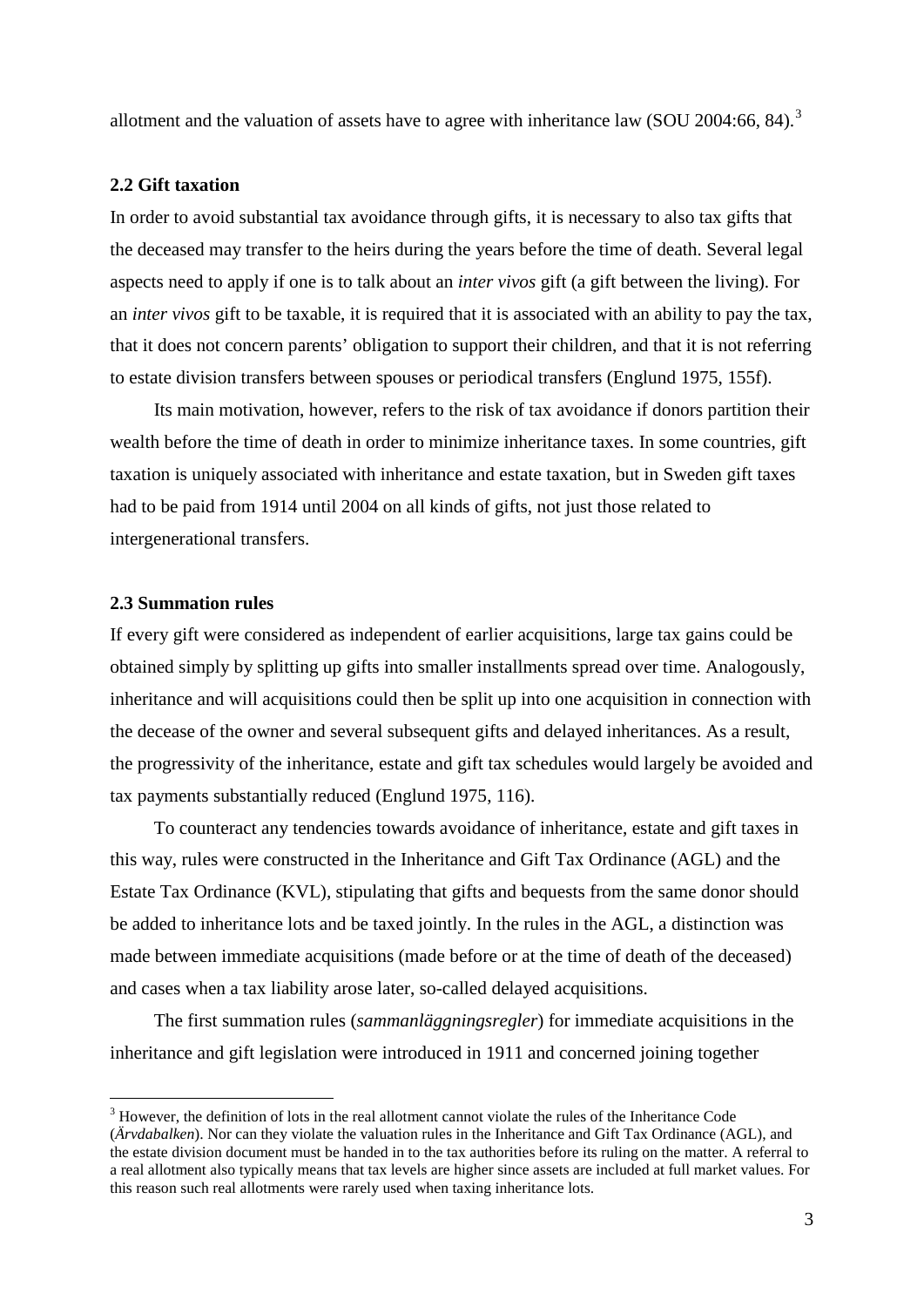allotment and the valuation of assets have to agree with inheritance law (SOU 2004:66, 84).[3]

### 2.2 Gift taxation

In order to avoid substantial tax avoidance through gifts, it is necessary to also tax gifts that the deceased may transfer to the heirs during the years before the time of death. Several legal aspects need to apply if one is to talk about an *inter vivos* gift (a gift between the living). For an *inter vivos* gift to be taxable, it is required that it is associated with an ability to pay the tax, that it does not concern parents' obligation to support their children, and that it is not referring to estate division transfers between spouses or periodical transfers (Englund 1975, 155f).

Its main motivation, however, refers to the risk of tax avoidance if donors partition their wealth before the time of death in order to minimize inheritance taxes. In some countries, gift taxation is uniquely associated with inheritance and estate taxation, but in Sweden gift taxes had to be paid from 1914 until 2004 on all kinds of gifts, not just those related to intergenerational transfers.

### 2.3 Summation rules

If every gift were considered as independent of earlier acquisitions, large tax gains could be obtained simply by splitting up gifts into smaller installments spread over time. Analogously, inheritance and will acquisitions could then be split up into one acquisition in connection with the decease of the owner and several subsequent gifts and delayed inheritances. As a result, the progressivity of the inheritance, estate and gift tax schedules would largely be avoided and tax payments substantially reduced (Englund 1975, 116).

To counteract any tendencies towards avoidance of inheritance, estate and gift taxes in this way, rules were constructed in the Inheritance and Gift Tax Ordinance (AGL) and the Estate Tax Ordinance (KVL), stipulating that gifts and bequests from the same donor should be added to inheritance lots and be taxed jointly. In the rules in the AGL, a distinction was made between immediate acquisitions (made before or at the time of death of the deceased) and cases when a tax liability arose later, so-called delayed acquisitions.

The first summation rules (*sammanläggningsregler*) for immediate acquisitions in the inheritance and gift legislation were introduced in 1911 and concerned joining together

[3] However, the definition of lots in the real allotment cannot violate the rules of the Inheritance Code (*Ärvdabalken*). Nor can they violate the valuation rules in the Inheritance and Gift Tax Ordinance (AGL), and the estate division document must be handed in to the tax authorities before its ruling on the matter. A referral to a real allotment also typically means that tax levels are higher since assets are included at full market values. For this reason such real allotments were rarely used when taxing inheritance lots.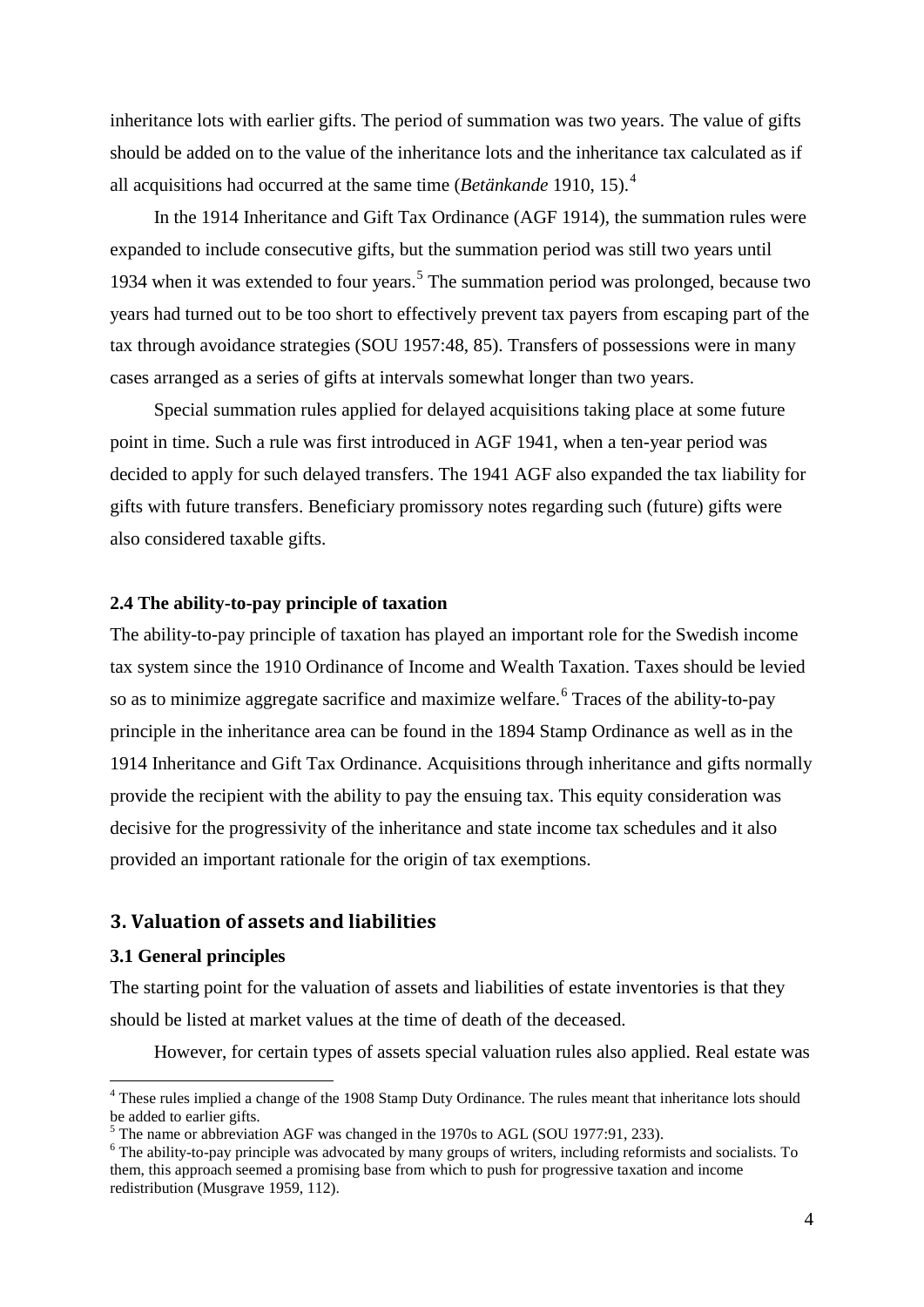inheritance lots with earlier gifts. The period of summation was two years. The value of gifts should be added on to the value of the inheritance lots and the inheritance tax calculated as if all acquisitions had occurred at the same time (*Betänkande* 1910, 15).[4]

In the 1914 Inheritance and Gift Tax Ordinance (AGF 1914), the summation rules were expanded to include consecutive gifts, but the summation period was still two years until 1934 when it was extended to four years.[5] The summation period was prolonged, because two years had turned out to be too short to effectively prevent tax payers from escaping part of the tax through avoidance strategies (SOU 1957:48, 85). Transfers of possessions were in many cases arranged as a series of gifts at intervals somewhat longer than two years.

Special summation rules applied for delayed acquisitions taking place at some future point in time. Such a rule was first introduced in AGF 1941, when a ten-year period was decided to apply for such delayed transfers. The 1941 AGF also expanded the tax liability for gifts with future transfers. Beneficiary promissory notes regarding such (future) gifts were also considered taxable gifts.

### 2.4 The ability-to-pay principle of taxation

The ability-to-pay principle of taxation has played an important role for the Swedish income tax system since the 1910 Ordinance of Income and Wealth Taxation. Taxes should be levied so as to minimize aggregate sacrifice and maximize welfare.[6] Traces of the ability-to-pay principle in the inheritance area can be found in the 1894 Stamp Ordinance as well as in the 1914 Inheritance and Gift Tax Ordinance. Acquisitions through inheritance and gifts normally provide the recipient with the ability to pay the ensuing tax. This equity consideration was decisive for the progressivity of the inheritance and state income tax schedules and it also provided an important rationale for the origin of tax exemptions.

## 3. Valuation of assets and liabilities

### 3.1 General principles

The starting point for the valuation of assets and liabilities of estate inventories is that they should be listed at market values at the time of death of the deceased.

However, for certain types of assets special valuation rules also applied. Real estate was

---

[4] These rules implied a change of the 1908 Stamp Duty Ordinance. The rules meant that inheritance lots should be added to earlier gifts.

[5] The name or abbreviation AGF was changed in the 1970s to AGL (SOU 1977:91, 233).

[6] The ability-to-pay principle was advocated by many groups of writers, including reformists and socialists. To them, this approach seemed a promising base from which to push for progressive taxation and income redistribution (Musgrave 1959, 112).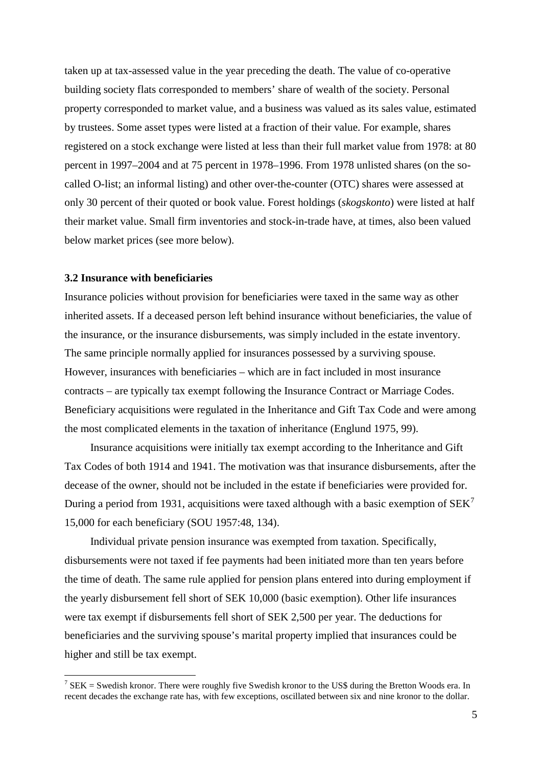taken up at tax-assessed value in the year preceding the death. The value of co-operative building society flats corresponded to members' share of wealth of the society. Personal property corresponded to market value, and a business was valued as its sales value, estimated by trustees. Some asset types were listed at a fraction of their value. For example, shares registered on a stock exchange were listed at less than their full market value from 1978: at 80 percent in 1997–2004 and at 75 percent in 1978–1996. From 1978 unlisted shares (on the so-called O-list; an informal listing) and other over-the-counter (OTC) shares were assessed at only 30 percent of their quoted or book value. Forest holdings (*skogskonto*) were listed at half their market value. Small firm inventories and stock-in-trade have, at times, also been valued below market prices (see more below).

### 3.2 Insurance with beneficiaries

Insurance policies without provision for beneficiaries were taxed in the same way as other inherited assets. If a deceased person left behind insurance without beneficiaries, the value of the insurance, or the insurance disbursements, was simply included in the estate inventory. The same principle normally applied for insurances possessed by a surviving spouse. However, insurances with beneficiaries – which are in fact included in most insurance contracts – are typically tax exempt following the Insurance Contract or Marriage Codes. Beneficiary acquisitions were regulated in the Inheritance and Gift Tax Code and were among the most complicated elements in the taxation of inheritance (Englund 1975, 99).

Insurance acquisitions were initially tax exempt according to the Inheritance and Gift Tax Codes of both 1914 and 1941. The motivation was that insurance disbursements, after the decease of the owner, should not be included in the estate if beneficiaries were provided for. During a period from 1931, acquisitions were taxed although with a basic exemption of SEK[7] 15,000 for each beneficiary (SOU 1957:48, 134).

Individual private pension insurance was exempted from taxation. Specifically, disbursements were not taxed if fee payments had been initiated more than ten years before the time of death. The same rule applied for pension plans entered into during employment if the yearly disbursement fell short of SEK 10,000 (basic exemption). Other life insurances were tax exempt if disbursements fell short of SEK 2,500 per year. The deductions for beneficiaries and the surviving spouse's marital property implied that insurances could be higher and still be tax exempt.

[7] SEK = Swedish kronor. There were roughly five Swedish kronor to the US$ during the Bretton Woods era. In recent decades the exchange rate has, with few exceptions, oscillated between six and nine kronor to the dollar.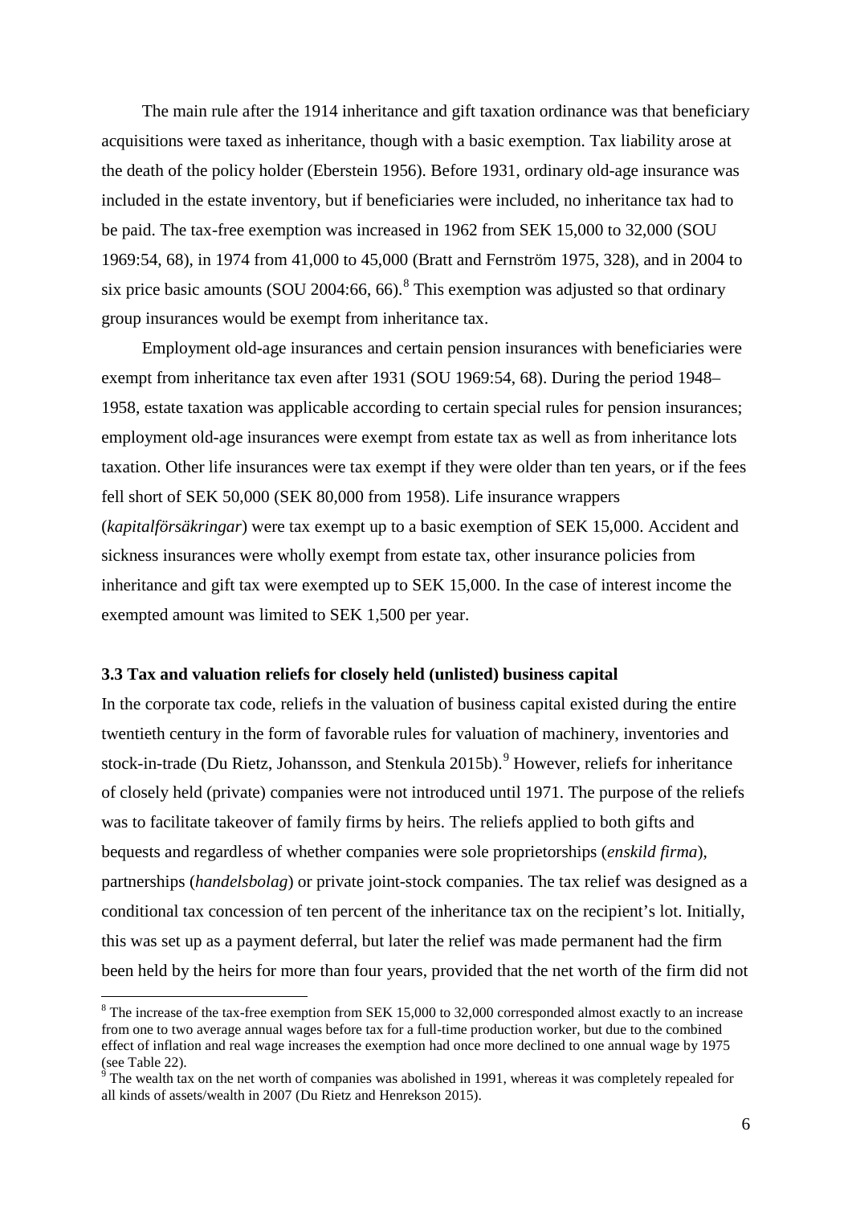The main rule after the 1914 inheritance and gift taxation ordinance was that beneficiary acquisitions were taxed as inheritance, though with a basic exemption. Tax liability arose at the death of the policy holder (Eberstein 1956). Before 1931, ordinary old-age insurance was included in the estate inventory, but if beneficiaries were included, no inheritance tax had to be paid. The tax-free exemption was increased in 1962 from SEK 15,000 to 32,000 (SOU 1969:54, 68), in 1974 from 41,000 to 45,000 (Bratt and Fernström 1975, 328), and in 2004 to six price basic amounts (SOU 2004:66, 66).[8] This exemption was adjusted so that ordinary group insurances would be exempt from inheritance tax.

Employment old-age insurances and certain pension insurances with beneficiaries were exempt from inheritance tax even after 1931 (SOU 1969:54, 68). During the period 1948–1958, estate taxation was applicable according to certain special rules for pension insurances; employment old-age insurances were exempt from estate tax as well as from inheritance lots taxation. Other life insurances were tax exempt if they were older than ten years, or if the fees fell short of SEK 50,000 (SEK 80,000 from 1958). Life insurance wrappers (*kapitalförsäkringar*) were tax exempt up to a basic exemption of SEK 15,000. Accident and sickness insurances were wholly exempt from estate tax, other insurance policies from inheritance and gift tax were exempted up to SEK 15,000. In the case of interest income the exempted amount was limited to SEK 1,500 per year.

### 3.3 Tax and valuation reliefs for closely held (unlisted) business capital

In the corporate tax code, reliefs in the valuation of business capital existed during the entire twentieth century in the form of favorable rules for valuation of machinery, inventories and stock-in-trade (Du Rietz, Johansson, and Stenkula 2015b).[9] However, reliefs for inheritance of closely held (private) companies were not introduced until 1971. The purpose of the reliefs was to facilitate takeover of family firms by heirs. The reliefs applied to both gifts and bequests and regardless of whether companies were sole proprietorships (*enskild firma*), partnerships (*handelsbolag*) or private joint-stock companies. The tax relief was designed as a conditional tax concession of ten percent of the inheritance tax on the recipient's lot. Initially, this was set up as a payment deferral, but later the relief was made permanent had the firm been held by the heirs for more than four years, provided that the net worth of the firm did not

---

[8] The increase of the tax-free exemption from SEK 15,000 to 32,000 corresponded almost exactly to an increase from one to two average annual wages before tax for a full-time production worker, but due to the combined effect of inflation and real wage increases the exemption had once more declined to one annual wage by 1975 (see Table 22).

[9] The wealth tax on the net worth of companies was abolished in 1991, whereas it was completely repealed for all kinds of assets/wealth in 2007 (Du Rietz and Henrekson 2015).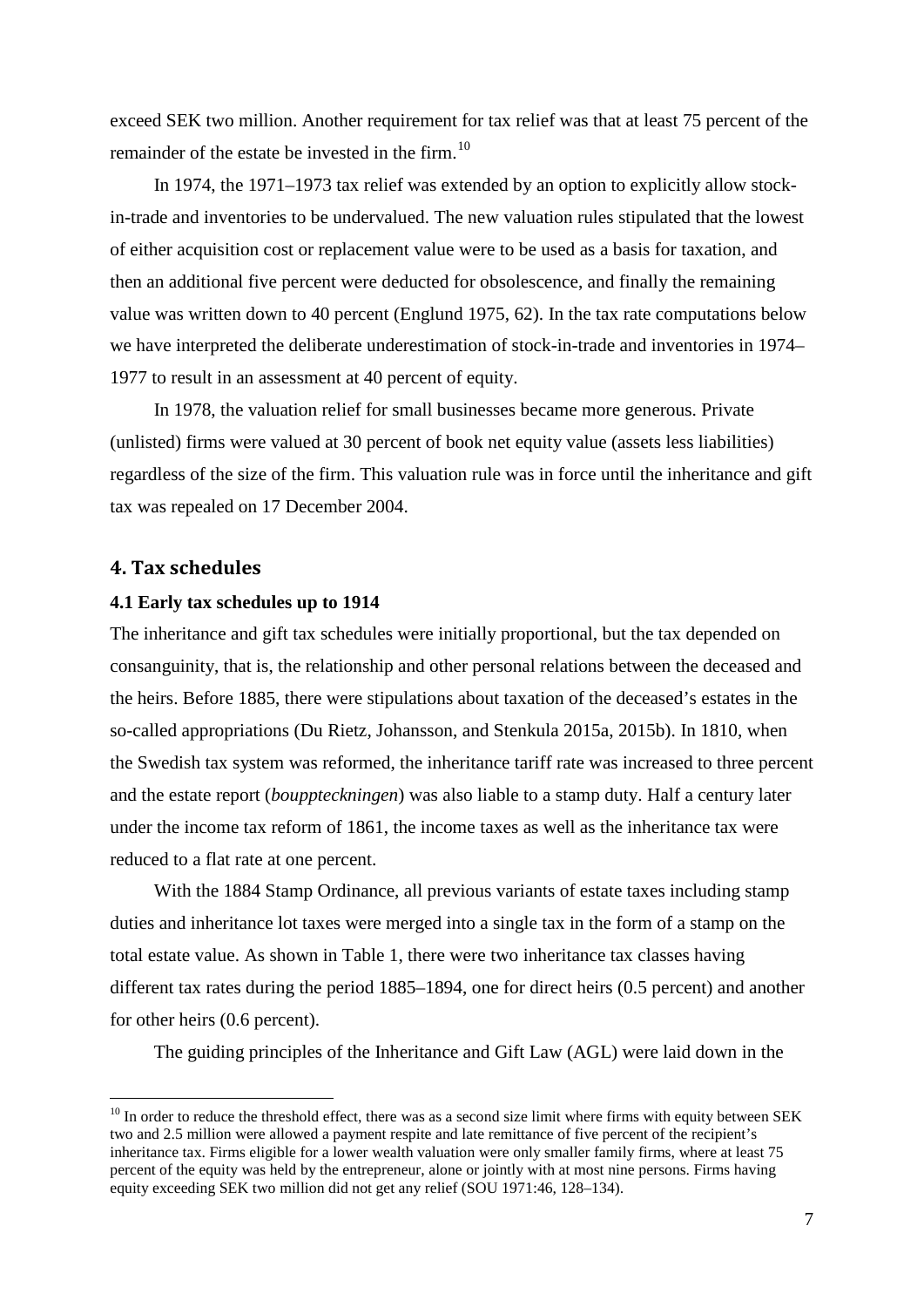exceed SEK two million. Another requirement for tax relief was that at least 75 percent of the remainder of the estate be invested in the firm.[10]

In 1974, the 1971–1973 tax relief was extended by an option to explicitly allow stock-in-trade and inventories to be undervalued. The new valuation rules stipulated that the lowest of either acquisition cost or replacement value were to be used as a basis for taxation, and then an additional five percent were deducted for obsolescence, and finally the remaining value was written down to 40 percent (Englund 1975, 62). In the tax rate computations below we have interpreted the deliberate underestimation of stock-in-trade and inventories in 1974–1977 to result in an assessment at 40 percent of equity.

In 1978, the valuation relief for small businesses became more generous. Private (unlisted) firms were valued at 30 percent of book net equity value (assets less liabilities) regardless of the size of the firm. This valuation rule was in force until the inheritance and gift tax was repealed on 17 December 2004.

## 4. Tax schedules

### 4.1 Early tax schedules up to 1914

The inheritance and gift tax schedules were initially proportional, but the tax depended on consanguinity, that is, the relationship and other personal relations between the deceased and the heirs. Before 1885, there were stipulations about taxation of the deceased's estates in the so-called appropriations (Du Rietz, Johansson, and Stenkula 2015a, 2015b). In 1810, when the Swedish tax system was reformed, the inheritance tariff rate was increased to three percent and the estate report (*bouppteckningen*) was also liable to a stamp duty. Half a century later under the income tax reform of 1861, the income taxes as well as the inheritance tax were reduced to a flat rate at one percent.

With the 1884 Stamp Ordinance, all previous variants of estate taxes including stamp duties and inheritance lot taxes were merged into a single tax in the form of a stamp on the total estate value. As shown in Table 1, there were two inheritance tax classes having different tax rates during the period 1885–1894, one for direct heirs (0.5 percent) and another for other heirs (0.6 percent).

The guiding principles of the Inheritance and Gift Law (AGL) were laid down in the

[10] In order to reduce the threshold effect, there was as a second size limit where firms with equity between SEK two and 2.5 million were allowed a payment respite and late remittance of five percent of the recipient's inheritance tax. Firms eligible for a lower wealth valuation were only smaller family firms, where at least 75 percent of the equity was held by the entrepreneur, alone or jointly with at most nine persons. Firms having equity exceeding SEK two million did not get any relief (SOU 1971:46, 128–134).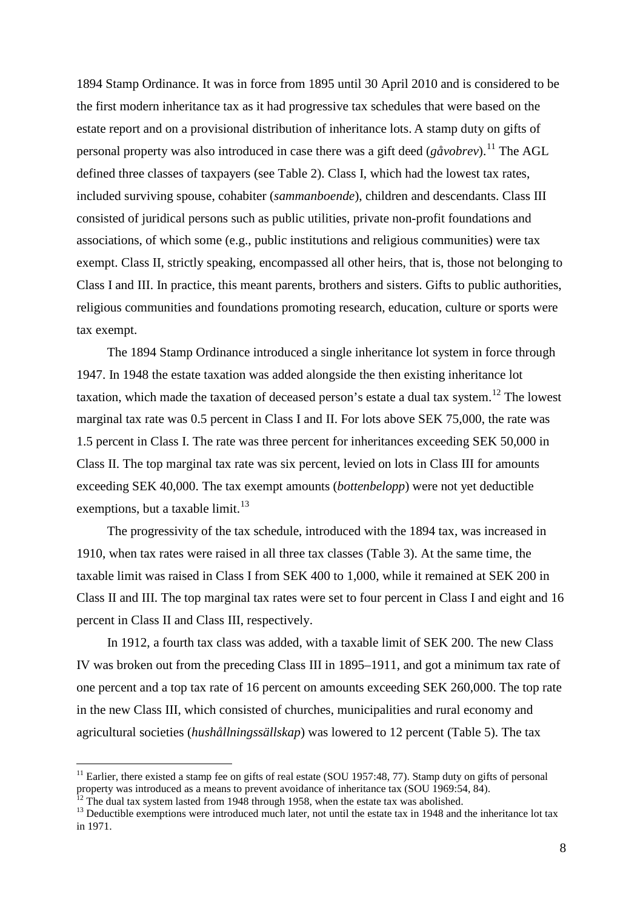1894 Stamp Ordinance. It was in force from 1895 until 30 April 2010 and is considered to be the first modern inheritance tax as it had progressive tax schedules that were based on the estate report and on a provisional distribution of inheritance lots. A stamp duty on gifts of personal property was also introduced in case there was a gift deed (*gåvobrev*).[11] The AGL defined three classes of taxpayers (see Table 2). Class I, which had the lowest tax rates, included surviving spouse, cohabiter (*sammanboende*), children and descendants. Class III consisted of juridical persons such as public utilities, private non-profit foundations and associations, of which some (e.g., public institutions and religious communities) were tax exempt. Class II, strictly speaking, encompassed all other heirs, that is, those not belonging to Class I and III. In practice, this meant parents, brothers and sisters. Gifts to public authorities, religious communities and foundations promoting research, education, culture or sports were tax exempt.

The 1894 Stamp Ordinance introduced a single inheritance lot system in force through 1947. In 1948 the estate taxation was added alongside the then existing inheritance lot taxation, which made the taxation of deceased person's estate a dual tax system.[12] The lowest marginal tax rate was 0.5 percent in Class I and II. For lots above SEK 75,000, the rate was 1.5 percent in Class I. The rate was three percent for inheritances exceeding SEK 50,000 in Class II. The top marginal tax rate was six percent, levied on lots in Class III for amounts exceeding SEK 40,000. The tax exempt amounts (*bottenbelopp*) were not yet deductible exemptions, but a taxable limit.[13]

The progressivity of the tax schedule, introduced with the 1894 tax, was increased in 1910, when tax rates were raised in all three tax classes (Table 3). At the same time, the taxable limit was raised in Class I from SEK 400 to 1,000, while it remained at SEK 200 in Class II and III. The top marginal tax rates were set to four percent in Class I and eight and 16 percent in Class II and Class III, respectively.

In 1912, a fourth tax class was added, with a taxable limit of SEK 200. The new Class IV was broken out from the preceding Class III in 1895–1911, and got a minimum tax rate of one percent and a top tax rate of 16 percent on amounts exceeding SEK 260,000. The top rate in the new Class III, which consisted of churches, municipalities and rural economy and agricultural societies (*hushållningssällskap*) was lowered to 12 percent (Table 5). The tax

---

[11] Earlier, there existed a stamp fee on gifts of real estate (SOU 1957:48, 77). Stamp duty on gifts of personal property was introduced as a means to prevent avoidance of inheritance tax (SOU 1969:54, 84).

[12] The dual tax system lasted from 1948 through 1958, when the estate tax was abolished.

[13] Deductible exemptions were introduced much later, not until the estate tax in 1948 and the inheritance lot tax in 1971.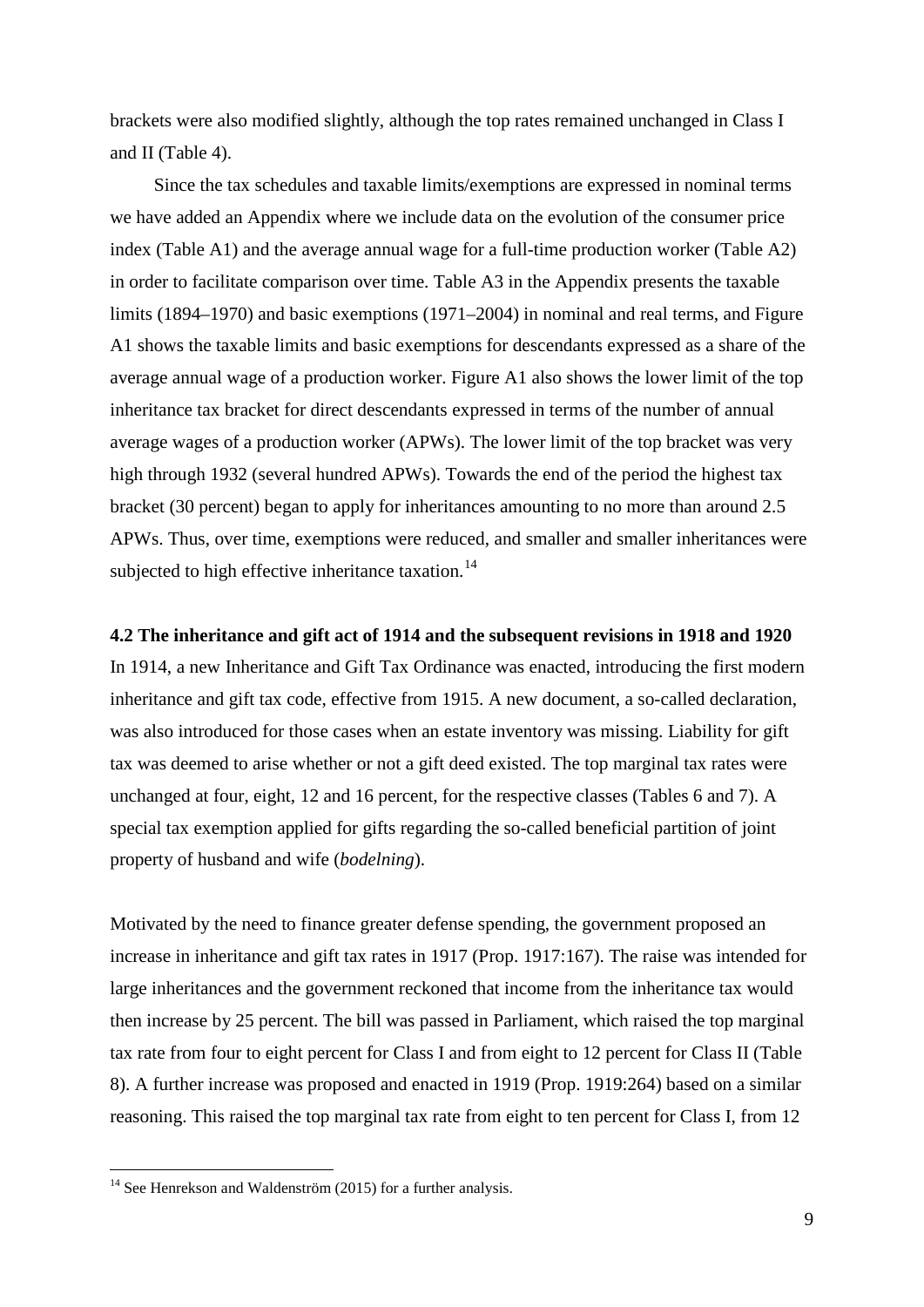brackets were also modified slightly, although the top rates remained unchanged in Class I and II (Table 4).

Since the tax schedules and taxable limits/exemptions are expressed in nominal terms we have added an Appendix where we include data on the evolution of the consumer price index (Table A1) and the average annual wage for a full-time production worker (Table A2) in order to facilitate comparison over time. Table A3 in the Appendix presents the taxable limits (1894–1970) and basic exemptions (1971–2004) in nominal and real terms, and Figure A1 shows the taxable limits and basic exemptions for descendants expressed as a share of the average annual wage of a production worker. Figure A1 also shows the lower limit of the top inheritance tax bracket for direct descendants expressed in terms of the number of annual average wages of a production worker (APWs). The lower limit of the top bracket was very high through 1932 (several hundred APWs). Towards the end of the period the highest tax bracket (30 percent) began to apply for inheritances amounting to no more than around 2.5 APWs. Thus, over time, exemptions were reduced, and smaller and smaller inheritances were subjected to high effective inheritance taxation.[14]

**4.2 The inheritance and gift act of 1914 and the subsequent revisions in 1918 and 1920**

In 1914, a new Inheritance and Gift Tax Ordinance was enacted, introducing the first modern inheritance and gift tax code, effective from 1915. A new document, a so-called declaration, was also introduced for those cases when an estate inventory was missing. Liability for gift tax was deemed to arise whether or not a gift deed existed. The top marginal tax rates were unchanged at four, eight, 12 and 16 percent, for the respective classes (Tables 6 and 7). A special tax exemption applied for gifts regarding the so-called beneficial partition of joint property of husband and wife (*bodelning*).

Motivated by the need to finance greater defense spending, the government proposed an increase in inheritance and gift tax rates in 1917 (Prop. 1917:167). The raise was intended for large inheritances and the government reckoned that income from the inheritance tax would then increase by 25 percent. The bill was passed in Parliament, which raised the top marginal tax rate from four to eight percent for Class I and from eight to 12 percent for Class II (Table 8). A further increase was proposed and enacted in 1919 (Prop. 1919:264) based on a similar reasoning. This raised the top marginal tax rate from eight to ten percent for Class I, from 12

[14] See Henrekson and Waldenström (2015) for a further analysis.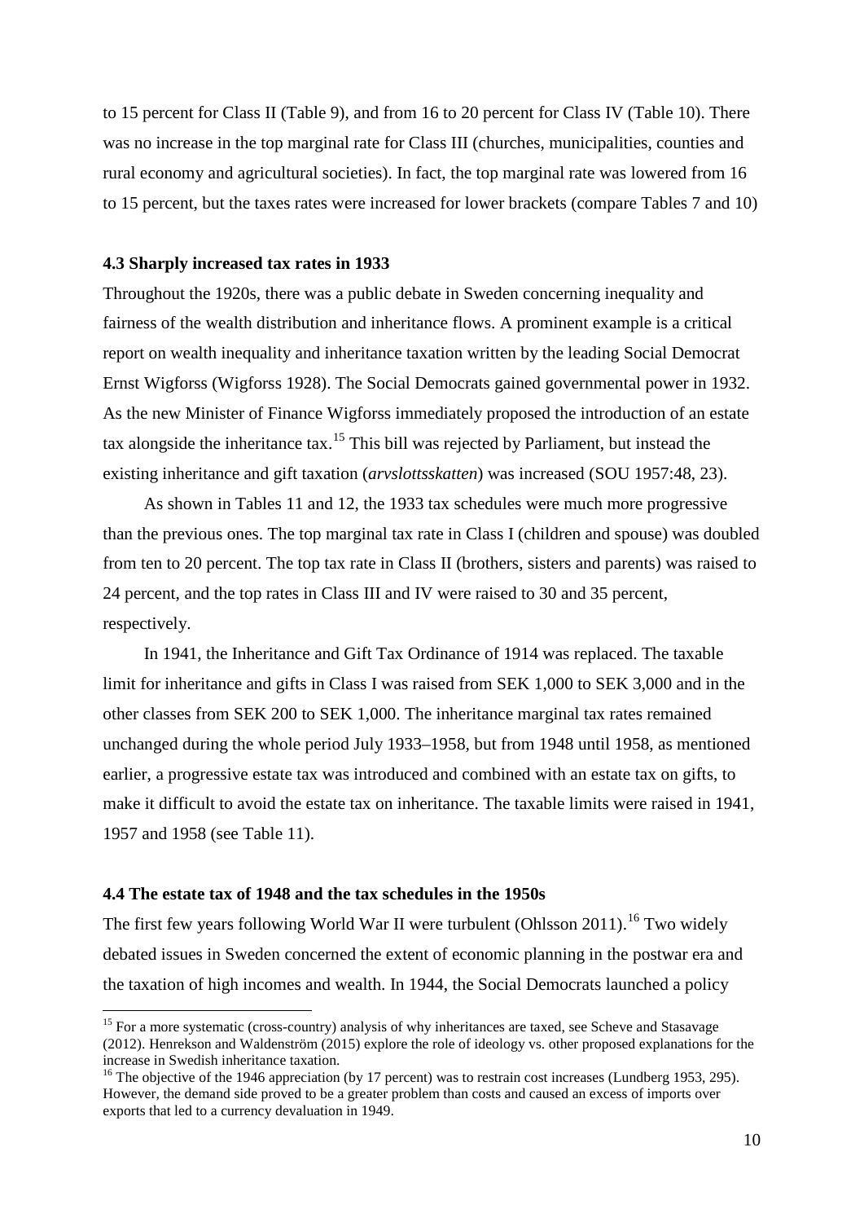to 15 percent for Class II (Table 9), and from 16 to 20 percent for Class IV (Table 10). There was no increase in the top marginal rate for Class III (churches, municipalities, counties and rural economy and agricultural societies). In fact, the top marginal rate was lowered from 16 to 15 percent, but the taxes rates were increased for lower brackets (compare Tables 7 and 10)

### 4.3 Sharply increased tax rates in 1933

Throughout the 1920s, there was a public debate in Sweden concerning inequality and fairness of the wealth distribution and inheritance flows. A prominent example is a critical report on wealth inequality and inheritance taxation written by the leading Social Democrat Ernst Wigforss (Wigforss 1928). The Social Democrats gained governmental power in 1932. As the new Minister of Finance Wigforss immediately proposed the introduction of an estate tax alongside the inheritance tax.[15] This bill was rejected by Parliament, but instead the existing inheritance and gift taxation (*arvslottsskatten*) was increased (SOU 1957:48, 23).

As shown in Tables 11 and 12, the 1933 tax schedules were much more progressive than the previous ones. The top marginal tax rate in Class I (children and spouse) was doubled from ten to 20 percent. The top tax rate in Class II (brothers, sisters and parents) was raised to 24 percent, and the top rates in Class III and IV were raised to 30 and 35 percent, respectively.

In 1941, the Inheritance and Gift Tax Ordinance of 1914 was replaced. The taxable limit for inheritance and gifts in Class I was raised from SEK 1,000 to SEK 3,000 and in the other classes from SEK 200 to SEK 1,000. The inheritance marginal tax rates remained unchanged during the whole period July 1933–1958, but from 1948 until 1958, as mentioned earlier, a progressive estate tax was introduced and combined with an estate tax on gifts, to make it difficult to avoid the estate tax on inheritance. The taxable limits were raised in 1941, 1957 and 1958 (see Table 11).

### 4.4 The estate tax of 1948 and the tax schedules in the 1950s

The first few years following World War II were turbulent (Ohlsson 2011).[16] Two widely debated issues in Sweden concerned the extent of economic planning in the postwar era and the taxation of high incomes and wealth. In 1944, the Social Democrats launched a policy

---

[15] For a more systematic (cross-country) analysis of why inheritances are taxed, see Scheve and Stasavage (2012). Henrekson and Waldenström (2015) explore the role of ideology vs. other proposed explanations for the increase in Swedish inheritance taxation.

[16] The objective of the 1946 appreciation (by 17 percent) was to restrain cost increases (Lundberg 1953, 295). However, the demand side proved to be a greater problem than costs and caused an excess of imports over exports that led to a currency devaluation in 1949.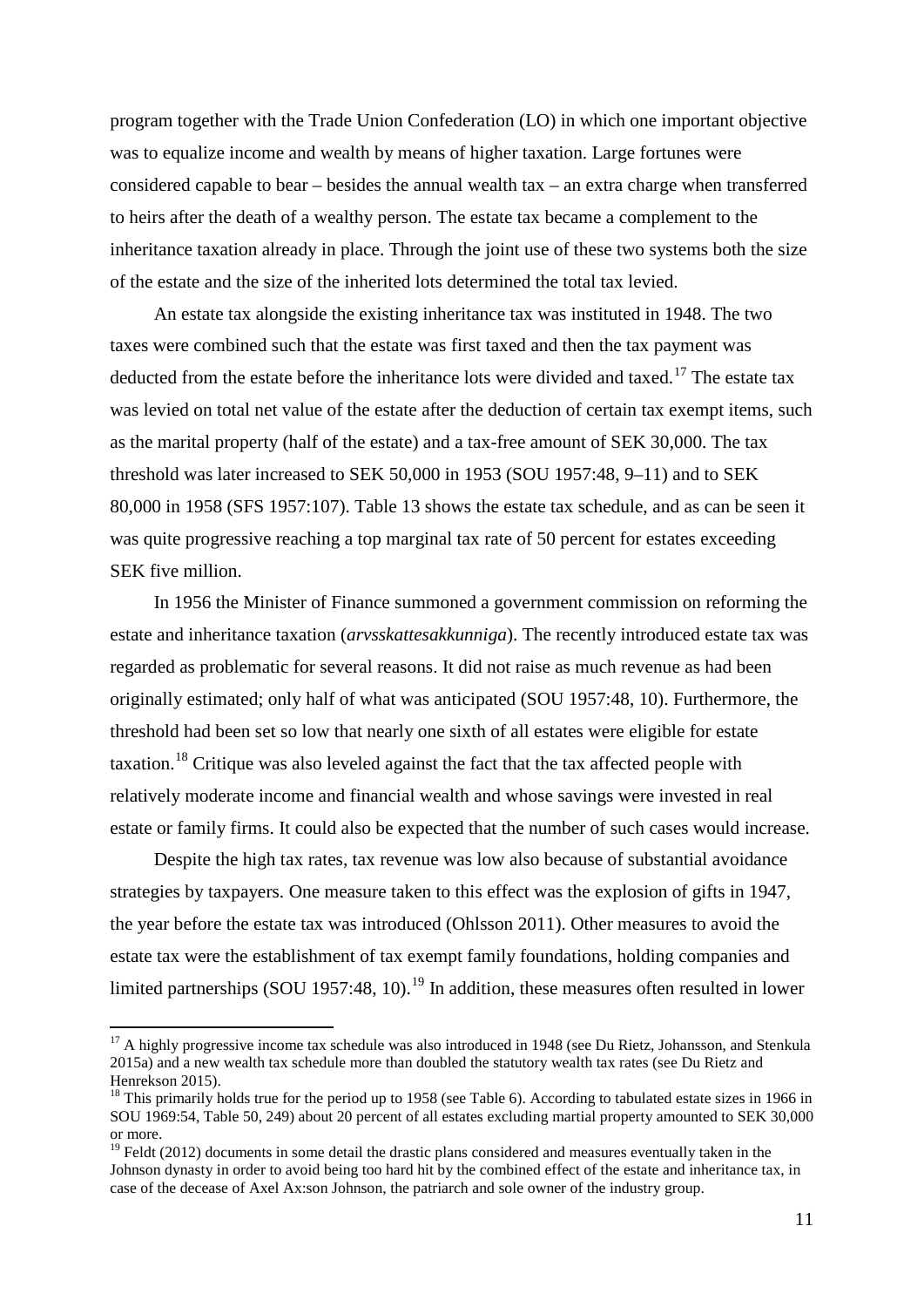program together with the Trade Union Confederation (LO) in which one important objective was to equalize income and wealth by means of higher taxation. Large fortunes were considered capable to bear – besides the annual wealth tax – an extra charge when transferred to heirs after the death of a wealthy person. The estate tax became a complement to the inheritance taxation already in place. Through the joint use of these two systems both the size of the estate and the size of the inherited lots determined the total tax levied.

An estate tax alongside the existing inheritance tax was instituted in 1948. The two taxes were combined such that the estate was first taxed and then the tax payment was deducted from the estate before the inheritance lots were divided and taxed.[17] The estate tax was levied on total net value of the estate after the deduction of certain tax exempt items, such as the marital property (half of the estate) and a tax-free amount of SEK 30,000. The tax threshold was later increased to SEK 50,000 in 1953 (SOU 1957:48, 9–11) and to SEK 80,000 in 1958 (SFS 1957:107). Table 13 shows the estate tax schedule, and as can be seen it was quite progressive reaching a top marginal tax rate of 50 percent for estates exceeding SEK five million.

In 1956 the Minister of Finance summoned a government commission on reforming the estate and inheritance taxation (*arvsskattesakkunniga*). The recently introduced estate tax was regarded as problematic for several reasons. It did not raise as much revenue as had been originally estimated; only half of what was anticipated (SOU 1957:48, 10). Furthermore, the threshold had been set so low that nearly one sixth of all estates were eligible for estate taxation.[18] Critique was also leveled against the fact that the tax affected people with relatively moderate income and financial wealth and whose savings were invested in real estate or family firms. It could also be expected that the number of such cases would increase.

Despite the high tax rates, tax revenue was low also because of substantial avoidance strategies by taxpayers. One measure taken to this effect was the explosion of gifts in 1947, the year before the estate tax was introduced (Ohlsson 2011). Other measures to avoid the estate tax were the establishment of tax exempt family foundations, holding companies and limited partnerships (SOU 1957:48, 10).[19] In addition, these measures often resulted in lower

---

[17] A highly progressive income tax schedule was also introduced in 1948 (see Du Rietz, Johansson, and Stenkula 2015a) and a new wealth tax schedule more than doubled the statutory wealth tax rates (see Du Rietz and Henrekson 2015).

[18] This primarily holds true for the period up to 1958 (see Table 6). According to tabulated estate sizes in 1966 in SOU 1969:54, Table 50, 249) about 20 percent of all estates excluding martial property amounted to SEK 30,000 or more.

[19] Feldt (2012) documents in some detail the drastic plans considered and measures eventually taken in the Johnson dynasty in order to avoid being too hard hit by the combined effect of the estate and inheritance tax, in case of the decease of Axel Ax:son Johnson, the patriarch and sole owner of the industry group.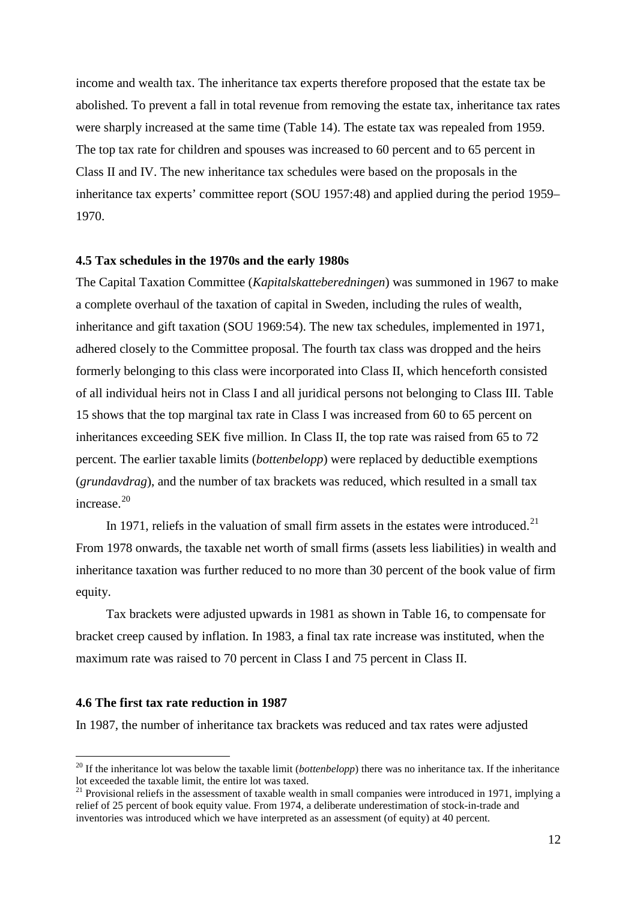income and wealth tax. The inheritance tax experts therefore proposed that the estate tax be abolished. To prevent a fall in total revenue from removing the estate tax, inheritance tax rates were sharply increased at the same time (Table 14). The estate tax was repealed from 1959. The top tax rate for children and spouses was increased to 60 percent and to 65 percent in Class II and IV. The new inheritance tax schedules were based on the proposals in the inheritance tax experts' committee report (SOU 1957:48) and applied during the period 1959–1970.

### 4.5 Tax schedules in the 1970s and the early 1980s

The Capital Taxation Committee (*Kapitalskatteberedningen*) was summoned in 1967 to make a complete overhaul of the taxation of capital in Sweden, including the rules of wealth, inheritance and gift taxation (SOU 1969:54). The new tax schedules, implemented in 1971, adhered closely to the Committee proposal. The fourth tax class was dropped and the heirs formerly belonging to this class were incorporated into Class II, which henceforth consisted of all individual heirs not in Class I and all juridical persons not belonging to Class III. Table 15 shows that the top marginal tax rate in Class I was increased from 60 to 65 percent on inheritances exceeding SEK five million. In Class II, the top rate was raised from 65 to 72 percent. The earlier taxable limits (*bottenbelopp*) were replaced by deductible exemptions (*grundavdrag*), and the number of tax brackets was reduced, which resulted in a small tax increase.[20]

In 1971, reliefs in the valuation of small firm assets in the estates were introduced.[21] From 1978 onwards, the taxable net worth of small firms (assets less liabilities) in wealth and inheritance taxation was further reduced to no more than 30 percent of the book value of firm equity.

Tax brackets were adjusted upwards in 1981 as shown in Table 16, to compensate for bracket creep caused by inflation. In 1983, a final tax rate increase was instituted, when the maximum rate was raised to 70 percent in Class I and 75 percent in Class II.

### 4.6 The first tax rate reduction in 1987

In 1987, the number of inheritance tax brackets was reduced and tax rates were adjusted

---

[20] If the inheritance lot was below the taxable limit (*bottenbelopp*) there was no inheritance tax. If the inheritance lot exceeded the taxable limit, the entire lot was taxed.

[21] Provisional reliefs in the assessment of taxable wealth in small companies were introduced in 1971, implying a relief of 25 percent of book equity value. From 1974, a deliberate underestimation of stock-in-trade and inventories was introduced which we have interpreted as an assessment (of equity) at 40 percent.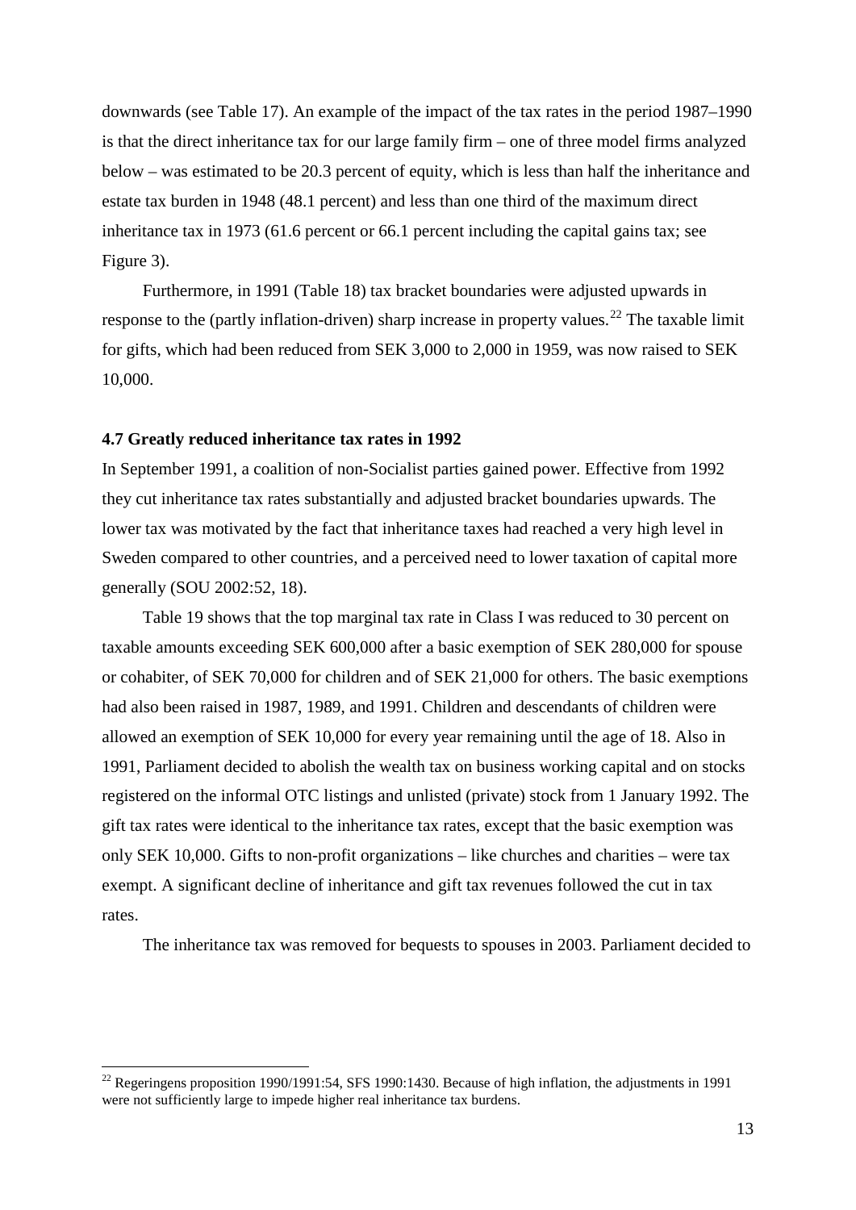downwards (see Table 17). An example of the impact of the tax rates in the period 1987–1990 is that the direct inheritance tax for our large family firm – one of three model firms analyzed below – was estimated to be 20.3 percent of equity, which is less than half the inheritance and estate tax burden in 1948 (48.1 percent) and less than one third of the maximum direct inheritance tax in 1973 (61.6 percent or 66.1 percent including the capital gains tax; see Figure 3).

Furthermore, in 1991 (Table 18) tax bracket boundaries were adjusted upwards in response to the (partly inflation-driven) sharp increase in property values.[22] The taxable limit for gifts, which had been reduced from SEK 3,000 to 2,000 in 1959, was now raised to SEK 10,000.

### 4.7 Greatly reduced inheritance tax rates in 1992

In September 1991, a coalition of non-Socialist parties gained power. Effective from 1992 they cut inheritance tax rates substantially and adjusted bracket boundaries upwards. The lower tax was motivated by the fact that inheritance taxes had reached a very high level in Sweden compared to other countries, and a perceived need to lower taxation of capital more generally (SOU 2002:52, 18).

Table 19 shows that the top marginal tax rate in Class I was reduced to 30 percent on taxable amounts exceeding SEK 600,000 after a basic exemption of SEK 280,000 for spouse or cohabiter, of SEK 70,000 for children and of SEK 21,000 for others. The basic exemptions had also been raised in 1987, 1989, and 1991. Children and descendants of children were allowed an exemption of SEK 10,000 for every year remaining until the age of 18. Also in 1991, Parliament decided to abolish the wealth tax on business working capital and on stocks registered on the informal OTC listings and unlisted (private) stock from 1 January 1992. The gift tax rates were identical to the inheritance tax rates, except that the basic exemption was only SEK 10,000. Gifts to non-profit organizations – like churches and charities – were tax exempt. A significant decline of inheritance and gift tax revenues followed the cut in tax rates.

The inheritance tax was removed for bequests to spouses in 2003. Parliament decided to

[22] Regeringens proposition 1990/1991:54, SFS 1990:1430. Because of high inflation, the adjustments in 1991 were not sufficiently large to impede higher real inheritance tax burdens.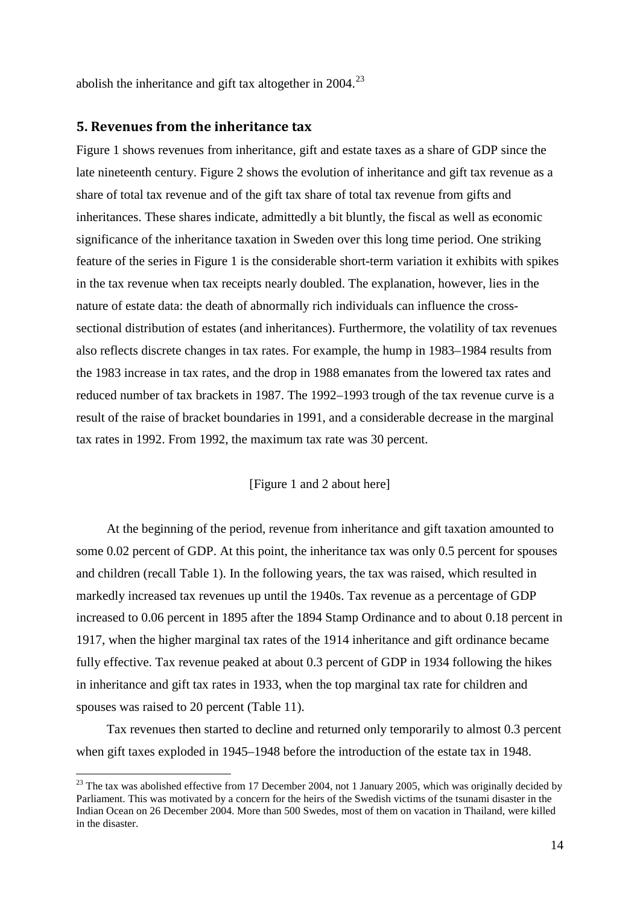abolish the inheritance and gift tax altogether in 2004.[23]

## 5. Revenues from the inheritance tax

Figure 1 shows revenues from inheritance, gift and estate taxes as a share of GDP since the late nineteenth century. Figure 2 shows the evolution of inheritance and gift tax revenue as a share of total tax revenue and of the gift tax share of total tax revenue from gifts and inheritances. These shares indicate, admittedly a bit bluntly, the fiscal as well as economic significance of the inheritance taxation in Sweden over this long time period. One striking feature of the series in Figure 1 is the considerable short-term variation it exhibits with spikes in the tax revenue when tax receipts nearly doubled. The explanation, however, lies in the nature of estate data: the death of abnormally rich individuals can influence the cross-sectional distribution of estates (and inheritances). Furthermore, the volatility of tax revenues also reflects discrete changes in tax rates. For example, the hump in 1983–1984 results from the 1983 increase in tax rates, and the drop in 1988 emanates from the lowered tax rates and reduced number of tax brackets in 1987. The 1992–1993 trough of the tax revenue curve is a result of the raise of bracket boundaries in 1991, and a considerable decrease in the marginal tax rates in 1992. From 1992, the maximum tax rate was 30 percent.

[Figure 1 and 2 about here]

At the beginning of the period, revenue from inheritance and gift taxation amounted to some 0.02 percent of GDP. At this point, the inheritance tax was only 0.5 percent for spouses and children (recall Table 1). In the following years, the tax was raised, which resulted in markedly increased tax revenues up until the 1940s. Tax revenue as a percentage of GDP increased to 0.06 percent in 1895 after the 1894 Stamp Ordinance and to about 0.18 percent in 1917, when the higher marginal tax rates of the 1914 inheritance and gift ordinance became fully effective. Tax revenue peaked at about 0.3 percent of GDP in 1934 following the hikes in inheritance and gift tax rates in 1933, when the top marginal tax rate for children and spouses was raised to 20 percent (Table 11).

Tax revenues then started to decline and returned only temporarily to almost 0.3 percent when gift taxes exploded in 1945–1948 before the introduction of the estate tax in 1948.

[23] The tax was abolished effective from 17 December 2004, not 1 January 2005, which was originally decided by Parliament. This was motivated by a concern for the heirs of the Swedish victims of the tsunami disaster in the Indian Ocean on 26 December 2004. More than 500 Swedes, most of them on vacation in Thailand, were killed in the disaster.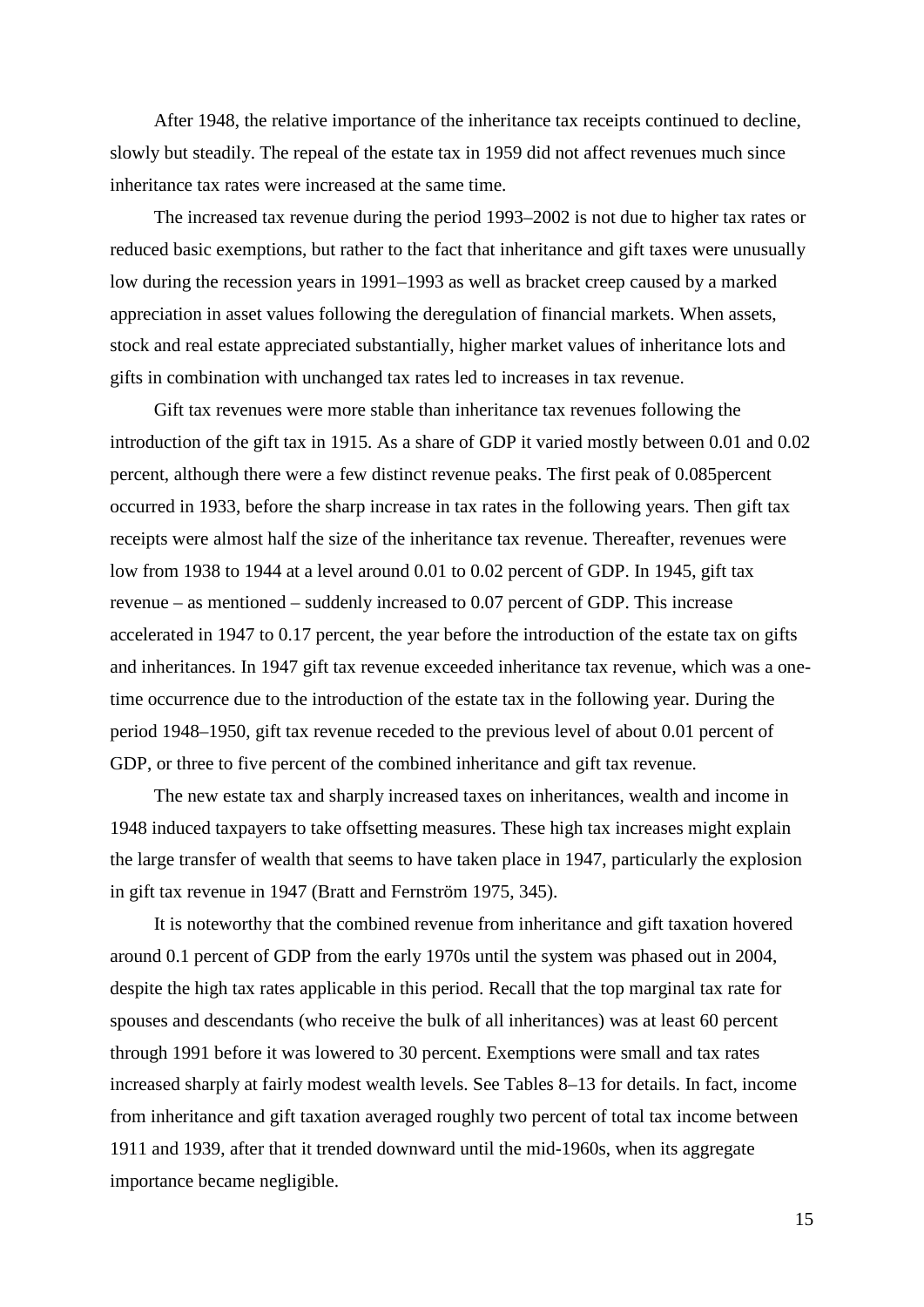After 1948, the relative importance of the inheritance tax receipts continued to decline, slowly but steadily. The repeal of the estate tax in 1959 did not affect revenues much since inheritance tax rates were increased at the same time.

The increased tax revenue during the period 1993–2002 is not due to higher tax rates or reduced basic exemptions, but rather to the fact that inheritance and gift taxes were unusually low during the recession years in 1991–1993 as well as bracket creep caused by a marked appreciation in asset values following the deregulation of financial markets. When assets, stock and real estate appreciated substantially, higher market values of inheritance lots and gifts in combination with unchanged tax rates led to increases in tax revenue.

Gift tax revenues were more stable than inheritance tax revenues following the introduction of the gift tax in 1915. As a share of GDP it varied mostly between 0.01 and 0.02 percent, although there were a few distinct revenue peaks. The first peak of 0.085percent occurred in 1933, before the sharp increase in tax rates in the following years. Then gift tax receipts were almost half the size of the inheritance tax revenue. Thereafter, revenues were low from 1938 to 1944 at a level around 0.01 to 0.02 percent of GDP. In 1945, gift tax revenue – as mentioned – suddenly increased to 0.07 percent of GDP. This increase accelerated in 1947 to 0.17 percent, the year before the introduction of the estate tax on gifts and inheritances. In 1947 gift tax revenue exceeded inheritance tax revenue, which was a one-time occurrence due to the introduction of the estate tax in the following year. During the period 1948–1950, gift tax revenue receded to the previous level of about 0.01 percent of GDP, or three to five percent of the combined inheritance and gift tax revenue.

The new estate tax and sharply increased taxes on inheritances, wealth and income in 1948 induced taxpayers to take offsetting measures. These high tax increases might explain the large transfer of wealth that seems to have taken place in 1947, particularly the explosion in gift tax revenue in 1947 (Bratt and Fernström 1975, 345).

It is noteworthy that the combined revenue from inheritance and gift taxation hovered around 0.1 percent of GDP from the early 1970s until the system was phased out in 2004, despite the high tax rates applicable in this period. Recall that the top marginal tax rate for spouses and descendants (who receive the bulk of all inheritances) was at least 60 percent through 1991 before it was lowered to 30 percent. Exemptions were small and tax rates increased sharply at fairly modest wealth levels. See Tables 8–13 for details. In fact, income from inheritance and gift taxation averaged roughly two percent of total tax income between 1911 and 1939, after that it trended downward until the mid-1960s, when its aggregate importance became negligible.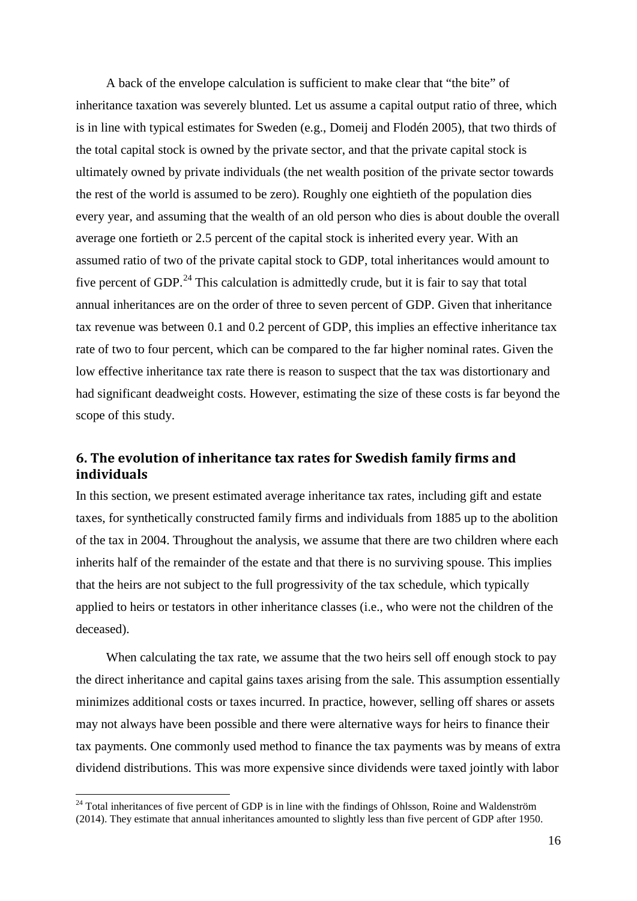A back of the envelope calculation is sufficient to make clear that "the bite" of inheritance taxation was severely blunted. Let us assume a capital output ratio of three, which is in line with typical estimates for Sweden (e.g., Domeij and Flodén 2005), that two thirds of the total capital stock is owned by the private sector, and that the private capital stock is ultimately owned by private individuals (the net wealth position of the private sector towards the rest of the world is assumed to be zero). Roughly one eightieth of the population dies every year, and assuming that the wealth of an old person who dies is about double the overall average one fortieth or 2.5 percent of the capital stock is inherited every year. With an assumed ratio of two of the private capital stock to GDP, total inheritances would amount to five percent of GDP.[24] This calculation is admittedly crude, but it is fair to say that total annual inheritances are on the order of three to seven percent of GDP. Given that inheritance tax revenue was between 0.1 and 0.2 percent of GDP, this implies an effective inheritance tax rate of two to four percent, which can be compared to the far higher nominal rates. Given the low effective inheritance tax rate there is reason to suspect that the tax was distortionary and had significant deadweight costs. However, estimating the size of these costs is far beyond the scope of this study.

## 6. The evolution of inheritance tax rates for Swedish family firms and individuals

In this section, we present estimated average inheritance tax rates, including gift and estate taxes, for synthetically constructed family firms and individuals from 1885 up to the abolition of the tax in 2004. Throughout the analysis, we assume that there are two children where each inherits half of the remainder of the estate and that there is no surviving spouse. This implies that the heirs are not subject to the full progressivity of the tax schedule, which typically applied to heirs or testators in other inheritance classes (i.e., who were not the children of the deceased).

When calculating the tax rate, we assume that the two heirs sell off enough stock to pay the direct inheritance and capital gains taxes arising from the sale. This assumption essentially minimizes additional costs or taxes incurred. In practice, however, selling off shares or assets may not always have been possible and there were alternative ways for heirs to finance their tax payments. One commonly used method to finance the tax payments was by means of extra dividend distributions. This was more expensive since dividends were taxed jointly with labor

[24] Total inheritances of five percent of GDP is in line with the findings of Ohlsson, Roine and Waldenström (2014). They estimate that annual inheritances amounted to slightly less than five percent of GDP after 1950.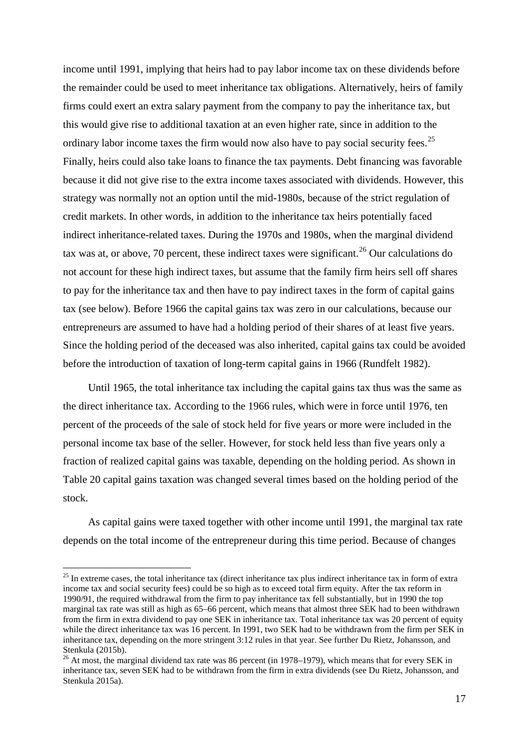income until 1991, implying that heirs had to pay labor income tax on these dividends before the remainder could be used to meet inheritance tax obligations. Alternatively, heirs of family firms could exert an extra salary payment from the company to pay the inheritance tax, but this would give rise to additional taxation at an even higher rate, since in addition to the ordinary labor income taxes the firm would now also have to pay social security fees.[25] Finally, heirs could also take loans to finance the tax payments. Debt financing was favorable because it did not give rise to the extra income taxes associated with dividends. However, this strategy was normally not an option until the mid-1980s, because of the strict regulation of credit markets. In other words, in addition to the inheritance tax heirs potentially faced indirect inheritance-related taxes. During the 1970s and 1980s, when the marginal dividend tax was at, or above, 70 percent, these indirect taxes were significant.[26] Our calculations do not account for these high indirect taxes, but assume that the family firm heirs sell off shares to pay for the inheritance tax and then have to pay indirect taxes in the form of capital gains tax (see below). Before 1966 the capital gains tax was zero in our calculations, because our entrepreneurs are assumed to have had a holding period of their shares of at least five years. Since the holding period of the deceased was also inherited, capital gains tax could be avoided before the introduction of taxation of long-term capital gains in 1966 (Rundfelt 1982).

Until 1965, the total inheritance tax including the capital gains tax thus was the same as the direct inheritance tax. According to the 1966 rules, which were in force until 1976, ten percent of the proceeds of the sale of stock held for five years or more were included in the personal income tax base of the seller. However, for stock held less than five years only a fraction of realized capital gains was taxable, depending on the holding period. As shown in Table 20 capital gains taxation was changed several times based on the holding period of the stock.

As capital gains were taxed together with other income until 1991, the marginal tax rate depends on the total income of the entrepreneur during this time period. Because of changes

---

[25] In extreme cases, the total inheritance tax (direct inheritance tax plus indirect inheritance tax in form of extra income tax and social security fees) could be so high as to exceed total firm equity. After the tax reform in 1990/91, the required withdrawal from the firm to pay inheritance tax fell substantially, but in 1990 the top marginal tax rate was still as high as 65–66 percent, which means that almost three SEK had to been withdrawn from the firm in extra dividend to pay one SEK in inheritance tax. Total inheritance tax was 20 percent of equity while the direct inheritance tax was 16 percent. In 1991, two SEK had to be withdrawn from the firm per SEK in inheritance tax, depending on the more stringent 3:12 rules in that year. See further Du Rietz, Johansson, and Stenkula (2015b).

[26] At most, the marginal dividend tax rate was 86 percent (in 1978–1979), which means that for every SEK in inheritance tax, seven SEK had to be withdrawn from the firm in extra dividends (see Du Rietz, Johansson, and Stenkula 2015a).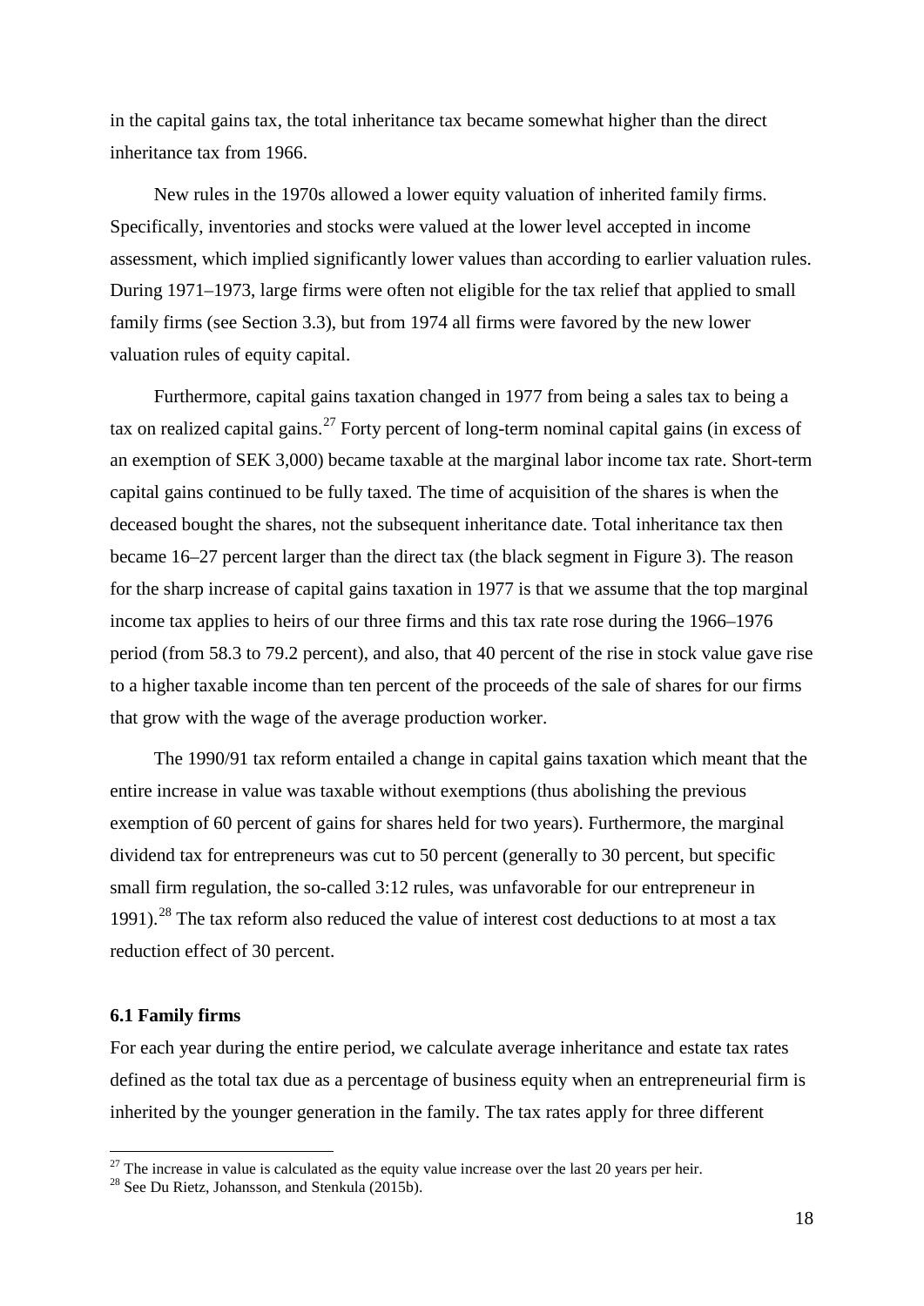in the capital gains tax, the total inheritance tax became somewhat higher than the direct inheritance tax from 1966.

New rules in the 1970s allowed a lower equity valuation of inherited family firms. Specifically, inventories and stocks were valued at the lower level accepted in income assessment, which implied significantly lower values than according to earlier valuation rules. During 1971–1973, large firms were often not eligible for the tax relief that applied to small family firms (see Section 3.3), but from 1974 all firms were favored by the new lower valuation rules of equity capital.

Furthermore, capital gains taxation changed in 1977 from being a sales tax to being a tax on realized capital gains.[27] Forty percent of long-term nominal capital gains (in excess of an exemption of SEK 3,000) became taxable at the marginal labor income tax rate. Short-term capital gains continued to be fully taxed. The time of acquisition of the shares is when the deceased bought the shares, not the subsequent inheritance date. Total inheritance tax then became 16–27 percent larger than the direct tax (the black segment in Figure 3). The reason for the sharp increase of capital gains taxation in 1977 is that we assume that the top marginal income tax applies to heirs of our three firms and this tax rate rose during the 1966–1976 period (from 58.3 to 79.2 percent), and also, that 40 percent of the rise in stock value gave rise to a higher taxable income than ten percent of the proceeds of the sale of shares for our firms that grow with the wage of the average production worker.

The 1990/91 tax reform entailed a change in capital gains taxation which meant that the entire increase in value was taxable without exemptions (thus abolishing the previous exemption of 60 percent of gains for shares held for two years). Furthermore, the marginal dividend tax for entrepreneurs was cut to 50 percent (generally to 30 percent, but specific small firm regulation, the so-called 3:12 rules, was unfavorable for our entrepreneur in 1991).[28] The tax reform also reduced the value of interest cost deductions to at most a tax reduction effect of 30 percent.

### 6.1 Family firms

For each year during the entire period, we calculate average inheritance and estate tax rates defined as the total tax due as a percentage of business equity when an entrepreneurial firm is inherited by the younger generation in the family. The tax rates apply for three different

---

[27] The increase in value is calculated as the equity value increase over the last 20 years per heir.

[28] See Du Rietz, Johansson, and Stenkula (2015b).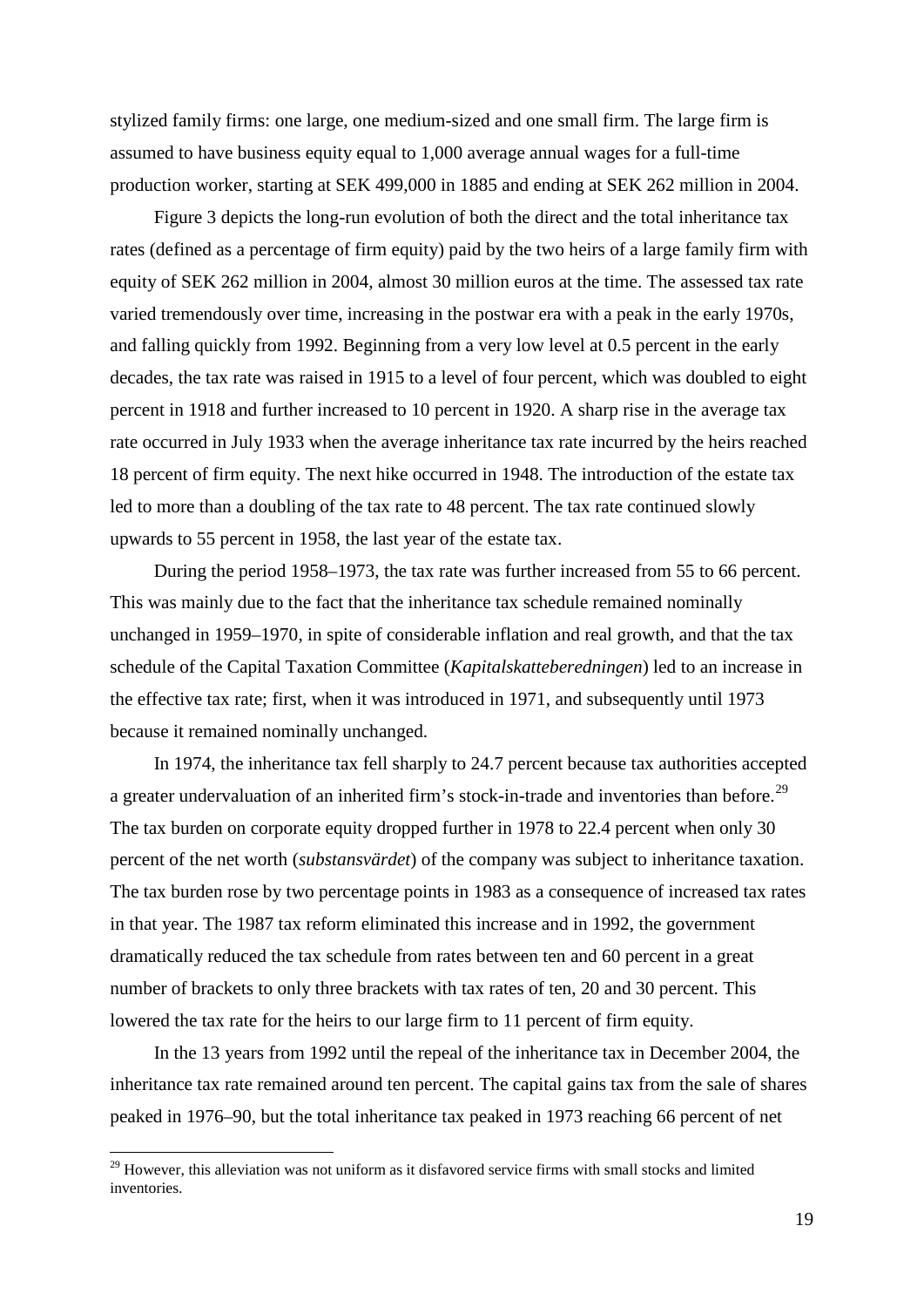stylized family firms: one large, one medium-sized and one small firm. The large firm is assumed to have business equity equal to 1,000 average annual wages for a full-time production worker, starting at SEK 499,000 in 1885 and ending at SEK 262 million in 2004.

Figure 3 depicts the long-run evolution of both the direct and the total inheritance tax rates (defined as a percentage of firm equity) paid by the two heirs of a large family firm with equity of SEK 262 million in 2004, almost 30 million euros at the time. The assessed tax rate varied tremendously over time, increasing in the postwar era with a peak in the early 1970s, and falling quickly from 1992. Beginning from a very low level at 0.5 percent in the early decades, the tax rate was raised in 1915 to a level of four percent, which was doubled to eight percent in 1918 and further increased to 10 percent in 1920. A sharp rise in the average tax rate occurred in July 1933 when the average inheritance tax rate incurred by the heirs reached 18 percent of firm equity. The next hike occurred in 1948. The introduction of the estate tax led to more than a doubling of the tax rate to 48 percent. The tax rate continued slowly upwards to 55 percent in 1958, the last year of the estate tax.

During the period 1958–1973, the tax rate was further increased from 55 to 66 percent. This was mainly due to the fact that the inheritance tax schedule remained nominally unchanged in 1959–1970, in spite of considerable inflation and real growth, and that the tax schedule of the Capital Taxation Committee (*Kapitalskatteberedningen*) led to an increase in the effective tax rate; first, when it was introduced in 1971, and subsequently until 1973 because it remained nominally unchanged.

In 1974, the inheritance tax fell sharply to 24.7 percent because tax authorities accepted a greater undervaluation of an inherited firm's stock-in-trade and inventories than before.[29] The tax burden on corporate equity dropped further in 1978 to 22.4 percent when only 30 percent of the net worth (*substansvärdet*) of the company was subject to inheritance taxation. The tax burden rose by two percentage points in 1983 as a consequence of increased tax rates in that year. The 1987 tax reform eliminated this increase and in 1992, the government dramatically reduced the tax schedule from rates between ten and 60 percent in a great number of brackets to only three brackets with tax rates of ten, 20 and 30 percent. This lowered the tax rate for the heirs to our large firm to 11 percent of firm equity.

In the 13 years from 1992 until the repeal of the inheritance tax in December 2004, the inheritance tax rate remained around ten percent. The capital gains tax from the sale of shares peaked in 1976–90, but the total inheritance tax peaked in 1973 reaching 66 percent of net

[29] However, this alleviation was not uniform as it disfavored service firms with small stocks and limited inventories.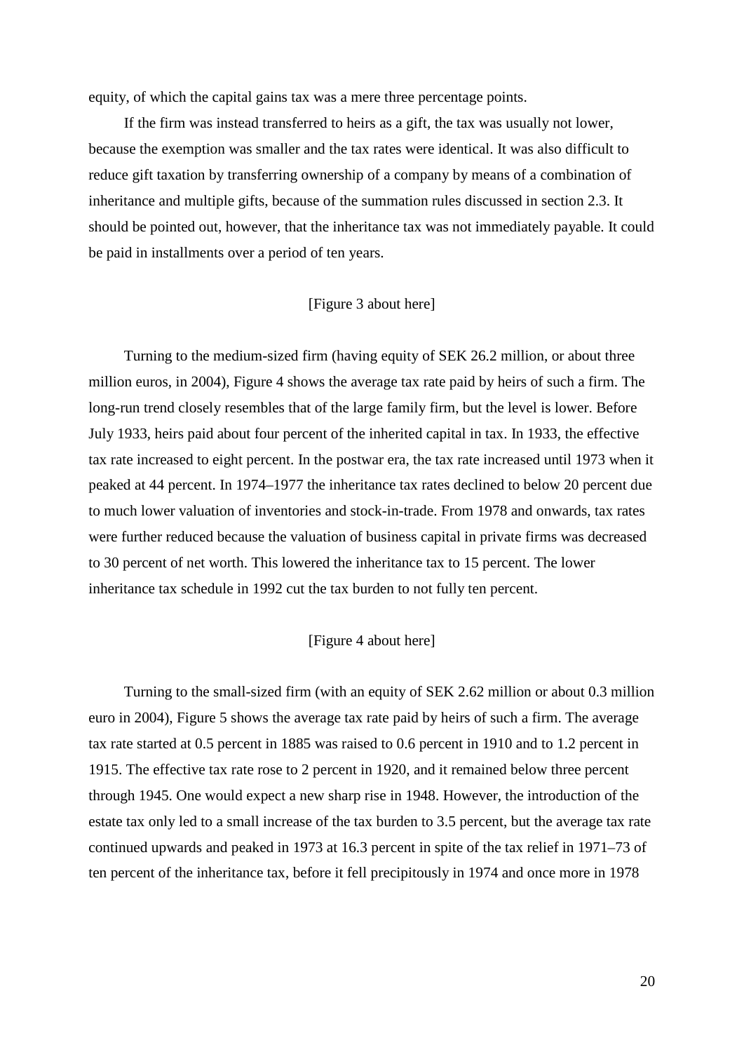equity, of which the capital gains tax was a mere three percentage points.

If the firm was instead transferred to heirs as a gift, the tax was usually not lower, because the exemption was smaller and the tax rates were identical. It was also difficult to reduce gift taxation by transferring ownership of a company by means of a combination of inheritance and multiple gifts, because of the summation rules discussed in section 2.3. It should be pointed out, however, that the inheritance tax was not immediately payable. It could be paid in installments over a period of ten years.

[Figure 3 about here]

Turning to the medium-sized firm (having equity of SEK 26.2 million, or about three million euros, in 2004), Figure 4 shows the average tax rate paid by heirs of such a firm. The long-run trend closely resembles that of the large family firm, but the level is lower. Before July 1933, heirs paid about four percent of the inherited capital in tax. In 1933, the effective tax rate increased to eight percent. In the postwar era, the tax rate increased until 1973 when it peaked at 44 percent. In 1974–1977 the inheritance tax rates declined to below 20 percent due to much lower valuation of inventories and stock-in-trade. From 1978 and onwards, tax rates were further reduced because the valuation of business capital in private firms was decreased to 30 percent of net worth. This lowered the inheritance tax to 15 percent. The lower inheritance tax schedule in 1992 cut the tax burden to not fully ten percent.

[Figure 4 about here]

Turning to the small-sized firm (with an equity of SEK 2.62 million or about 0.3 million euro in 2004), Figure 5 shows the average tax rate paid by heirs of such a firm. The average tax rate started at 0.5 percent in 1885 was raised to 0.6 percent in 1910 and to 1.2 percent in 1915. The effective tax rate rose to 2 percent in 1920, and it remained below three percent through 1945. One would expect a new sharp rise in 1948. However, the introduction of the estate tax only led to a small increase of the tax burden to 3.5 percent, but the average tax rate continued upwards and peaked in 1973 at 16.3 percent in spite of the tax relief in 1971–73 of ten percent of the inheritance tax, before it fell precipitously in 1974 and once more in 1978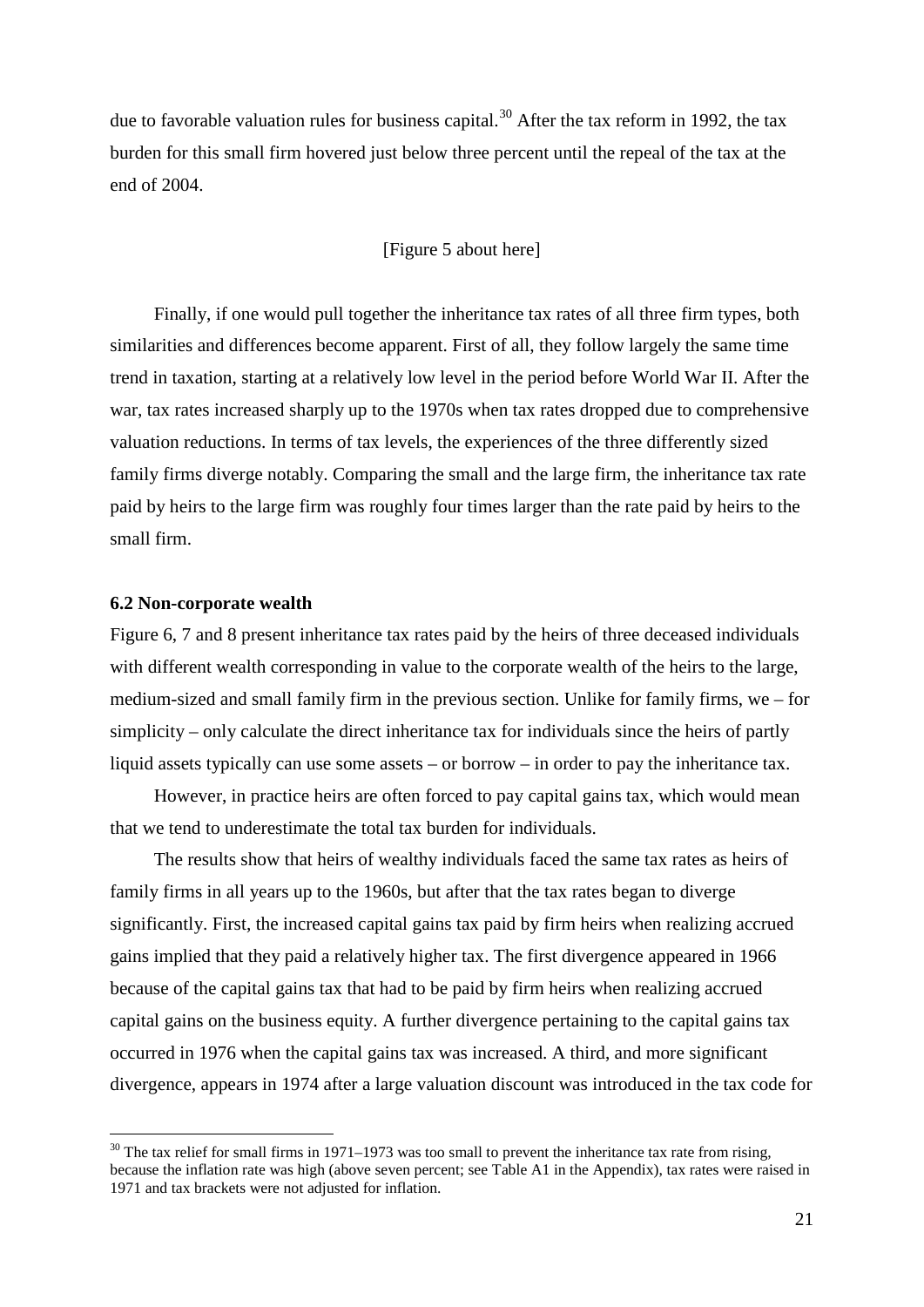due to favorable valuation rules for business capital.[30] After the tax reform in 1992, the tax burden for this small firm hovered just below three percent until the repeal of the tax at the end of 2004.

[Figure 5 about here]

Finally, if one would pull together the inheritance tax rates of all three firm types, both similarities and differences become apparent. First of all, they follow largely the same time trend in taxation, starting at a relatively low level in the period before World War II. After the war, tax rates increased sharply up to the 1970s when tax rates dropped due to comprehensive valuation reductions. In terms of tax levels, the experiences of the three differently sized family firms diverge notably. Comparing the small and the large firm, the inheritance tax rate paid by heirs to the large firm was roughly four times larger than the rate paid by heirs to the small firm.

### 6.2 Non-corporate wealth

Figure 6, 7 and 8 present inheritance tax rates paid by the heirs of three deceased individuals with different wealth corresponding in value to the corporate wealth of the heirs to the large, medium-sized and small family firm in the previous section. Unlike for family firms, we – for simplicity – only calculate the direct inheritance tax for individuals since the heirs of partly liquid assets typically can use some assets – or borrow – in order to pay the inheritance tax.

However, in practice heirs are often forced to pay capital gains tax, which would mean that we tend to underestimate the total tax burden for individuals.

The results show that heirs of wealthy individuals faced the same tax rates as heirs of family firms in all years up to the 1960s, but after that the tax rates began to diverge significantly. First, the increased capital gains tax paid by firm heirs when realizing accrued gains implied that they paid a relatively higher tax. The first divergence appeared in 1966 because of the capital gains tax that had to be paid by firm heirs when realizing accrued capital gains on the business equity. A further divergence pertaining to the capital gains tax occurred in 1976 when the capital gains tax was increased. A third, and more significant divergence, appears in 1974 after a large valuation discount was introduced in the tax code for

[30] The tax relief for small firms in 1971–1973 was too small to prevent the inheritance tax rate from rising, because the inflation rate was high (above seven percent; see Table A1 in the Appendix), tax rates were raised in 1971 and tax brackets were not adjusted for inflation.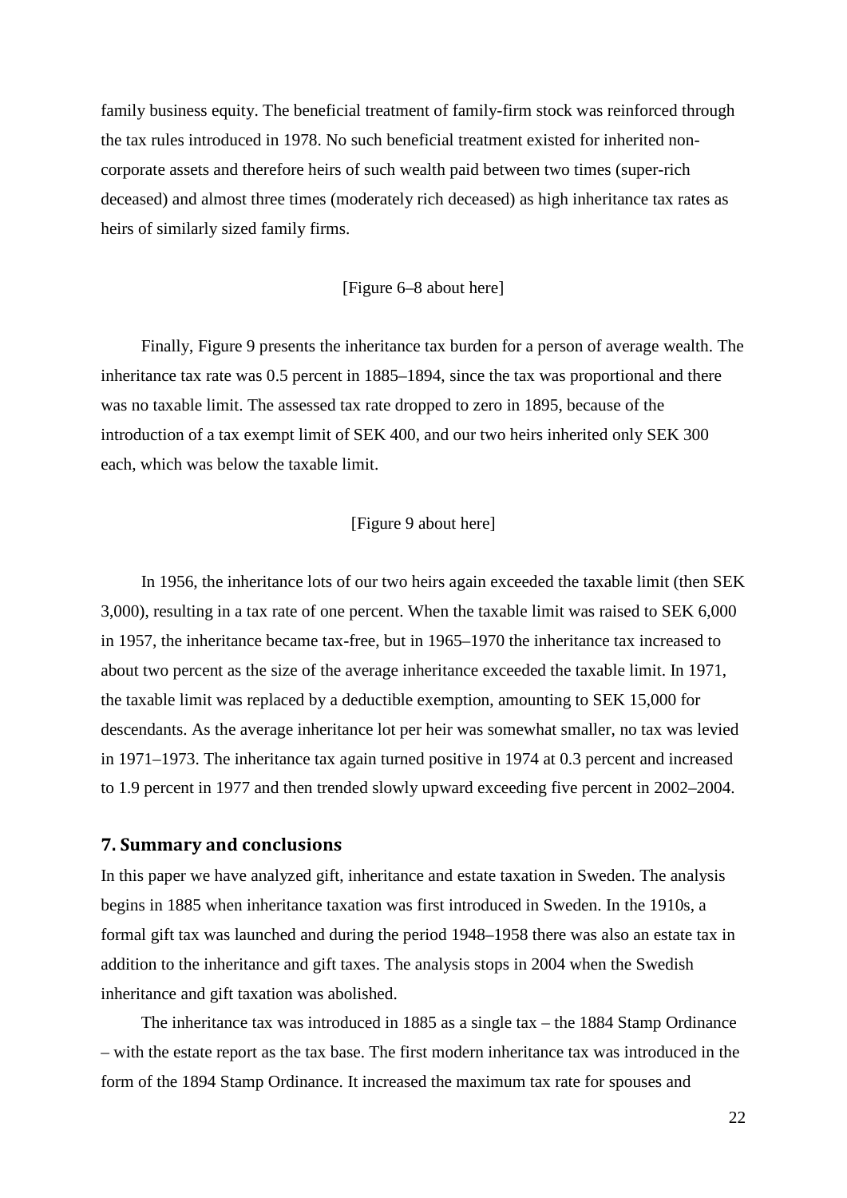family business equity. The beneficial treatment of family-firm stock was reinforced through the tax rules introduced in 1978. No such beneficial treatment existed for inherited non-corporate assets and therefore heirs of such wealth paid between two times (super-rich deceased) and almost three times (moderately rich deceased) as high inheritance tax rates as heirs of similarly sized family firms.

[Figure 6–8 about here]

Finally, Figure 9 presents the inheritance tax burden for a person of average wealth. The inheritance tax rate was 0.5 percent in 1885–1894, since the tax was proportional and there was no taxable limit. The assessed tax rate dropped to zero in 1895, because of the introduction of a tax exempt limit of SEK 400, and our two heirs inherited only SEK 300 each, which was below the taxable limit.

[Figure 9 about here]

In 1956, the inheritance lots of our two heirs again exceeded the taxable limit (then SEK 3,000), resulting in a tax rate of one percent. When the taxable limit was raised to SEK 6,000 in 1957, the inheritance became tax-free, but in 1965–1970 the inheritance tax increased to about two percent as the size of the average inheritance exceeded the taxable limit. In 1971, the taxable limit was replaced by a deductible exemption, amounting to SEK 15,000 for descendants. As the average inheritance lot per heir was somewhat smaller, no tax was levied in 1971–1973. The inheritance tax again turned positive in 1974 at 0.3 percent and increased to 1.9 percent in 1977 and then trended slowly upward exceeding five percent in 2002–2004.

## 7. Summary and conclusions

In this paper we have analyzed gift, inheritance and estate taxation in Sweden. The analysis begins in 1885 when inheritance taxation was first introduced in Sweden. In the 1910s, a formal gift tax was launched and during the period 1948–1958 there was also an estate tax in addition to the inheritance and gift taxes. The analysis stops in 2004 when the Swedish inheritance and gift taxation was abolished.

The inheritance tax was introduced in 1885 as a single tax – the 1884 Stamp Ordinance – with the estate report as the tax base. The first modern inheritance tax was introduced in the form of the 1894 Stamp Ordinance. It increased the maximum tax rate for spouses and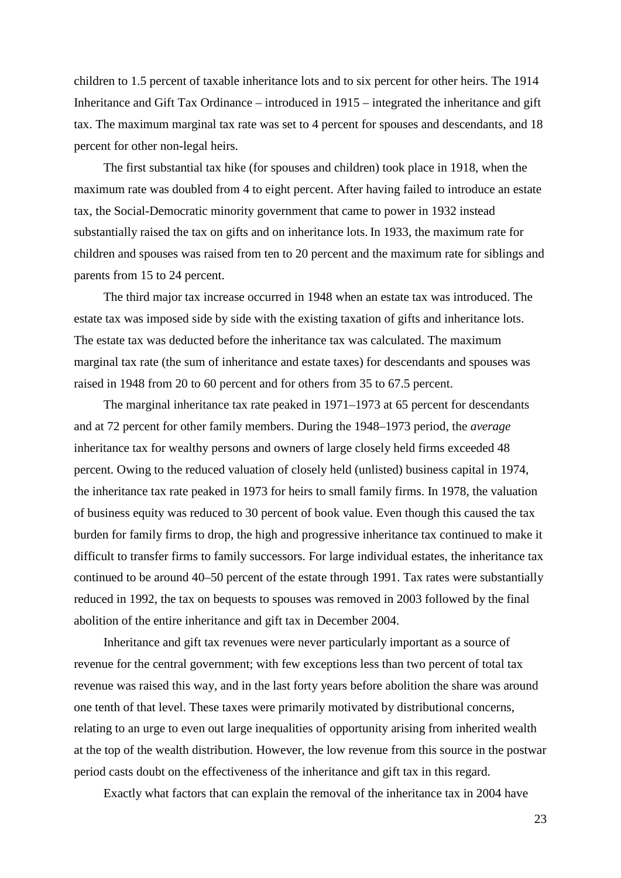children to 1.5 percent of taxable inheritance lots and to six percent for other heirs. The 1914 Inheritance and Gift Tax Ordinance – introduced in 1915 – integrated the inheritance and gift tax. The maximum marginal tax rate was set to 4 percent for spouses and descendants, and 18 percent for other non-legal heirs.

The first substantial tax hike (for spouses and children) took place in 1918, when the maximum rate was doubled from 4 to eight percent. After having failed to introduce an estate tax, the Social-Democratic minority government that came to power in 1932 instead substantially raised the tax on gifts and on inheritance lots. In 1933, the maximum rate for children and spouses was raised from ten to 20 percent and the maximum rate for siblings and parents from 15 to 24 percent.

The third major tax increase occurred in 1948 when an estate tax was introduced. The estate tax was imposed side by side with the existing taxation of gifts and inheritance lots. The estate tax was deducted before the inheritance tax was calculated. The maximum marginal tax rate (the sum of inheritance and estate taxes) for descendants and spouses was raised in 1948 from 20 to 60 percent and for others from 35 to 67.5 percent.

The marginal inheritance tax rate peaked in 1971–1973 at 65 percent for descendants and at 72 percent for other family members. During the 1948–1973 period, the *average* inheritance tax for wealthy persons and owners of large closely held firms exceeded 48 percent. Owing to the reduced valuation of closely held (unlisted) business capital in 1974, the inheritance tax rate peaked in 1973 for heirs to small family firms. In 1978, the valuation of business equity was reduced to 30 percent of book value. Even though this caused the tax burden for family firms to drop, the high and progressive inheritance tax continued to make it difficult to transfer firms to family successors. For large individual estates, the inheritance tax continued to be around 40–50 percent of the estate through 1991. Tax rates were substantially reduced in 1992, the tax on bequests to spouses was removed in 2003 followed by the final abolition of the entire inheritance and gift tax in December 2004.

Inheritance and gift tax revenues were never particularly important as a source of revenue for the central government; with few exceptions less than two percent of total tax revenue was raised this way, and in the last forty years before abolition the share was around one tenth of that level. These taxes were primarily motivated by distributional concerns, relating to an urge to even out large inequalities of opportunity arising from inherited wealth at the top of the wealth distribution. However, the low revenue from this source in the postwar period casts doubt on the effectiveness of the inheritance and gift tax in this regard.

Exactly what factors that can explain the removal of the inheritance tax in 2004 have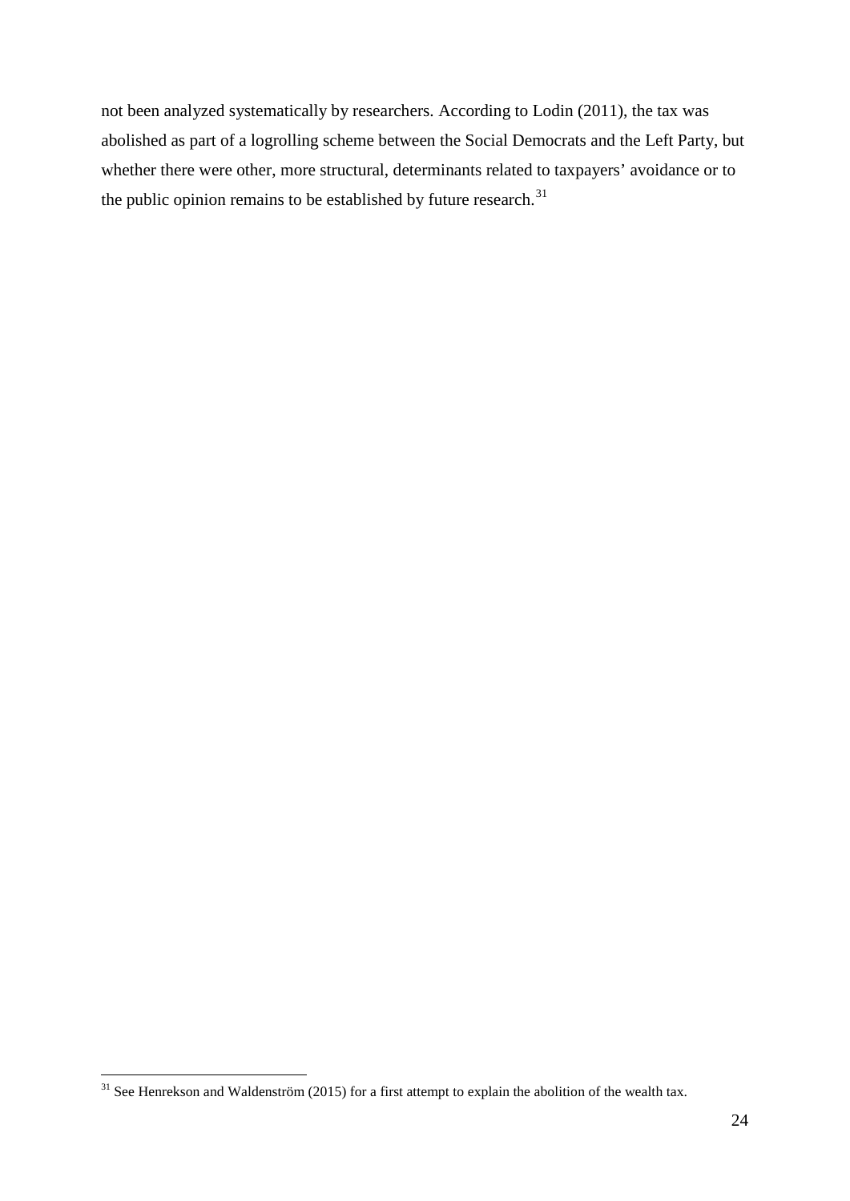not been analyzed systematically by researchers. According to Lodin (2011), the tax was abolished as part of a logrolling scheme between the Social Democrats and the Left Party, but whether there were other, more structural, determinants related to taxpayers' avoidance or to the public opinion remains to be established by future research.[31]

[31] See Henrekson and Waldenström (2015) for a first attempt to explain the abolition of the wealth tax.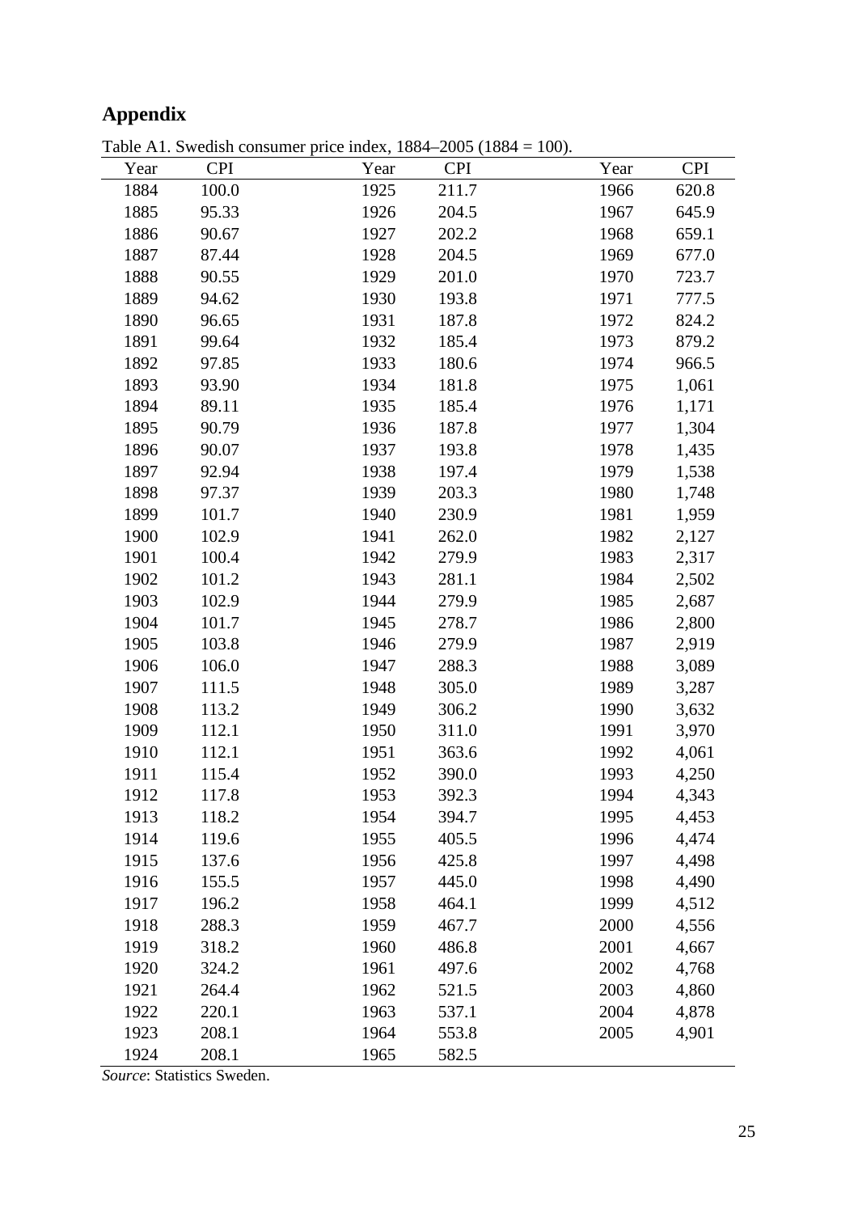## Appendix

Table A1. Swedish consumer price index, 1884–2005 (1884 = 100).

| Year | CPI | Year | CPI | Year | CPI |
|---|---|---|---|---|---|
| 1884 | 100.0 | 1925 | 211.7 | 1966 | 620.8 |
| 1885 | 95.33 | 1926 | 204.5 | 1967 | 645.9 |
| 1886 | 90.67 | 1927 | 202.2 | 1968 | 659.1 |
| 1887 | 87.44 | 1928 | 204.5 | 1969 | 677.0 |
| 1888 | 90.55 | 1929 | 201.0 | 1970 | 723.7 |
| 1889 | 94.62 | 1930 | 193.8 | 1971 | 777.5 |
| 1890 | 96.65 | 1931 | 187.8 | 1972 | 824.2 |
| 1891 | 99.64 | 1932 | 185.4 | 1973 | 879.2 |
| 1892 | 97.85 | 1933 | 180.6 | 1974 | 966.5 |
| 1893 | 93.90 | 1934 | 181.8 | 1975 | 1,061 |
| 1894 | 89.11 | 1935 | 185.4 | 1976 | 1,171 |
| 1895 | 90.79 | 1936 | 187.8 | 1977 | 1,304 |
| 1896 | 90.07 | 1937 | 193.8 | 1978 | 1,435 |
| 1897 | 92.94 | 1938 | 197.4 | 1979 | 1,538 |
| 1898 | 97.37 | 1939 | 203.3 | 1980 | 1,748 |
| 1899 | 101.7 | 1940 | 230.9 | 1981 | 1,959 |
| 1900 | 102.9 | 1941 | 262.0 | 1982 | 2,127 |
| 1901 | 100.4 | 1942 | 279.9 | 1983 | 2,317 |
| 1902 | 101.2 | 1943 | 281.1 | 1984 | 2,502 |
| 1903 | 102.9 | 1944 | 279.9 | 1985 | 2,687 |
| 1904 | 101.7 | 1945 | 278.7 | 1986 | 2,800 |
| 1905 | 103.8 | 1946 | 279.9 | 1987 | 2,919 |
| 1906 | 106.0 | 1947 | 288.3 | 1988 | 3,089 |
| 1907 | 111.5 | 1948 | 305.0 | 1989 | 3,287 |
| 1908 | 113.2 | 1949 | 306.2 | 1990 | 3,632 |
| 1909 | 112.1 | 1950 | 311.0 | 1991 | 3,970 |
| 1910 | 112.1 | 1951 | 363.6 | 1992 | 4,061 |
| 1911 | 115.4 | 1952 | 390.0 | 1993 | 4,250 |
| 1912 | 117.8 | 1953 | 392.3 | 1994 | 4,343 |
| 1913 | 118.2 | 1954 | 394.7 | 1995 | 4,453 |
| 1914 | 119.6 | 1955 | 405.5 | 1996 | 4,474 |
| 1915 | 137.6 | 1956 | 425.8 | 1997 | 4,498 |
| 1916 | 155.5 | 1957 | 445.0 | 1998 | 4,490 |
| 1917 | 196.2 | 1958 | 464.1 | 1999 | 4,512 |
| 1918 | 288.3 | 1959 | 467.7 | 2000 | 4,556 |
| 1919 | 318.2 | 1960 | 486.8 | 2001 | 4,667 |
| 1920 | 324.2 | 1961 | 497.6 | 2002 | 4,768 |
| 1921 | 264.4 | 1962 | 521.5 | 2003 | 4,860 |
| 1922 | 220.1 | 1963 | 537.1 | 2004 | 4,878 |
| 1923 | 208.1 | 1964 | 553.8 | 2005 | 4,901 |
| 1924 | 208.1 | 1965 | 582.5 | | |

*Source*: Statistics Sweden.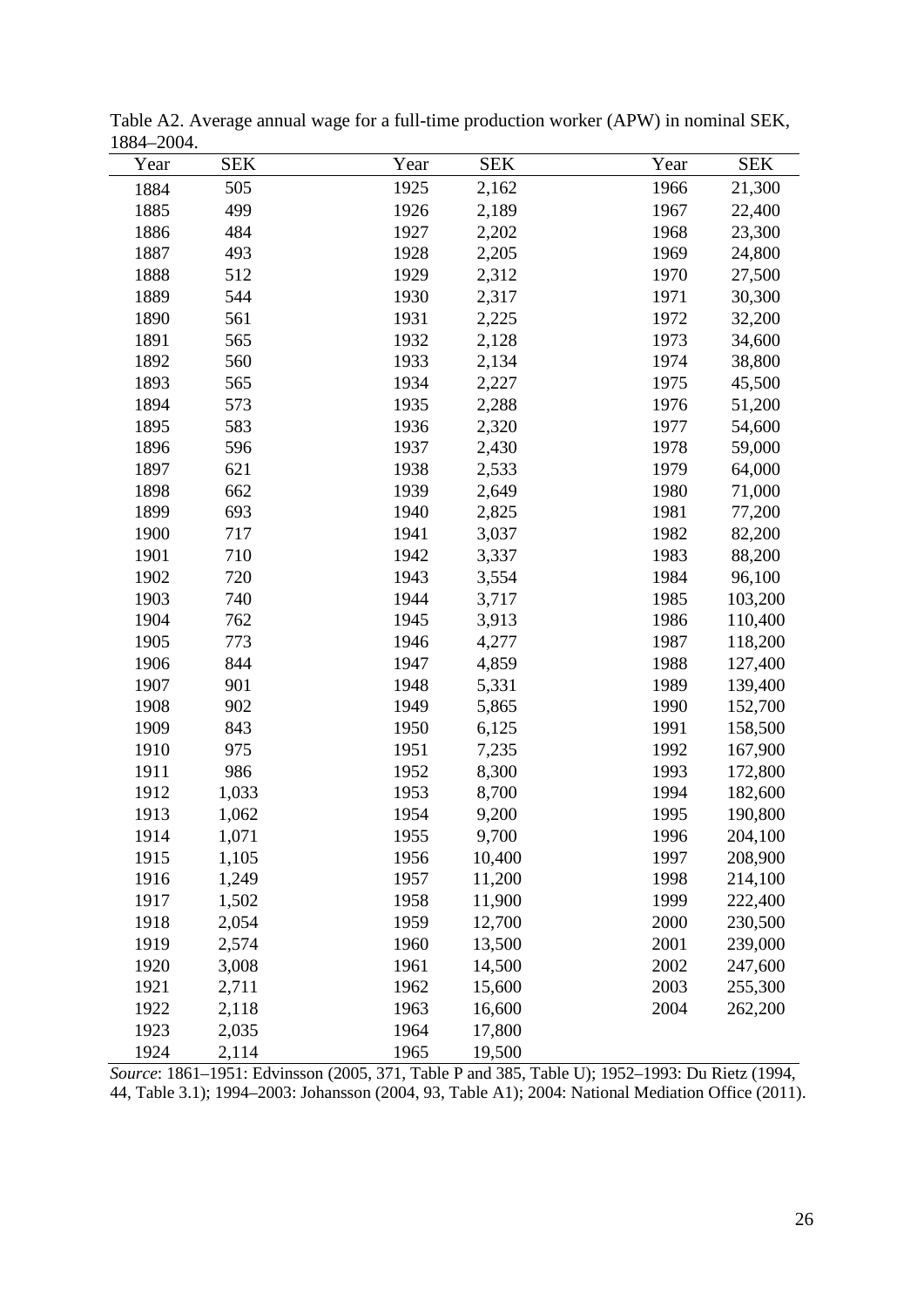Table A2. Average annual wage for a full-time production worker (APW) in nominal SEK, 1884–2004.

| Year | SEK | Year | SEK | Year | SEK |
|---|---|---|---|---|---|
| 1884 | 505 | 1925 | 2,162 | 1966 | 21,300 |
| 1885 | 499 | 1926 | 2,189 | 1967 | 22,400 |
| 1886 | 484 | 1927 | 2,202 | 1968 | 23,300 |
| 1887 | 493 | 1928 | 2,205 | 1969 | 24,800 |
| 1888 | 512 | 1929 | 2,312 | 1970 | 27,500 |
| 1889 | 544 | 1930 | 2,317 | 1971 | 30,300 |
| 1890 | 561 | 1931 | 2,225 | 1972 | 32,200 |
| 1891 | 565 | 1932 | 2,128 | 1973 | 34,600 |
| 1892 | 560 | 1933 | 2,134 | 1974 | 38,800 |
| 1893 | 565 | 1934 | 2,227 | 1975 | 45,500 |
| 1894 | 573 | 1935 | 2,288 | 1976 | 51,200 |
| 1895 | 583 | 1936 | 2,320 | 1977 | 54,600 |
| 1896 | 596 | 1937 | 2,430 | 1978 | 59,000 |
| 1897 | 621 | 1938 | 2,533 | 1979 | 64,000 |
| 1898 | 662 | 1939 | 2,649 | 1980 | 71,000 |
| 1899 | 693 | 1940 | 2,825 | 1981 | 77,200 |
| 1900 | 717 | 1941 | 3,037 | 1982 | 82,200 |
| 1901 | 710 | 1942 | 3,337 | 1983 | 88,200 |
| 1902 | 720 | 1943 | 3,554 | 1984 | 96,100 |
| 1903 | 740 | 1944 | 3,717 | 1985 | 103,200 |
| 1904 | 762 | 1945 | 3,913 | 1986 | 110,400 |
| 1905 | 773 | 1946 | 4,277 | 1987 | 118,200 |
| 1906 | 844 | 1947 | 4,859 | 1988 | 127,400 |
| 1907 | 901 | 1948 | 5,331 | 1989 | 139,400 |
| 1908 | 902 | 1949 | 5,865 | 1990 | 152,700 |
| 1909 | 843 | 1950 | 6,125 | 1991 | 158,500 |
| 1910 | 975 | 1951 | 7,235 | 1992 | 167,900 |
| 1911 | 986 | 1952 | 8,300 | 1993 | 172,800 |
| 1912 | 1,033 | 1953 | 8,700 | 1994 | 182,600 |
| 1913 | 1,062 | 1954 | 9,200 | 1995 | 190,800 |
| 1914 | 1,071 | 1955 | 9,700 | 1996 | 204,100 |
| 1915 | 1,105 | 1956 | 10,400 | 1997 | 208,900 |
| 1916 | 1,249 | 1957 | 11,200 | 1998 | 214,100 |
| 1917 | 1,502 | 1958 | 11,900 | 1999 | 222,400 |
| 1918 | 2,054 | 1959 | 12,700 | 2000 | 230,500 |
| 1919 | 2,574 | 1960 | 13,500 | 2001 | 239,000 |
| 1920 | 3,008 | 1961 | 14,500 | 2002 | 247,600 |
| 1921 | 2,711 | 1962 | 15,600 | 2003 | 255,300 |
| 1922 | 2,118 | 1963 | 16,600 | 2004 | 262,200 |
| 1923 | 2,035 | 1964 | 17,800 | | |
| 1924 | 2,114 | 1965 | 19,500 | | |

*Source*: 1861–1951: Edvinsson (2005, 371, Table P and 385, Table U); 1952–1993: Du Rietz (1994, 44, Table 3.1); 1994–2003: Johansson (2004, 93, Table A1); 2004: National Mediation Office (2011).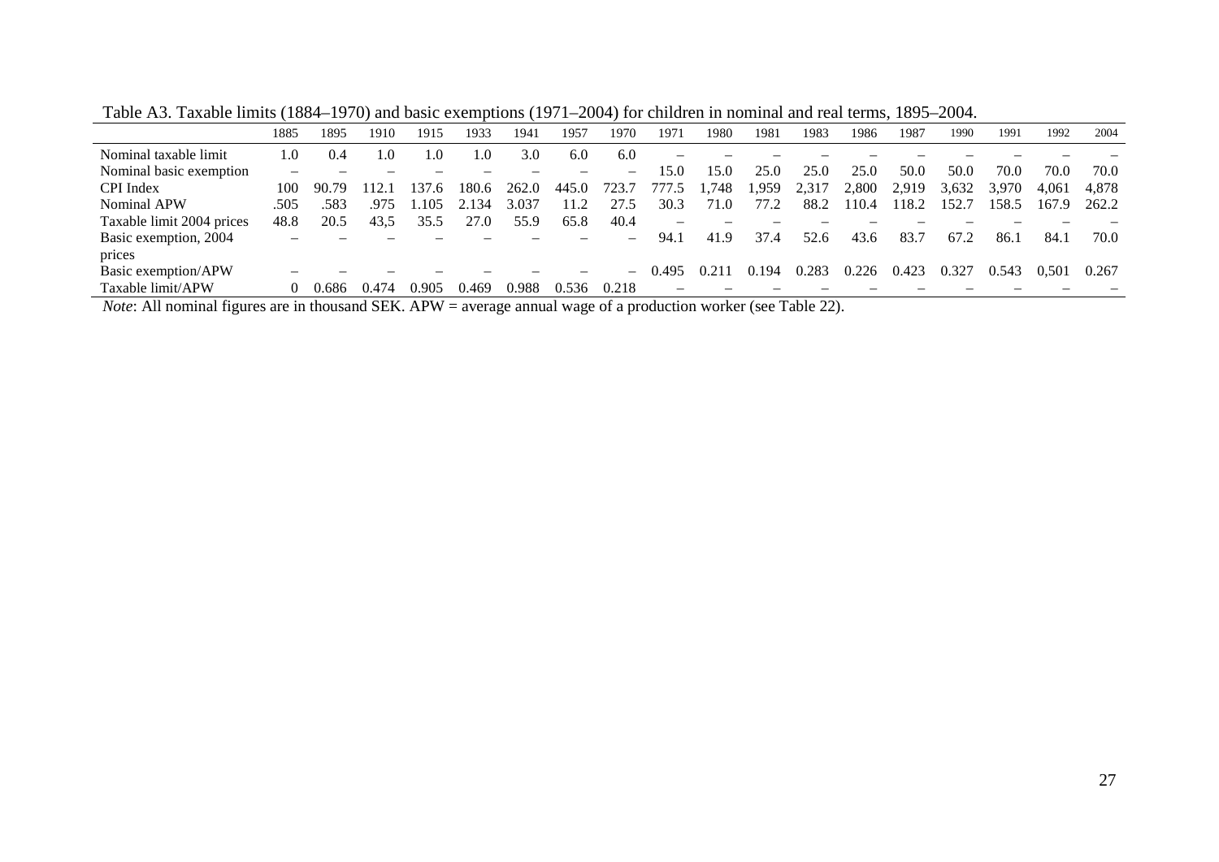Table A3. Taxable limits (1884–1970) and basic exemptions (1971–2004) for children in nominal and real terms, 1895–2004.

| | 1885 | 1895 | 1910 | 1915 | 1933 | 1941 | 1957 | 1970 | 1971 | 1980 | 1981 | 1983 | 1986 | 1987 | 1990 | 1991 | 1992 | 2004 |
|---|---|---|---|---|---|---|---|---|---|---|---|---|---|---|---|---|---|---|
| Nominal taxable limit | 1.0 | 0.4 | 1.0 | 1.0 | 1.0 | 3.0 | 6.0 | 6.0 | – | – | – | – | – | – | – | – | – | – |
| Nominal basic exemption | – | – | – | – | – | – | – | – | 15.0 | 15.0 | 25.0 | 25.0 | 25.0 | 50.0 | 50.0 | 70.0 | 70.0 | 70.0 |
| CPI Index | 100 | 90.79 | 112.1 | 137.6 | 180.6 | 262.0 | 445.0 | 723.7 | 777.5 | 1,748 | 1,959 | 2,317 | 2,800 | 2,919 | 3,632 | 3,970 | 4,061 | 4,878 |
| Nominal APW | .505 | .583 | .975 | 1.105 | 2.134 | 3.037 | 11.2 | 27.5 | 30.3 | 71.0 | 77.2 | 88.2 | 110.4 | 118.2 | 152.7 | 158.5 | 167.9 | 262.2 |
| Taxable limit 2004 prices | 48.8 | 20.5 | 43,5 | 35.5 | 27.0 | 55.9 | 65.8 | 40.4 | – | – | – | – | – | – | – | – | – | – |
| Basic exemption, 2004 prices | – | – | – | – | – | – | – | – | 94.1 | 41.9 | 37.4 | 52.6 | 43.6 | 83.7 | 67.2 | 86.1 | 84.1 | 70.0 |
| Basic exemption/APW | – | – | – | – | – | – | – | – | 0.495 | 0.211 | 0.194 | 0.283 | 0.226 | 0.423 | 0.327 | 0.543 | 0,501 | 0.267 |
| Taxable limit/APW | 0 | 0.686 | 0.474 | 0.905 | 0.469 | 0.988 | 0.536 | 0.218 | – | – | – | – | – | – | – | – | – | – |

*Note*: All nominal figures are in thousand SEK. APW = average annual wage of a production worker (see Table 22).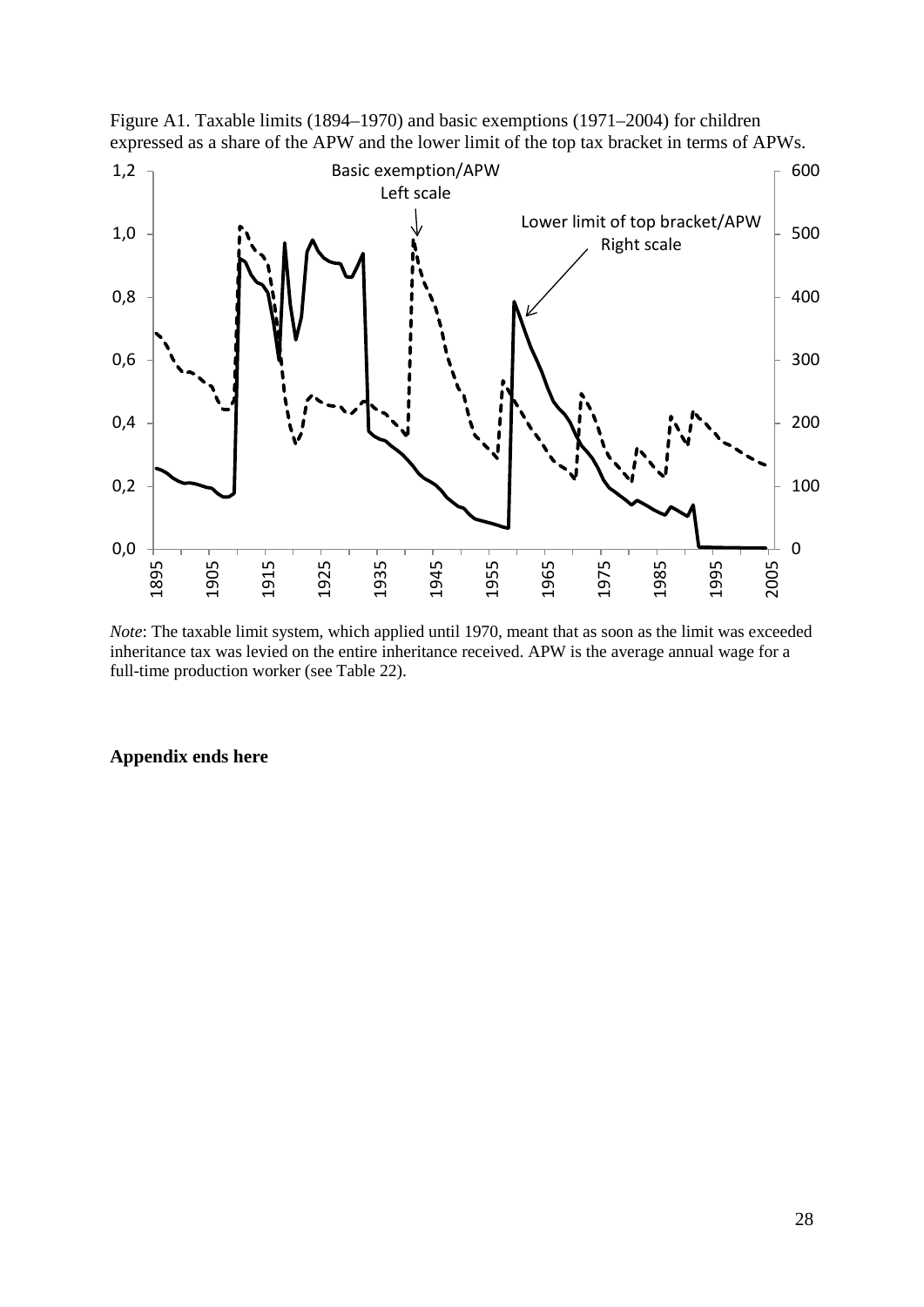Figure A1. Taxable limits (1894–1970) and basic exemptions (1971–2004) for children expressed as a share of the APW and the lower limit of the top tax bracket in terms of APWs.

*Note*: The taxable limit system, which applied until 1970, meant that as soon as the limit was exceeded inheritance tax was levied on the entire inheritance received. APW is the average annual wage for a full-time production worker (see Table 22).

**Appendix ends here**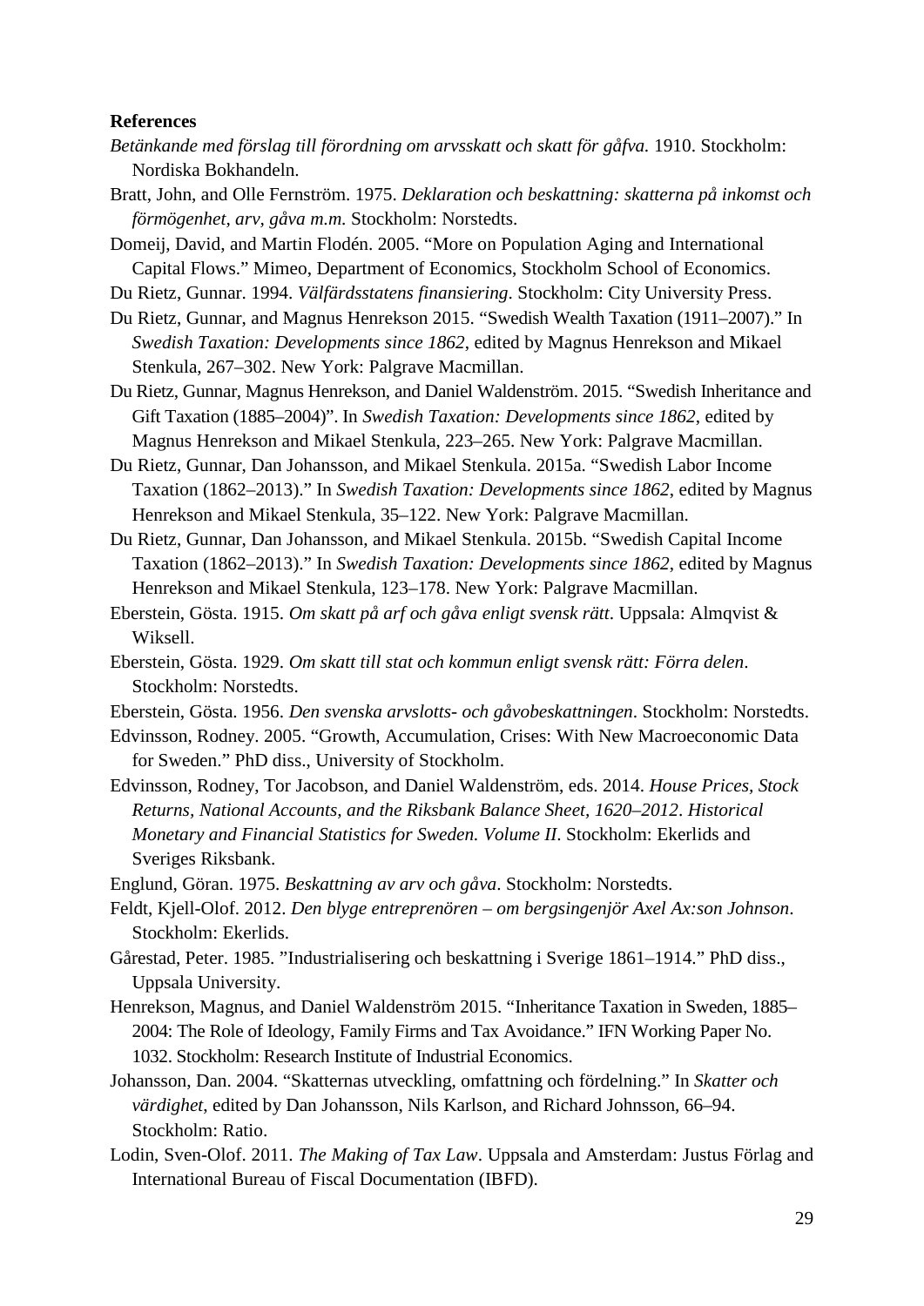**References**

*Betänkande med förslag till förordning om arvsskatt och skatt för gåfva.* 1910. Stockholm: Nordiska Bokhandeln.

Bratt, John, and Olle Fernström. 1975. *Deklaration och beskattning: skatterna på inkomst och förmögenhet, arv, gåva m.m.* Stockholm: Norstedts.

Domeij, David, and Martin Flodén. 2005. "More on Population Aging and International Capital Flows." Mimeo, Department of Economics, Stockholm School of Economics.

Du Rietz, Gunnar. 1994. *Välfärdsstatens finansiering*. Stockholm: City University Press.

Du Rietz, Gunnar, and Magnus Henrekson 2015. "Swedish Wealth Taxation (1911–2007)." In *Swedish Taxation: Developments since 1862*, edited by Magnus Henrekson and Mikael Stenkula, 267–302. New York: Palgrave Macmillan.

Du Rietz, Gunnar, Magnus Henrekson, and Daniel Waldenström. 2015. "Swedish Inheritance and Gift Taxation (1885–2004)". In *Swedish Taxation: Developments since 1862*, edited by Magnus Henrekson and Mikael Stenkula, 223–265. New York: Palgrave Macmillan.

Du Rietz, Gunnar, Dan Johansson, and Mikael Stenkula. 2015a. "Swedish Labor Income Taxation (1862–2013)." In *Swedish Taxation: Developments since 1862*, edited by Magnus Henrekson and Mikael Stenkula, 35–122. New York: Palgrave Macmillan.

Du Rietz, Gunnar, Dan Johansson, and Mikael Stenkula. 2015b. "Swedish Capital Income Taxation (1862–2013)." In *Swedish Taxation: Developments since 1862*, edited by Magnus Henrekson and Mikael Stenkula, 123–178. New York: Palgrave Macmillan.

Eberstein, Gösta. 1915. *Om skatt på arf och gåva enligt svensk rätt*. Uppsala: Almqvist & Wiksell.

Eberstein, Gösta. 1929. *Om skatt till stat och kommun enligt svensk rätt: Förra delen*. Stockholm: Norstedts.

Eberstein, Gösta. 1956. *Den svenska arvslotts- och gåvobeskattningen*. Stockholm: Norstedts.

Edvinsson, Rodney. 2005. "Growth, Accumulation, Crises: With New Macroeconomic Data for Sweden." PhD diss., University of Stockholm.

Edvinsson, Rodney, Tor Jacobson, and Daniel Waldenström, eds. 2014. *House Prices, Stock Returns, National Accounts, and the Riksbank Balance Sheet, 1620–2012*. *Historical Monetary and Financial Statistics for Sweden. Volume II*. Stockholm: Ekerlids and Sveriges Riksbank.

Englund, Göran. 1975. *Beskattning av arv och gåva*. Stockholm: Norstedts.

Feldt, Kjell-Olof. 2012. *Den blyge entreprenören – om bergsingenjör Axel Ax:son Johnson*. Stockholm: Ekerlids.

Gårestad, Peter. 1985. "Industrialisering och beskattning i Sverige 1861–1914." PhD diss., Uppsala University.

Henrekson, Magnus, and Daniel Waldenström 2015. "Inheritance Taxation in Sweden, 1885–2004: The Role of Ideology, Family Firms and Tax Avoidance." IFN Working Paper No. 1032. Stockholm: Research Institute of Industrial Economics.

Johansson, Dan. 2004. "Skatternas utveckling, omfattning och fördelning." In *Skatter och värdighet*, edited by Dan Johansson, Nils Karlson, and Richard Johnsson, 66–94. Stockholm: Ratio.

Lodin, Sven-Olof. 2011. *The Making of Tax Law*. Uppsala and Amsterdam: Justus Förlag and International Bureau of Fiscal Documentation (IBFD).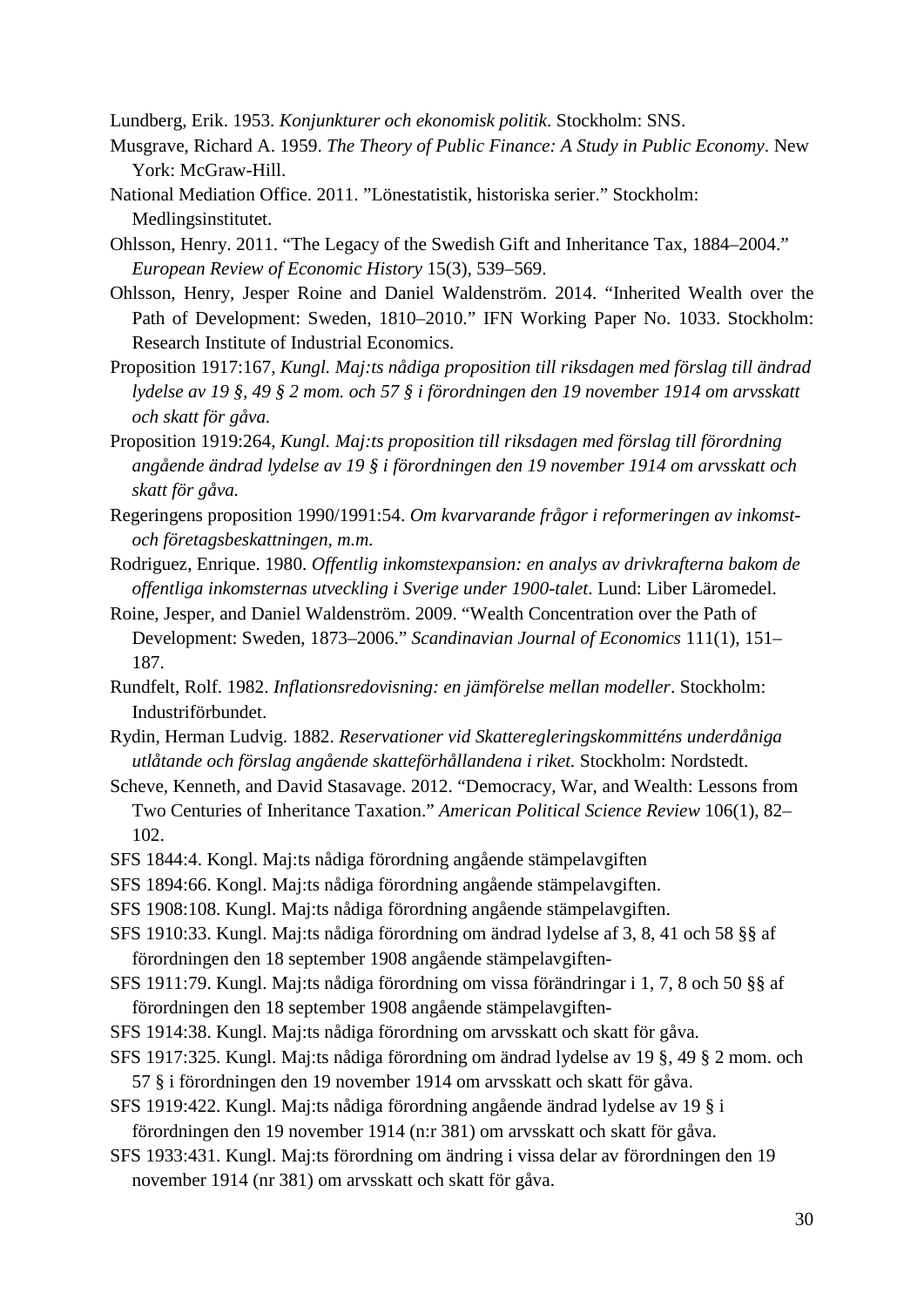Lundberg, Erik. 1953. *Konjunkturer och ekonomisk politik*. Stockholm: SNS.

Musgrave, Richard A. 1959. *The Theory of Public Finance: A Study in Public Economy*. New York: McGraw-Hill.

National Mediation Office. 2011. "Lönestatistik, historiska serier." Stockholm: Medlingsinstitutet.

Ohlsson, Henry. 2011. "The Legacy of the Swedish Gift and Inheritance Tax, 1884–2004." *European Review of Economic History* 15(3), 539–569.

Ohlsson, Henry, Jesper Roine and Daniel Waldenström. 2014. "Inherited Wealth over the Path of Development: Sweden, 1810–2010." IFN Working Paper No. 1033. Stockholm: Research Institute of Industrial Economics.

Proposition 1917:167, *Kungl. Maj:ts nådiga proposition till riksdagen med förslag till ändrad lydelse av 19 §, 49 § 2 mom. och 57 § i förordningen den 19 november 1914 om arvsskatt och skatt för gåva.*

Proposition 1919:264, *Kungl. Maj:ts proposition till riksdagen med förslag till förordning angående ändrad lydelse av 19 § i förordningen den 19 november 1914 om arvsskatt och skatt för gåva.*

Regeringens proposition 1990/1991:54. *Om kvarvarande frågor i reformeringen av inkomst- och företagsbeskattningen, m.m.*

Rodriguez, Enrique. 1980. *Offentlig inkomstexpansion: en analys av drivkrafterna bakom de offentliga inkomsternas utveckling i Sverige under 1900-talet*. Lund: Liber Läromedel.

Roine, Jesper, and Daniel Waldenström. 2009. "Wealth Concentration over the Path of Development: Sweden, 1873–2006." *Scandinavian Journal of Economics* 111(1), 151–187.

Rundfelt, Rolf. 1982. *Inflationsredovisning: en jämförelse mellan modeller*. Stockholm: Industriförbundet.

Rydin, Herman Ludvig. 1882. *Reservationer vid Skatteregleringskommitténs underdåniga utlåtande och förslag angående skatteförhållandena i riket.* Stockholm: Nordstedt.

Scheve, Kenneth, and David Stasavage. 2012. "Democracy, War, and Wealth: Lessons from Two Centuries of Inheritance Taxation." *American Political Science Review* 106(1), 82–102.

SFS 1844:4. Kongl. Maj:ts nådiga förordning angående stämpelavgiften

SFS 1894:66. Kongl. Maj:ts nådiga förordning angående stämpelavgiften.

SFS 1908:108. Kungl. Maj:ts nådiga förordning angående stämpelavgiften.

SFS 1910:33. Kungl. Maj:ts nådiga förordning om ändrad lydelse af 3, 8, 41 och 58 §§ af förordningen den 18 september 1908 angående stämpelavgiften-

SFS 1911:79. Kungl. Maj:ts nådiga förordning om vissa förändringar i 1, 7, 8 och 50 §§ af förordningen den 18 september 1908 angående stämpelavgiften-

SFS 1914:38. Kungl. Maj:ts nådiga förordning om arvsskatt och skatt för gåva.

SFS 1917:325. Kungl. Maj:ts nådiga förordning om ändrad lydelse av 19 §, 49 § 2 mom. och 57 § i förordningen den 19 november 1914 om arvsskatt och skatt för gåva.

SFS 1919:422. Kungl. Maj:ts nådiga förordning angående ändrad lydelse av 19 § i förordningen den 19 november 1914 (n:r 381) om arvsskatt och skatt för gåva.

SFS 1933:431. Kungl. Maj:ts förordning om ändring i vissa delar av förordningen den 19 november 1914 (nr 381) om arvsskatt och skatt för gåva.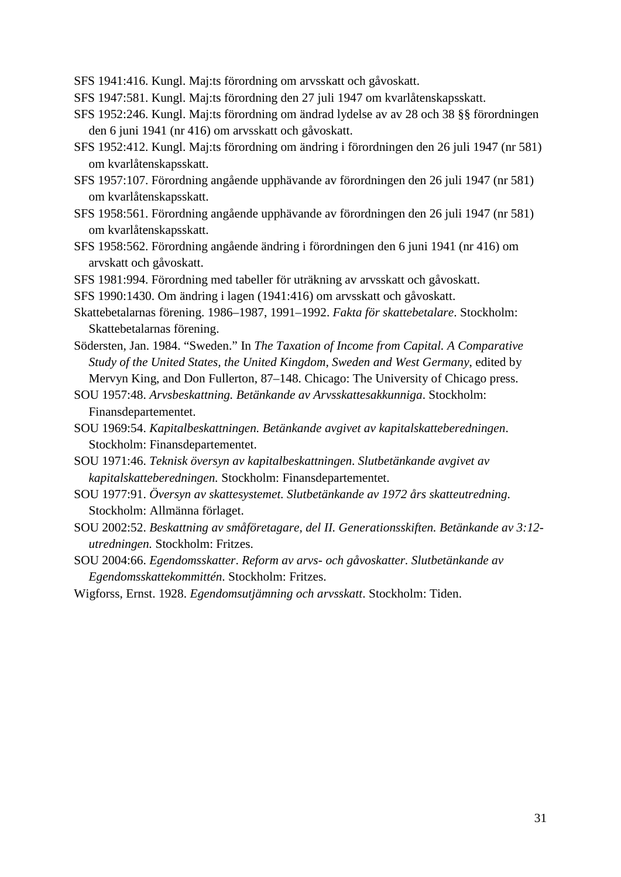SFS 1941:416. Kungl. Maj:ts förordning om arvsskatt och gåvoskatt.

SFS 1947:581. Kungl. Maj:ts förordning den 27 juli 1947 om kvarlåtenskapsskatt.

SFS 1952:246. Kungl. Maj:ts förordning om ändrad lydelse av av 28 och 38 §§ förordningen den 6 juni 1941 (nr 416) om arvsskatt och gåvoskatt.

SFS 1952:412. Kungl. Maj:ts förordning om ändring i förordningen den 26 juli 1947 (nr 581) om kvarlåtenskapsskatt.

SFS 1957:107. Förordning angående upphävande av förordningen den 26 juli 1947 (nr 581) om kvarlåtenskapsskatt.

SFS 1958:561. Förordning angående upphävande av förordningen den 26 juli 1947 (nr 581) om kvarlåtenskapsskatt.

SFS 1958:562. Förordning angående ändring i förordningen den 6 juni 1941 (nr 416) om arvskatt och gåvoskatt.

SFS 1981:994. Förordning med tabeller för uträkning av arvsskatt och gåvoskatt.

SFS 1990:1430. Om ändring i lagen (1941:416) om arvsskatt och gåvoskatt.

Skattebetalarnas förening. 1986–1987, 1991–1992. *Fakta för skattebetalare*. Stockholm: Skattebetalarnas förening.

Södersten, Jan. 1984. "Sweden." In *The Taxation of Income from Capital. A Comparative Study of the United States, the United Kingdom, Sweden and West Germany*, edited by Mervyn King, and Don Fullerton, 87–148. Chicago: The University of Chicago press.

SOU 1957:48. *Arvsbeskattning. Betänkande av Arvsskattesakkunniga*. Stockholm: Finansdepartementet.

SOU 1969:54. *Kapitalbeskattningen. Betänkande avgivet av kapitalskatteberedningen*. Stockholm: Finansdepartementet.

SOU 1971:46. *Teknisk översyn av kapitalbeskattningen. Slutbetänkande avgivet av kapitalskatteberedningen.* Stockholm: Finansdepartementet.

SOU 1977:91. *Översyn av skattesystemet. Slutbetänkande av 1972 års skatteutredning.* Stockholm: Allmänna förlaget.

SOU 2002:52. *Beskattning av småföretagare, del II. Generationsskiften. Betänkande av 3:12-utredningen.* Stockholm: Fritzes.

SOU 2004:66. *Egendomsskatter*. *Reform av arvs- och gåvoskatter. Slutbetänkande av Egendomsskattekommittén*. Stockholm: Fritzes.

Wigforss, Ernst. 1928. *Egendomsutjämning och arvsskatt*. Stockholm: Tiden.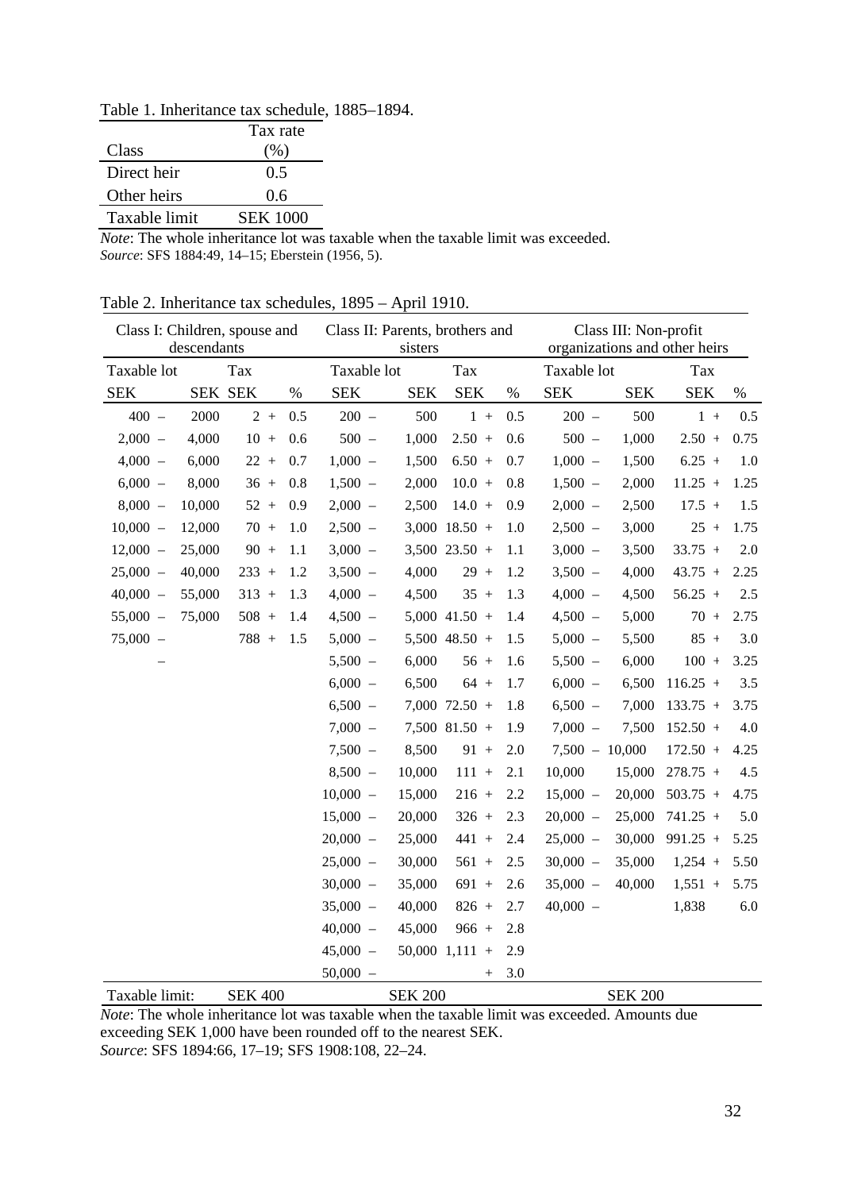Table 1. Inheritance tax schedule, 1885–1894.

| Class | Tax rate (%) |
|---|---|
| Direct heir | 0.5 |
| Other heirs | 0.6 |
| Taxable limit | SEK 1000 |

*Note*: The whole inheritance lot was taxable when the taxable limit was exceeded.
*Source*: SFS 1884:49, 14–15; Eberstein (1956, 5).

Table 2. Inheritance tax schedules, 1895 – April 1910.

| Class I: Children, spouse and descendants | | | | Class II: Parents, brothers and sisters | | | | Class III: Non-profit organizations and other heirs | | | |
|---|---|---|---|---|---|---|---|---|---|---|---|
| Taxable lot | | Tax | | Taxable lot | | Tax | | Taxable lot | | Tax | |
| SEK | SEK | SEK | % | SEK | SEK | SEK | % | SEK | SEK | SEK | % |
| 400 – | 2000 | 2 + | 0.5 | 200 – | 500 | 1 + | 0.5 | 200 – | 500 | 1 + | 0.5 |
| 2,000 – | 4,000 | 10 + | 0.6 | 500 – | 1,000 | 2.50 + | 0.6 | 500 – | 1,000 | 2.50 + | 0.75 |
| 4,000 – | 6,000 | 22 + | 0.7 | 1,000 – | 1,500 | 6.50 + | 0.7 | 1,000 – | 1,500 | 6.25 + | 1.0 |
| 6,000 – | 8,000 | 36 + | 0.8 | 1,500 – | 2,000 | 10.0 + | 0.8 | 1,500 – | 2,000 | 11.25 + | 1.25 |
| 8,000 – | 10,000 | 52 + | 0.9 | 2,000 – | 2,500 | 14.0 + | 0.9 | 2,000 – | 2,500 | 17.5 + | 1.5 |
| 10,000 – | 12,000 | 70 + | 1.0 | 2,500 – | 3,000 | 18.50 + | 1.0 | 2,500 – | 3,000 | 25 + | 1.75 |
| 12,000 – | 25,000 | 90 + | 1.1 | 3,000 – | 3,500 | 23.50 + | 1.1 | 3,000 – | 3,500 | 33.75 + | 2.0 |
| 25,000 – | 40,000 | 233 + | 1.2 | 3,500 – | 4,000 | 29 + | 1.2 | 3,500 – | 4,000 | 43.75 + | 2.25 |
| 40,000 – | 55,000 | 313 + | 1.3 | 4,000 – | 4,500 | 35 + | 1.3 | 4,000 – | 4,500 | 56.25 + | 2.5 |
| 55,000 – | 75,000 | 508 + | 1.4 | 4,500 – | 5,000 | 41.50 + | 1.4 | 4,500 – | 5,000 | 70 + | 2.75 |
| 75,000 – | | 788 + | 1.5 | 5,000 – | 5,500 | 48.50 + | 1.5 | 5,000 – | 5,500 | 85 + | 3.0 |
| – | | | | 5,500 – | 6,000 | 56 + | 1.6 | 5,500 – | 6,000 | 100 + | 3.25 |
| | | | | 6,000 – | 6,500 | 64 + | 1.7 | 6,000 – | 6,500 | 116.25 + | 3.5 |
| | | | | 6,500 – | 7,000 | 72.50 + | 1.8 | 6,500 – | 7,000 | 133.75 + | 3.75 |
| | | | | 7,000 – | 7,500 | 81.50 + | 1.9 | 7,000 – | 7,500 | 152.50 + | 4.0 |
| | | | | 7,500 – | 8,500 | 91 + | 2.0 | 7,500 – | 10,000 | 172.50 + | 4.25 |
| | | | | 8,500 – | 10,000 | 111 + | 2.1 | 10,000 | 15,000 | 278.75 + | 4.5 |
| | | | | 10,000 – | 15,000 | 216 + | 2.2 | 15,000 – | 20,000 | 503.75 + | 4.75 |
| | | | | 15,000 – | 20,000 | 326 + | 2.3 | 20,000 – | 25,000 | 741.25 + | 5.0 |
| | | | | 20,000 – | 25,000 | 441 + | 2.4 | 25,000 – | 30,000 | 991.25 + | 5.25 |
| | | | | 25,000 – | 30,000 | 561 + | 2.5 | 30,000 – | 35,000 | 1,254 + | 5.50 |
| | | | | 30,000 – | 35,000 | 691 + | 2.6 | 35,000 – | 40,000 | 1,551 + | 5.75 |
| | | | | 35,000 – | 40,000 | 826 + | 2.7 | 40,000 – | | 1,838 | 6.0 |
| | | | | 40,000 – | 45,000 | 966 + | 2.8 | | | | |
| | | | | 45,000 – | 50,000 | 1,111 + | 2.9 | | | | |
| | | | | 50,000 – | | + | 3.0 | | | | |
| Taxable limit: | | SEK 400 | | | SEK 200 | | | | SEK 200 | | |

*Note*: The whole inheritance lot was taxable when the taxable limit was exceeded. Amounts due exceeding SEK 1,000 have been rounded off to the nearest SEK.
*Source*: SFS 1894:66, 17–19; SFS 1908:108, 22–24.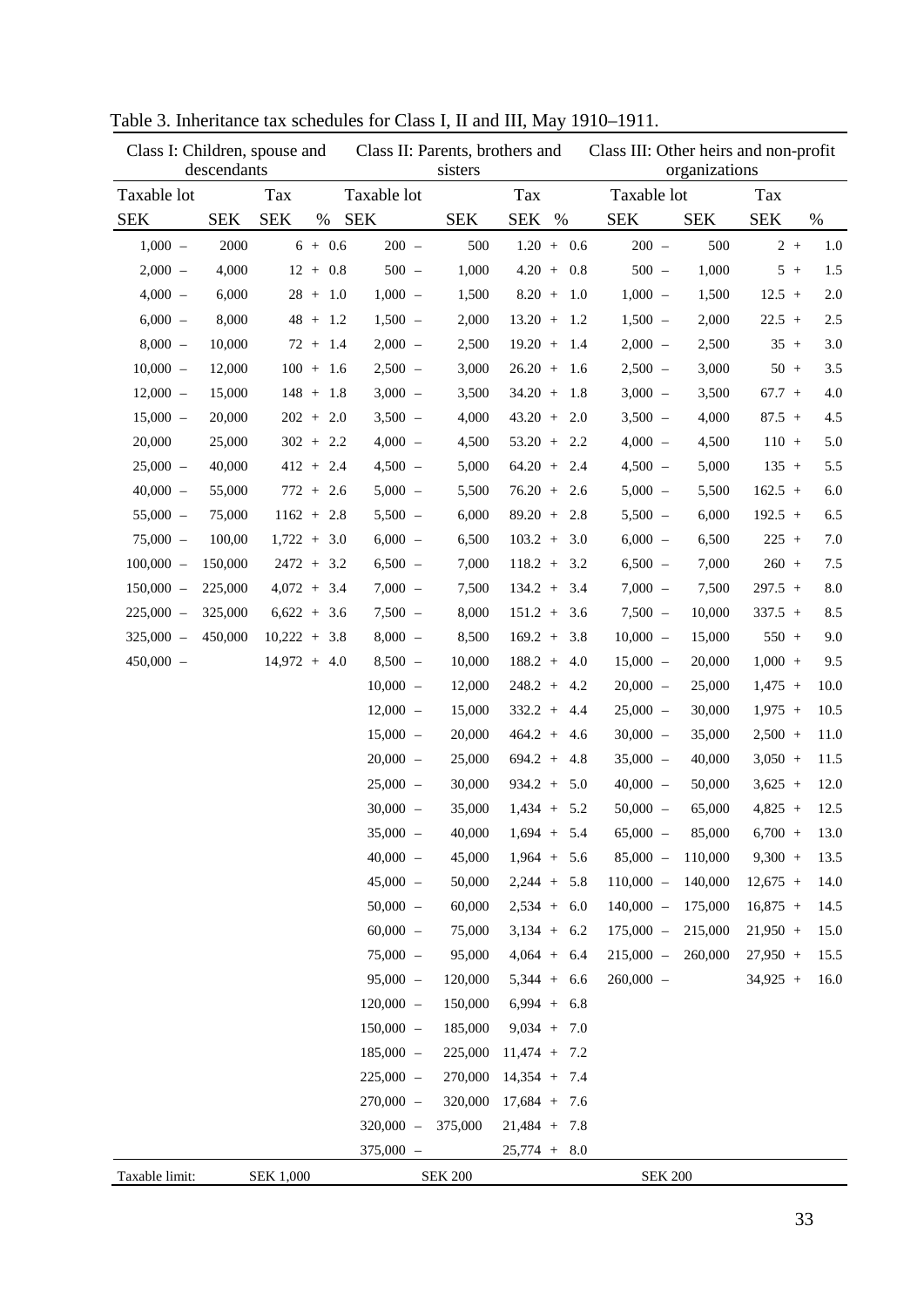Table 3. Inheritance tax schedules for Class I, II and III, May 1910–1911.

| Class I: Children, spouse and descendants | | | | Class II: Parents, brothers and sisters | | | | Class III: Other heirs and non-profit organizations | | | |
|---|---|---|---|---|---|---|---|---|---|---|---|
| Taxable lot | | Tax | | Taxable lot | | Tax | | Taxable lot | | Tax | |
| SEK | SEK | SEK | % | SEK | SEK | SEK | % | SEK | SEK | SEK | % |
| 1,000 – | 2000 | 6 + | 0.6 | 200 – | 500 | 1.20 + | 0.6 | 200 – | 500 | 2 + | 1.0 |
| 2,000 – | 4,000 | 12 + | 0.8 | 500 – | 1,000 | 4.20 + | 0.8 | 500 – | 1,000 | 5 + | 1.5 |
| 4,000 – | 6,000 | 28 + | 1.0 | 1,000 – | 1,500 | 8.20 + | 1.0 | 1,000 – | 1,500 | 12.5 + | 2.0 |
| 6,000 – | 8,000 | 48 + | 1.2 | 1,500 – | 2,000 | 13.20 + | 1.2 | 1,500 – | 2,000 | 22.5 + | 2.5 |
| 8,000 – | 10,000 | 72 + | 1.4 | 2,000 – | 2,500 | 19.20 + | 1.4 | 2,000 – | 2,500 | 35 + | 3.0 |
| 10,000 – | 12,000 | 100 + | 1.6 | 2,500 – | 3,000 | 26.20 + | 1.6 | 2,500 – | 3,000 | 50 + | 3.5 |
| 12,000 – | 15,000 | 148 + | 1.8 | 3,000 – | 3,500 | 34.20 + | 1.8 | 3,000 – | 3,500 | 67.7 + | 4.0 |
| 15,000 – | 20,000 | 202 + | 2.0 | 3,500 – | 4,000 | 43.20 + | 2.0 | 3,500 – | 4,000 | 87.5 + | 4.5 |
| 20,000 | 25,000 | 302 + | 2.2 | 4,000 – | 4,500 | 53.20 + | 2.2 | 4,000 – | 4,500 | 110 + | 5.0 |
| 25,000 – | 40,000 | 412 + | 2.4 | 4,500 – | 5,000 | 64.20 + | 2.4 | 4,500 – | 5,000 | 135 + | 5.5 |
| 40,000 – | 55,000 | 772 + | 2.6 | 5,000 – | 5,500 | 76.20 + | 2.6 | 5,000 – | 5,500 | 162.5 + | 6.0 |
| 55,000 – | 75,000 | 1162 + | 2.8 | 5,500 – | 6,000 | 89.20 + | 2.8 | 5,500 – | 6,000 | 192.5 + | 6.5 |
| 75,000 – | 100,00 | 1,722 + | 3.0 | 6,000 – | 6,500 | 103.2 + | 3.0 | 6,000 – | 6,500 | 225 + | 7.0 |
| 100,000 – | 150,000 | 2472 + | 3.2 | 6,500 – | 7,000 | 118.2 + | 3.2 | 6,500 – | 7,000 | 260 + | 7.5 |
| 150,000 – | 225,000 | 4,072 + | 3.4 | 7,000 – | 7,500 | 134.2 + | 3.4 | 7,000 – | 7,500 | 297.5 + | 8.0 |
| 225,000 – | 325,000 | 6,622 + | 3.6 | 7,500 – | 8,000 | 151.2 + | 3.6 | 7,500 – | 10,000 | 337.5 + | 8.5 |
| 325,000 – | 450,000 | 10,222 + | 3.8 | 8,000 – | 8,500 | 169.2 + | 3.8 | 10,000 – | 15,000 | 550 + | 9.0 |
| 450,000 – | | 14,972 + | 4.0 | 8,500 – | 10,000 | 188.2 + | 4.0 | 15,000 – | 20,000 | 1,000 + | 9.5 |
| | | | | 10,000 – | 12,000 | 248.2 + | 4.2 | 20,000 – | 25,000 | 1,475 + | 10.0 |
| | | | | 12,000 – | 15,000 | 332.2 + | 4.4 | 25,000 – | 30,000 | 1,975 + | 10.5 |
| | | | | 15,000 – | 20,000 | 464.2 + | 4.6 | 30,000 – | 35,000 | 2,500 + | 11.0 |
| | | | | 20,000 – | 25,000 | 694.2 + | 4.8 | 35,000 – | 40,000 | 3,050 + | 11.5 |
| | | | | 25,000 – | 30,000 | 934.2 + | 5.0 | 40,000 – | 50,000 | 3,625 + | 12.0 |
| | | | | 30,000 – | 35,000 | 1,434 + | 5.2 | 50,000 – | 65,000 | 4,825 + | 12.5 |
| | | | | 35,000 – | 40,000 | 1,694 + | 5.4 | 65,000 – | 85,000 | 6,700 + | 13.0 |
| | | | | 40,000 – | 45,000 | 1,964 + | 5.6 | 85,000 – | 110,000 | 9,300 + | 13.5 |
| | | | | 45,000 – | 50,000 | 2,244 + | 5.8 | 110,000 – | 140,000 | 12,675 + | 14.0 |
| | | | | 50,000 – | 60,000 | 2,534 + | 6.0 | 140,000 – | 175,000 | 16,875 + | 14.5 |
| | | | | 60,000 – | 75,000 | 3,134 + | 6.2 | 175,000 – | 215,000 | 21,950 + | 15.0 |
| | | | | 75,000 – | 95,000 | 4,064 + | 6.4 | 215,000 – | 260,000 | 27,950 + | 15.5 |
| | | | | 95,000 – | 120,000 | 5,344 + | 6.6 | 260,000 – | | 34,925 + | 16.0 |
| | | | | 120,000 – | 150,000 | 6,994 + | 6.8 | | | | |
| | | | | 150,000 – | 185,000 | 9,034 + | 7.0 | | | | |
| | | | | 185,000 – | 225,000 | 11,474 + | 7.2 | | | | |
| | | | | 225,000 – | 270,000 | 14,354 + | 7.4 | | | | |
| | | | | 270,000 – | 320,000 | 17,684 + | 7.6 | | | | |
| | | | | 320,000 – | 375,000 | 21,484 + | 7.8 | | | | |
| | | | | 375,000 – | | 25,774 + | 8.0 | | | | |
| Taxable limit: | | SEK 1,000 | | | SEK 200 | | | | SEK 200 | | |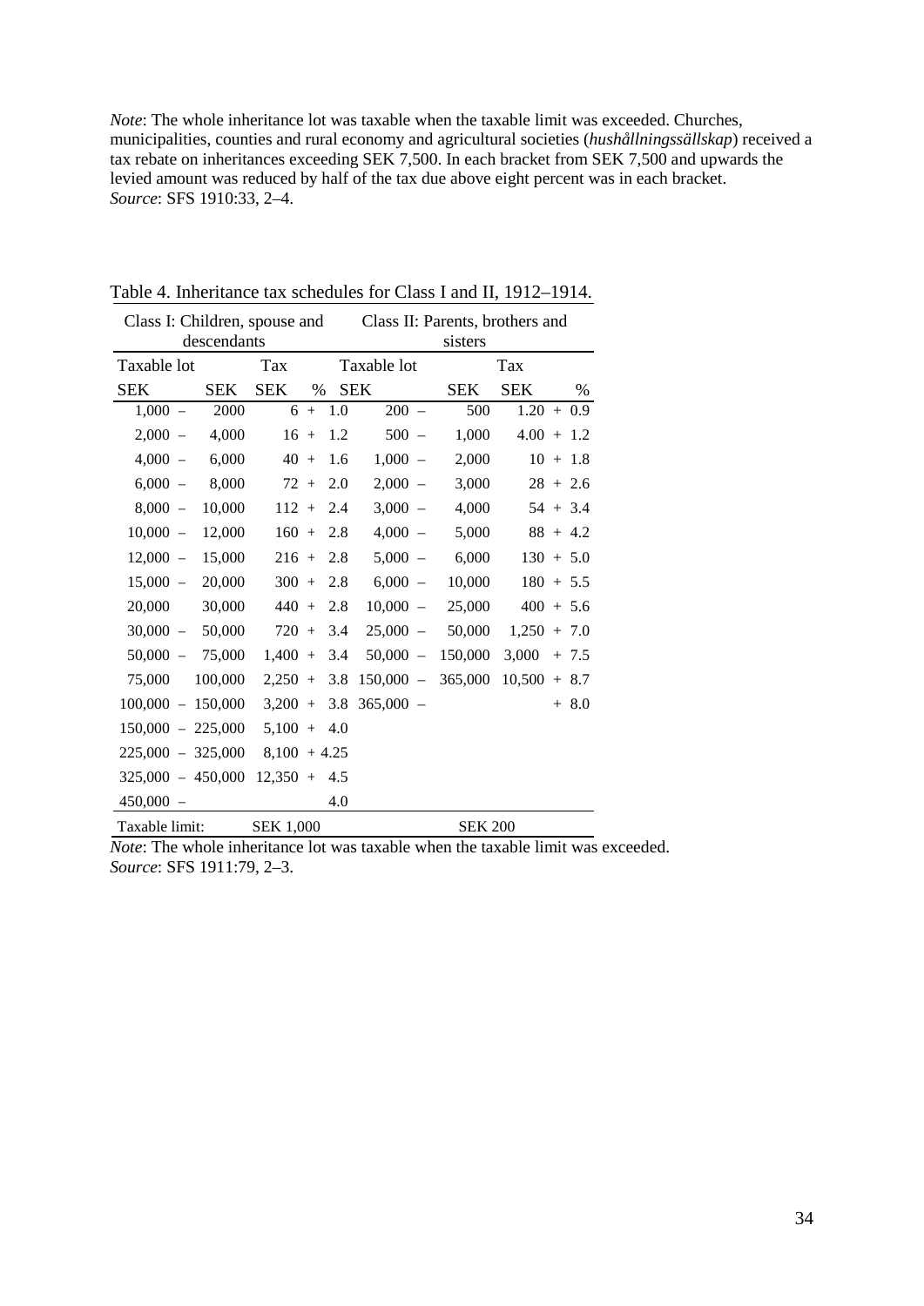*Note*: The whole inheritance lot was taxable when the taxable limit was exceeded. Churches, municipalities, counties and rural economy and agricultural societies (*hushållningssällskap*) received a tax rebate on inheritances exceeding SEK 7,500. In each bracket from SEK 7,500 and upwards the levied amount was reduced by half of the tax due above eight percent was in each bracket.
*Source*: SFS 1910:33, 2–4.

Table 4. Inheritance tax schedules for Class I and II, 1912–1914.

| Class I: Children, spouse and descendants | | | | Class II: Parents, brothers and sisters | | | |
|---|---|---|---|---|---|---|---|
| Taxable lot | | Tax | | Taxable lot | | Tax | |
| SEK | SEK | SEK | % | SEK | SEK | SEK | % |
| 1,000 – | 2000 | 6 + | 1.0 | 200 – | 500 | 1.20 + | 0.9 |
| 2,000 – | 4,000 | 16 + | 1.2 | 500 – | 1,000 | 4.00 + | 1.2 |
| 4,000 – | 6,000 | 40 + | 1.6 | 1,000 – | 2,000 | 10 + | 1.8 |
| 6,000 – | 8,000 | 72 + | 2.0 | 2,000 – | 3,000 | 28 + | 2.6 |
| 8,000 – | 10,000 | 112 + | 2.4 | 3,000 – | 4,000 | 54 + | 3.4 |
| 10,000 – | 12,000 | 160 + | 2.8 | 4,000 – | 5,000 | 88 + | 4.2 |
| 12,000 – | 15,000 | 216 + | 2.8 | 5,000 – | 6,000 | 130 + | 5.0 |
| 15,000 – | 20,000 | 300 + | 2.8 | 6,000 – | 10,000 | 180 + | 5.5 |
| 20,000 | 30,000 | 440 + | 2.8 | 10,000 – | 25,000 | 400 + | 5.6 |
| 30,000 – | 50,000 | 720 + | 3.4 | 25,000 – | 50,000 | 1,250 + | 7.0 |
| 50,000 – | 75,000 | 1,400 + | 3.4 | 50,000 – | 150,000 | 3,000 + | 7.5 |
| 75,000 | 100,000 | 2,250 + | 3.8 | 150,000 – | 365,000 | 10,500 + | 8.7 |
| 100,000 – | 150,000 | 3,200 + | 3.8 | 365,000 – | | + | 8.0 |
| 150,000 – | 225,000 | 5,100 + | 4.0 | | | | |
| 225,000 – | 325,000 | 8,100 + | 4.25 | | | | |
| 325,000 – | 450,000 | 12,350 + | 4.5 | | | | |
| 450,000 – | | | 4.0 | | | | |
| Taxable limit: | | SEK 1,000 | | | SEK 200 | | |

*Note*: The whole inheritance lot was taxable when the taxable limit was exceeded.
*Source*: SFS 1911:79, 2–3.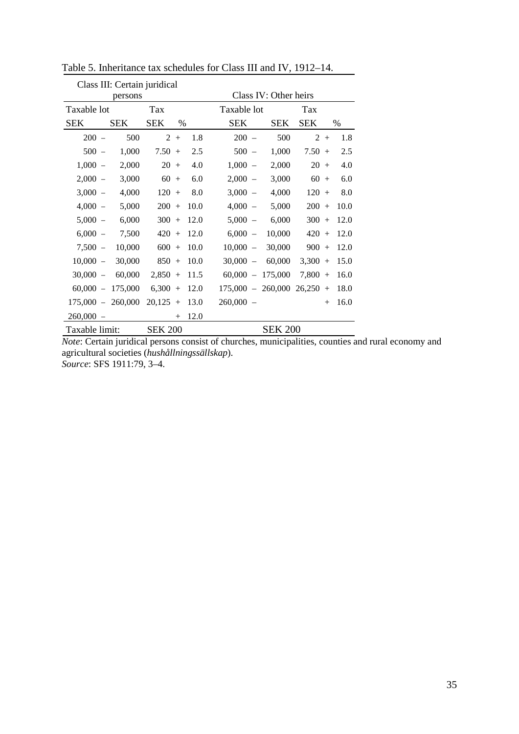Table 5. Inheritance tax schedules for Class III and IV, 1912–14.

| Class III: Certain juridical persons | | | | | Class IV: Other heirs | | | | |
|---|---|---|---|---|---|---|---|---|---|
| Taxable lot | | Tax | | | Taxable lot | | Tax | | |
| SEK | SEK | SEK | | % | SEK | SEK | SEK | | % |
| 200 – | 500 | 2 | + | 1.8 | 200 – | 500 | 2 | + | 1.8 |
| 500 – | 1,000 | 7.50 | + | 2.5 | 500 – | 1,000 | 7.50 | + | 2.5 |
| 1,000 – | 2,000 | 20 | + | 4.0 | 1,000 – | 2,000 | 20 | + | 4.0 |
| 2,000 – | 3,000 | 60 | + | 6.0 | 2,000 – | 3,000 | 60 | + | 6.0 |
| 3,000 – | 4,000 | 120 | + | 8.0 | 3,000 – | 4,000 | 120 | + | 8.0 |
| 4,000 – | 5,000 | 200 | + | 10.0 | 4,000 – | 5,000 | 200 | + | 10.0 |
| 5,000 – | 6,000 | 300 | + | 12.0 | 5,000 – | 6,000 | 300 | + | 12.0 |
| 6,000 – | 7,500 | 420 | + | 12.0 | 6,000 – | 10,000 | 420 | + | 12.0 |
| 7,500 – | 10,000 | 600 | + | 10.0 | 10,000 – | 30,000 | 900 | + | 12.0 |
| 10,000 – | 30,000 | 850 | + | 10.0 | 30,000 – | 60,000 | 3,300 | + | 15.0 |
| 30,000 – | 60,000 | 2,850 | + | 11.5 | 60,000 – | 175,000 | 7,800 | + | 16.0 |
| 60,000 – | 175,000 | 6,300 | + | 12.0 | 175,000 – | 260,000 | 26,250 | + | 18.0 |
| 175,000 – | 260,000 | 20,125 | + | 13.0 | 260,000 – | | | + | 16.0 |
| 260,000 – | | | + | 12.0 | | | | | |
| Taxable limit: | | SEK 200 | | | | SEK 200 | | | |

*Note*: Certain juridical persons consist of churches, municipalities, counties and rural economy and agricultural societies (*hushållningssällskap*).
*Source*: SFS 1911:79, 3–4.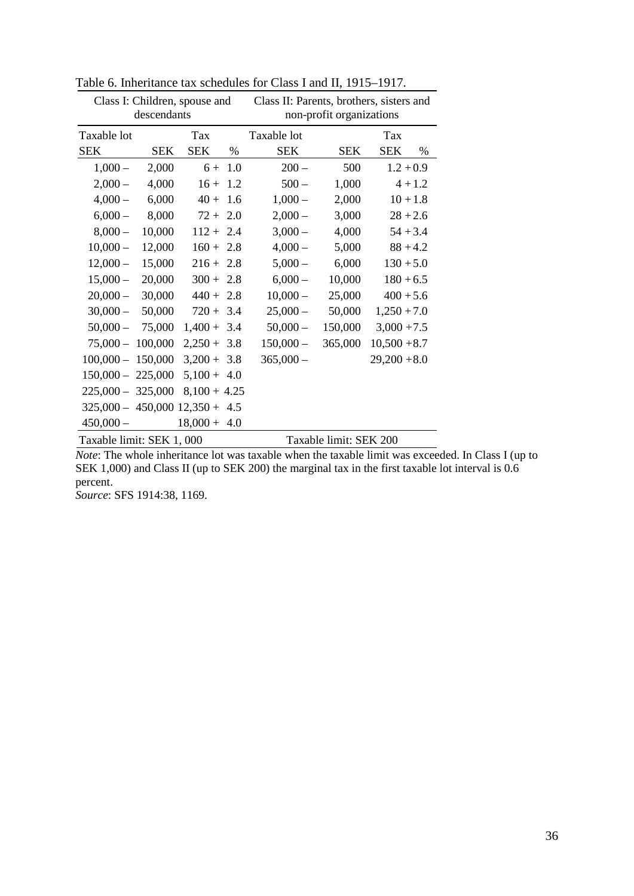Table 6. Inheritance tax schedules for Class I and II, 1915–1917.

| Class I: Children, spouse and descendants | | | | Class II: Parents, brothers, sisters and non-profit organizations | | | |
|---|---|---|---|---|---|---|---|
| Taxable lot | | Tax | | Taxable lot | | Tax | |
| SEK | SEK | SEK | % | SEK | SEK | SEK | % |
| 1,000 – | 2,000 | 6 + | 1.0 | 200 – | 500 | 1.2 + | 0.9 |
| 2,000 – | 4,000 | 16 + | 1.2 | 500 – | 1,000 | 4 + | 1.2 |
| 4,000 – | 6,000 | 40 + | 1.6 | 1,000 – | 2,000 | 10 + | 1.8 |
| 6,000 – | 8,000 | 72 + | 2.0 | 2,000 – | 3,000 | 28 + | 2.6 |
| 8,000 – | 10,000 | 112 + | 2.4 | 3,000 – | 4,000 | 54 + | 3.4 |
| 10,000 – | 12,000 | 160 + | 2.8 | 4,000 – | 5,000 | 88 + | 4.2 |
| 12,000 – | 15,000 | 216 + | 2.8 | 5,000 – | 6,000 | 130 + | 5.0 |
| 15,000 – | 20,000 | 300 + | 2.8 | 6,000 – | 10,000 | 180 + | 6.5 |
| 20,000 – | 30,000 | 440 + | 2.8 | 10,000 – | 25,000 | 400 + | 5.6 |
| 30,000 – | 50,000 | 720 + | 3.4 | 25,000 – | 50,000 | 1,250 + | 7.0 |
| 50,000 – | 75,000 | 1,400 + | 3.4 | 50,000 – | 150,000 | 3,000 + | 7.5 |
| 75,000 – | 100,000 | 2,250 + | 3.8 | 150,000 – | 365,000 | 10,500 + | 8.7 |
| 100,000 – | 150,000 | 3,200 + | 3.8 | 365,000 – | | 29,200 + | 8.0 |
| 150,000 – | 225,000 | 5,100 + | 4.0 | | | | |
| 225,000 – | 325,000 | 8,100 + | 4.25 | | | | |
| 325,000 – | 450,000 | 12,350 + | 4.5 | | | | |
| 450,000 – | | 18,000 + | 4.0 | | | | |
| Taxable limit: SEK 1, 000 | | | | Taxable limit: SEK 200 | | | |

*Note*: The whole inheritance lot was taxable when the taxable limit was exceeded. In Class I (up to SEK 1,000) and Class II (up to SEK 200) the marginal tax in the first taxable lot interval is 0.6 percent.
*Source*: SFS 1914:38, 1169.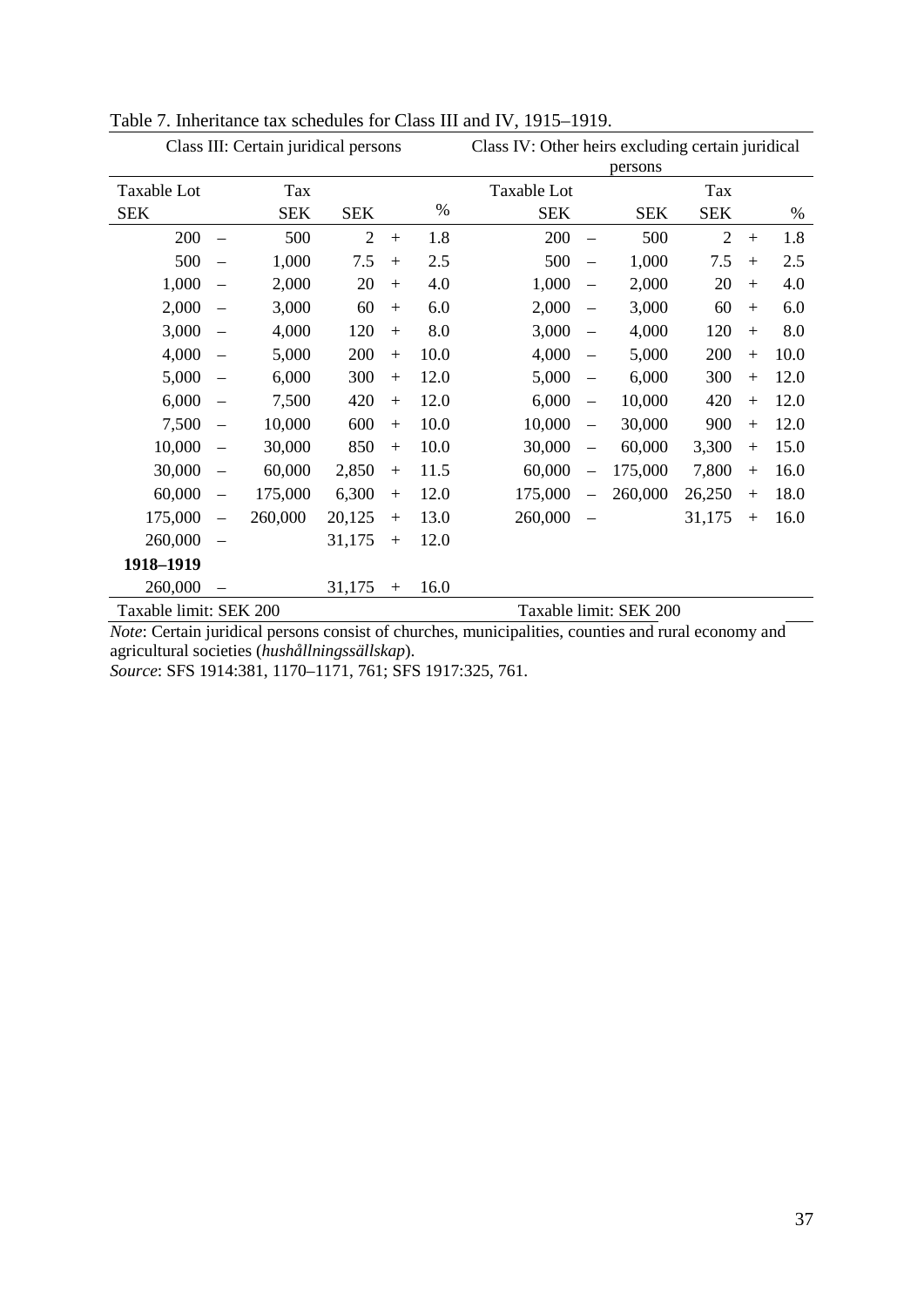Table 7. Inheritance tax schedules for Class III and IV, 1915–1919.

| Class III: Certain juridical persons | | | | | | Class IV: Other heirs excluding certain juridical persons | | | | | |
|---|---|---|---|---|---|---|---|---|---|---|---|
| Taxable Lot | | Tax | | | | Taxable Lot | | | Tax | | |
| SEK | | SEK | SEK | | % | SEK | | SEK | SEK | | % |
| 200 | – | 500 | 2 | + | 1.8 | 200 | – | 500 | 2 | + | 1.8 |
| 500 | – | 1,000 | 7.5 | + | 2.5 | 500 | – | 1,000 | 7.5 | + | 2.5 |
| 1,000 | – | 2,000 | 20 | + | 4.0 | 1,000 | – | 2,000 | 20 | + | 4.0 |
| 2,000 | – | 3,000 | 60 | + | 6.0 | 2,000 | – | 3,000 | 60 | + | 6.0 |
| 3,000 | – | 4,000 | 120 | + | 8.0 | 3,000 | – | 4,000 | 120 | + | 8.0 |
| 4,000 | – | 5,000 | 200 | + | 10.0 | 4,000 | – | 5,000 | 200 | + | 10.0 |
| 5,000 | – | 6,000 | 300 | + | 12.0 | 5,000 | – | 6,000 | 300 | + | 12.0 |
| 6,000 | – | 7,500 | 420 | + | 12.0 | 6,000 | – | 10,000 | 420 | + | 12.0 |
| 7,500 | – | 10,000 | 600 | + | 10.0 | 10,000 | – | 30,000 | 900 | + | 12.0 |
| 10,000 | – | 30,000 | 850 | + | 10.0 | 30,000 | – | 60,000 | 3,300 | + | 15.0 |
| 30,000 | – | 60,000 | 2,850 | + | 11.5 | 60,000 | – | 175,000 | 7,800 | + | 16.0 |
| 60,000 | – | 175,000 | 6,300 | + | 12.0 | 175,000 | – | 260,000 | 26,250 | + | 18.0 |
| 175,000 | – | 260,000 | 20,125 | + | 13.0 | 260,000 | – | | 31,175 | + | 16.0 |
| 260,000 | – | | 31,175 | + | 12.0 | | | | | | |
| **1918–1919** | | | | | | | | | | | |
| 260,000 | – | | 31,175 | + | 16.0 | | | | | | |
| Taxable limit: SEK 200 | | | | | | Taxable limit: SEK 200 | | | | | |

*Note*: Certain juridical persons consist of churches, municipalities, counties and rural economy and agricultural societies (*hushållningssällskap*).
*Source*: SFS 1914:381, 1170–1171, 761; SFS 1917:325, 761.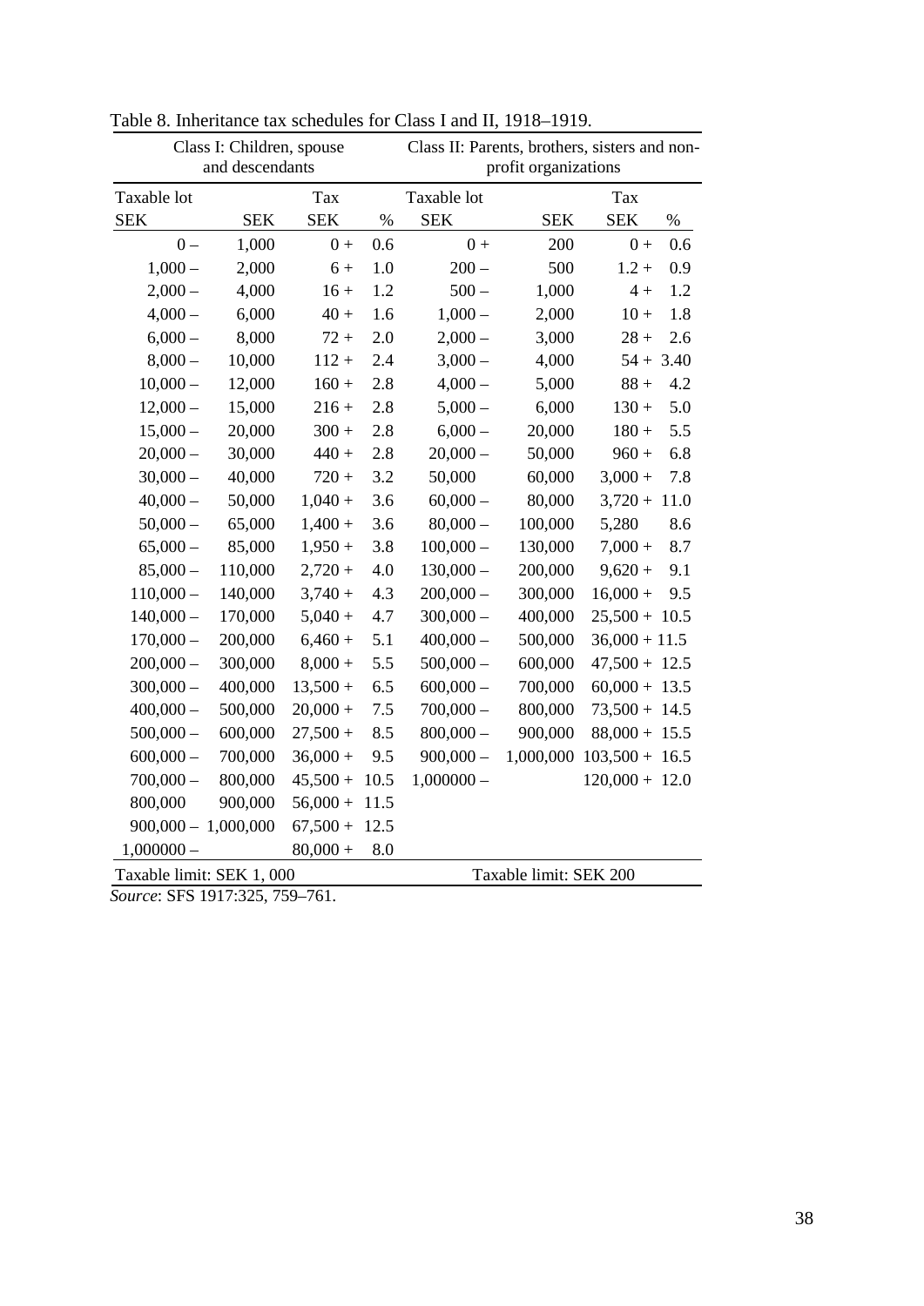Table 8. Inheritance tax schedules for Class I and II, 1918–1919.

| Class I: Children, spouse and descendants | | | | Class II: Parents, brothers, sisters and non-profit organizations | | | |
|---|---|---|---|---|---|---|---|
| Taxable lot | | Tax | | Taxable lot | | Tax | |
| SEK | SEK | SEK | % | SEK | SEK | SEK | % |
| 0 – | 1,000 | 0 + | 0.6 | 0 + | 200 | 0 + | 0.6 |
| 1,000 – | 2,000 | 6 + | 1.0 | 200 – | 500 | 1.2 + | 0.9 |
| 2,000 – | 4,000 | 16 + | 1.2 | 500 – | 1,000 | 4 + | 1.2 |
| 4,000 – | 6,000 | 40 + | 1.6 | 1,000 – | 2,000 | 10 + | 1.8 |
| 6,000 – | 8,000 | 72 + | 2.0 | 2,000 – | 3,000 | 28 + | 2.6 |
| 8,000 – | 10,000 | 112 + | 2.4 | 3,000 – | 4,000 | 54 + | 3.40 |
| 10,000 – | 12,000 | 160 + | 2.8 | 4,000 – | 5,000 | 88 + | 4.2 |
| 12,000 – | 15,000 | 216 + | 2.8 | 5,000 – | 6,000 | 130 + | 5.0 |
| 15,000 – | 20,000 | 300 + | 2.8 | 6,000 – | 20,000 | 180 + | 5.5 |
| 20,000 – | 30,000 | 440 + | 2.8 | 20,000 – | 50,000 | 960 + | 6.8 |
| 30,000 – | 40,000 | 720 + | 3.2 | 50,000 | 60,000 | 3,000 + | 7.8 |
| 40,000 – | 50,000 | 1,040 + | 3.6 | 60,000 – | 80,000 | 3,720 + | 11.0 |
| 50,000 – | 65,000 | 1,400 + | 3.6 | 80,000 – | 100,000 | 5,280 | 8.6 |
| 65,000 – | 85,000 | 1,950 + | 3.8 | 100,000 – | 130,000 | 7,000 + | 8.7 |
| 85,000 – | 110,000 | 2,720 + | 4.0 | 130,000 – | 200,000 | 9,620 + | 9.1 |
| 110,000 – | 140,000 | 3,740 + | 4.3 | 200,000 – | 300,000 | 16,000 + | 9.5 |
| 140,000 – | 170,000 | 5,040 + | 4.7 | 300,000 – | 400,000 | 25,500 + | 10.5 |
| 170,000 – | 200,000 | 6,460 + | 5.1 | 400,000 – | 500,000 | 36,000 + | 11.5 |
| 200,000 – | 300,000 | 8,000 + | 5.5 | 500,000 – | 600,000 | 47,500 + | 12.5 |
| 300,000 – | 400,000 | 13,500 + | 6.5 | 600,000 – | 700,000 | 60,000 + | 13.5 |
| 400,000 – | 500,000 | 20,000 + | 7.5 | 700,000 – | 800,000 | 73,500 + | 14.5 |
| 500,000 – | 600,000 | 27,500 + | 8.5 | 800,000 – | 900,000 | 88,000 + | 15.5 |
| 600,000 – | 700,000 | 36,000 + | 9.5 | 900,000 – | 1,000,000 | 103,500 + | 16.5 |
| 700,000 – | 800,000 | 45,500 + | 10.5 | 1,000000 – | | 120,000 + | 12.0 |
| 800,000 | 900,000 | 56,000 + | 11.5 | | | | |
| 900,000 – | 1,000,000 | 67,500 + | 12.5 | | | | |
| 1,000000 – | | 80,000 + | 8.0 | | | | |
| Taxable limit: SEK 1, 000 | | | | Taxable limit: SEK 200 | | | |

*Source*: SFS 1917:325, 759–761.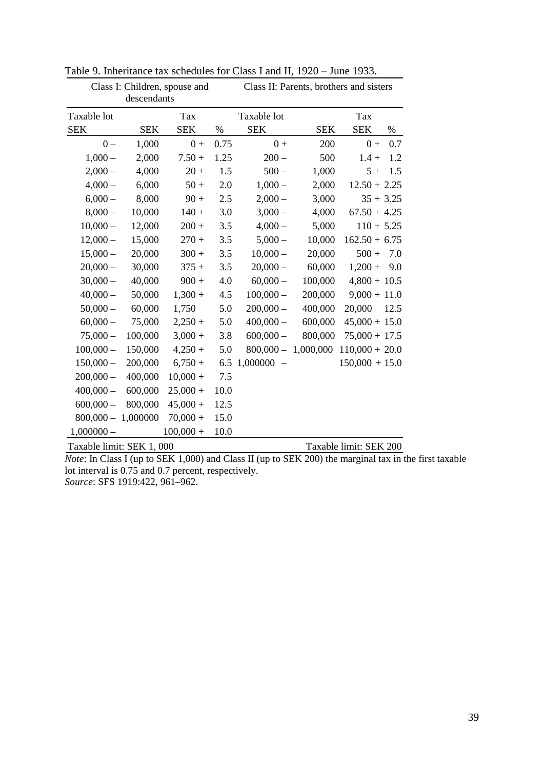Table 9. Inheritance tax schedules for Class I and II, 1920 – June 1933.

| Class I: Children, spouse and descendants | | | | Class II: Parents, brothers and sisters | | | |
|---|---|---|---|---|---|---|---|
| Taxable lot | | Tax | | Taxable lot | | Tax | |
| SEK | SEK | SEK | % | SEK | SEK | SEK | % |
| 0 – | 1,000 | 0 + | 0.75 | 0 + | 200 | 0 + | 0.7 |
| 1,000 – | 2,000 | 7.50 + | 1.25 | 200 – | 500 | 1.4 + | 1.2 |
| 2,000 – | 4,000 | 20 + | 1.5 | 500 – | 1,000 | 5 + | 1.5 |
| 4,000 – | 6,000 | 50 + | 2.0 | 1,000 – | 2,000 | 12.50 + | 2.25 |
| 6,000 – | 8,000 | 90 + | 2.5 | 2,000 – | 3,000 | 35 + | 3.25 |
| 8,000 – | 10,000 | 140 + | 3.0 | 3,000 – | 4,000 | 67.50 + | 4.25 |
| 10,000 – | 12,000 | 200 + | 3.5 | 4,000 – | 5,000 | 110 + | 5.25 |
| 12,000 – | 15,000 | 270 + | 3.5 | 5,000 – | 10,000 | 162.50 + | 6.75 |
| 15,000 – | 20,000 | 300 + | 3.5 | 10,000 – | 20,000 | 500 + | 7.0 |
| 20,000 – | 30,000 | 375 + | 3.5 | 20,000 – | 60,000 | 1,200 + | 9.0 |
| 30,000 – | 40,000 | 900 + | 4.0 | 60,000 – | 100,000 | 4,800 + | 10.5 |
| 40,000 – | 50,000 | 1,300 + | 4.5 | 100,000 – | 200,000 | 9,000 + | 11.0 |
| 50,000 – | 60,000 | 1,750 | 5.0 | 200,000 – | 400,000 | 20,000 | 12.5 |
| 60,000 – | 75,000 | 2,250 + | 5.0 | 400,000 – | 600,000 | 45,000 + | 15.0 |
| 75,000 – | 100,000 | 3,000 + | 3.8 | 600,000 – | 800,000 | 75,000 + | 17.5 |
| 100,000 – | 150,000 | 4,250 + | 5.0 | 800,000 – | 1,000,000 | 110,000 + | 20.0 |
| 150,000 – | 200,000 | 6,750 + | 6.5 | 1,000000 – | | 150,000 + | 15.0 |
| 200,000 – | 400,000 | 10,000 + | 7.5 | | | | |
| 400,000 – | 600,000 | 25,000 + | 10.0 | | | | |
| 600,000 – | 800,000 | 45,000 + | 12.5 | | | | |
| 800,000 – | 1,000000 | 70,000 + | 15.0 | | | | |
| 1,000000 – | | 100,000 + | 10.0 | | | | |
| Taxable limit: SEK 1, 000 | | | | | | Taxable limit: SEK 200 | |

*Note*: In Class I (up to SEK 1,000) and Class II (up to SEK 200) the marginal tax in the first taxable lot interval is 0.75 and 0.7 percent, respectively.
*Source*: SFS 1919:422, 961–962.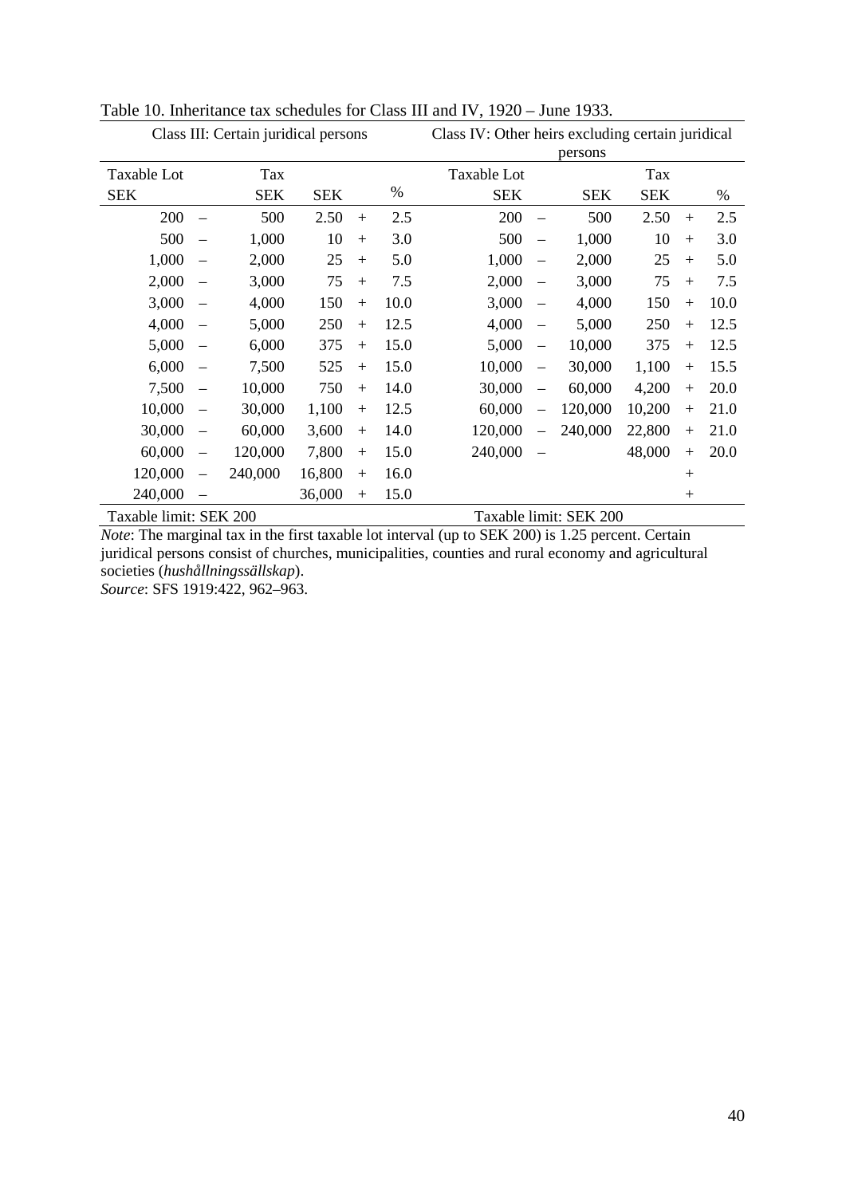Table 10. Inheritance tax schedules for Class III and IV, 1920 – June 1933.

| Class III: Certain juridical persons | | | | | | Class IV: Other heirs excluding certain juridical persons | | | | | |
|---|---|---|---|---|---|---|---|---|---|---|---|
| Taxable Lot | | | Tax | | | Taxable Lot | | | Tax | | |
| SEK | | SEK | SEK | | % | SEK | | SEK | SEK | | % |
| 200 | – | 500 | 2.50 | + | 2.5 | 200 | – | 500 | 2.50 | + | 2.5 |
| 500 | – | 1,000 | 10 | + | 3.0 | 500 | – | 1,000 | 10 | + | 3.0 |
| 1,000 | – | 2,000 | 25 | + | 5.0 | 1,000 | – | 2,000 | 25 | + | 5.0 |
| 2,000 | – | 3,000 | 75 | + | 7.5 | 2,000 | – | 3,000 | 75 | + | 7.5 |
| 3,000 | – | 4,000 | 150 | + | 10.0 | 3,000 | – | 4,000 | 150 | + | 10.0 |
| 4,000 | – | 5,000 | 250 | + | 12.5 | 4,000 | – | 5,000 | 250 | + | 12.5 |
| 5,000 | – | 6,000 | 375 | + | 15.0 | 5,000 | – | 10,000 | 375 | + | 12.5 |
| 6,000 | – | 7,500 | 525 | + | 15.0 | 10,000 | – | 30,000 | 1,100 | + | 15.5 |
| 7,500 | – | 10,000 | 750 | + | 14.0 | 30,000 | – | 60,000 | 4,200 | + | 20.0 |
| 10,000 | – | 30,000 | 1,100 | + | 12.5 | 60,000 | – | 120,000 | 10,200 | + | 21.0 |
| 30,000 | – | 60,000 | 3,600 | + | 14.0 | 120,000 | – | 240,000 | 22,800 | + | 21.0 |
| 60,000 | – | 120,000 | 7,800 | + | 15.0 | 240,000 | – | | 48,000 | + | 20.0 |
| 120,000 | – | 240,000 | 16,800 | + | 16.0 | | | | | + | |
| 240,000 | – | | 36,000 | + | 15.0 | | | | | + | |
| Taxable limit: SEK 200 | | | | | | Taxable limit: SEK 200 | | | | | |

*Note*: The marginal tax in the first taxable lot interval (up to SEK 200) is 1.25 percent. Certain juridical persons consist of churches, municipalities, counties and rural economy and agricultural societies (*hushållningssällskap*).
*Source*: SFS 1919:422, 962–963.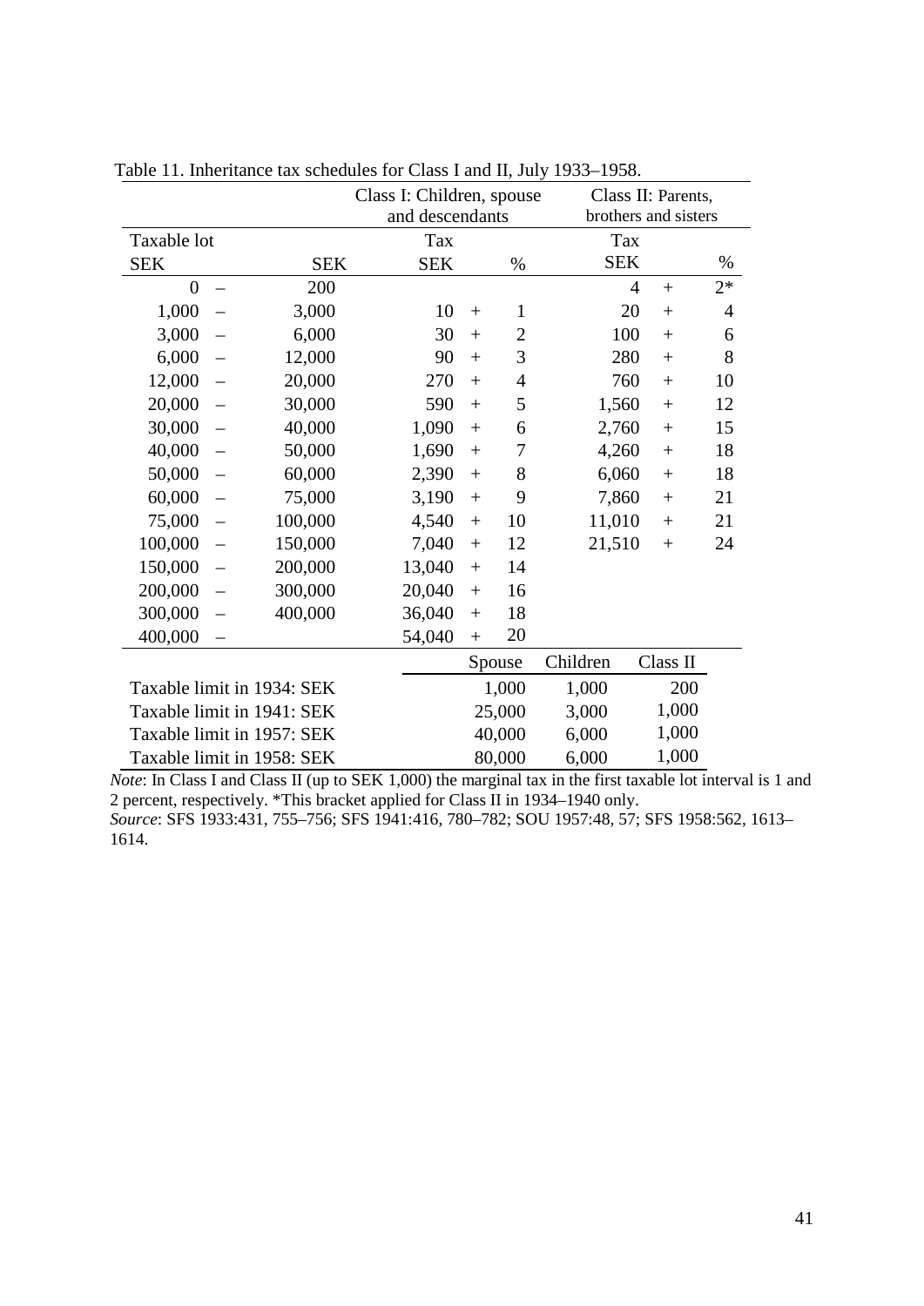Table 11. Inheritance tax schedules for Class I and II, July 1933–1958.

| Taxable lot | | | Class I: Children, spouse and descendants | | | Class II: Parents, brothers and sisters | | |
|---|---|---|---|---|---|---|---|---|
| SEK | | SEK | Tax SEK | | % | Tax SEK | | % |
| 0 | – | 200 | | | | 4 | + | 2* |
| 1,000 | – | 3,000 | 10 | + | 1 | 20 | + | 4 |
| 3,000 | – | 6,000 | 30 | + | 2 | 100 | + | 6 |
| 6,000 | – | 12,000 | 90 | + | 3 | 280 | + | 8 |
| 12,000 | – | 20,000 | 270 | + | 4 | 760 | + | 10 |
| 20,000 | – | 30,000 | 590 | + | 5 | 1,560 | + | 12 |
| 30,000 | – | 40,000 | 1,090 | + | 6 | 2,760 | + | 15 |
| 40,000 | – | 50,000 | 1,690 | + | 7 | 4,260 | + | 18 |
| 50,000 | – | 60,000 | 2,390 | + | 8 | 6,060 | + | 18 |
| 60,000 | – | 75,000 | 3,190 | + | 9 | 7,860 | + | 21 |
| 75,000 | – | 100,000 | 4,540 | + | 10 | 11,010 | + | 21 |
| 100,000 | – | 150,000 | 7,040 | + | 12 | 21,510 | + | 24 |
| 150,000 | – | 200,000 | 13,040 | + | 14 | | | |
| 200,000 | – | 300,000 | 20,040 | + | 16 | | | |
| 300,000 | – | 400,000 | 36,040 | + | 18 | | | |
| 400,000 | – | | 54,040 | + | 20 | | | |

| | Spouse | Children | Class II |
|---|---|---|---|
| Taxable limit in 1934: SEK | 1,000 | 1,000 | 200 |
| Taxable limit in 1941: SEK | 25,000 | 3,000 | 1,000 |
| Taxable limit in 1957: SEK | 40,000 | 6,000 | 1,000 |
| Taxable limit in 1958: SEK | 80,000 | 6,000 | 1,000 |

*Note*: In Class I and Class II (up to SEK 1,000) the marginal tax in the first taxable lot interval is 1 and 2 percent, respectively. *This bracket applied for Class II in 1934–1940 only.

*Source*: SFS 1933:431, 755–756; SFS 1941:416, 780–782; SOU 1957:48, 57; SFS 1958:562, 1613–1614.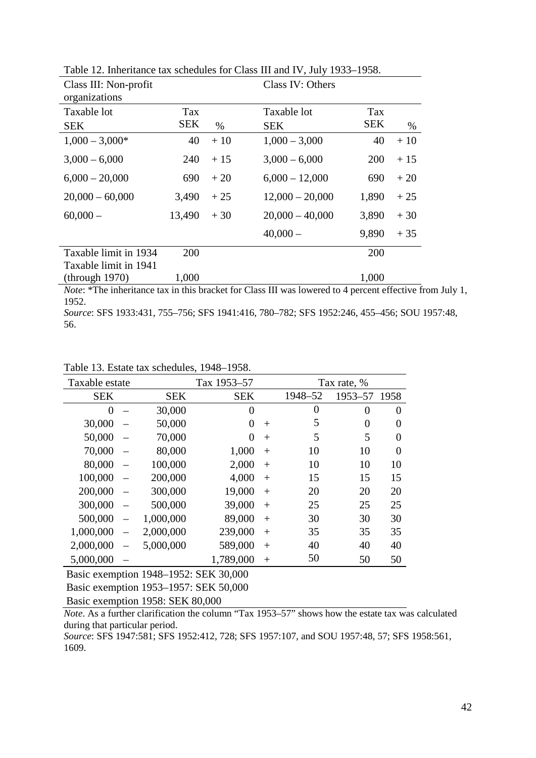Table 12. Inheritance tax schedules for Class III and IV, July 1933–1958.

| Class III: Non-profit organizations | | | Class IV: Others | | |
|---|---|---|---|---|---|
| Taxable lot SEK | Tax SEK | % | Taxable lot SEK | Tax SEK | % |
| 1,000 – 3,000* | 40 | + 10 | 1,000 – 3,000 | 40 | + 10 |
| 3,000 – 6,000 | 240 | + 15 | 3,000 – 6,000 | 200 | + 15 |
| 6,000 – 20,000 | 690 | + 20 | 6,000 – 12,000 | 690 | + 20 |
| 20,000 – 60,000 | 3,490 | + 25 | 12,000 – 20,000 | 1,890 | + 25 |
| 60,000 – | 13,490 | + 30 | 20,000 – 40,000 | 3,890 | + 30 |
| | | | 40,000 – | 9,890 | + 35 |
| Taxable limit in 1934 | 200 | | | 200 | |
| Taxable limit in 1941 (through 1970) | 1,000 | | | 1,000 | |

*Note*: *The inheritance tax in this bracket for Class III was lowered to 4 percent effective from July 1, 1952.
*Source*: SFS 1933:431, 755–756; SFS 1941:416, 780–782; SFS 1952:246, 455–456; SOU 1957:48, 56.

Table 13. Estate tax schedules, 1948–1958.

| Taxable estate | | | Tax 1953–57 | | Tax rate, % | | |
|---|---|---|---|---|---|---|---|
| SEK | | SEK | SEK | | 1948–52 | 1953–57 | 1958 |
| 0 | – | 30,000 | 0 | | 0 | 0 | 0 |
| 30,000 | – | 50,000 | 0 | + | 5 | 0 | 0 |
| 50,000 | – | 70,000 | 0 | + | 5 | 5 | 0 |
| 70,000 | – | 80,000 | 1,000 | + | 10 | 10 | 0 |
| 80,000 | – | 100,000 | 2,000 | + | 10 | 10 | 10 |
| 100,000 | – | 200,000 | 4,000 | + | 15 | 15 | 15 |
| 200,000 | – | 300,000 | 19,000 | + | 20 | 20 | 20 |
| 300,000 | – | 500,000 | 39,000 | + | 25 | 25 | 25 |
| 500,000 | – | 1,000,000 | 89,000 | + | 30 | 30 | 30 |
| 1,000,000 | – | 2,000,000 | 239,000 | + | 35 | 35 | 35 |
| 2,000,000 | – | 5,000,000 | 589,000 | + | 40 | 40 | 40 |
| 5,000,000 | – | | 1,789,000 | + | 50 | 50 | 50 |

Basic exemption 1948–1952: SEK 30,000
Basic exemption 1953–1957: SEK 50,000
Basic exemption 1958: SEK 80,000

*Note*. As a further clarification the column "Tax 1953–57" shows how the estate tax was calculated during that particular period.
*Source*: SFS 1947:581; SFS 1952:412, 728; SFS 1957:107, and SOU 1957:48, 57; SFS 1958:561, 1609.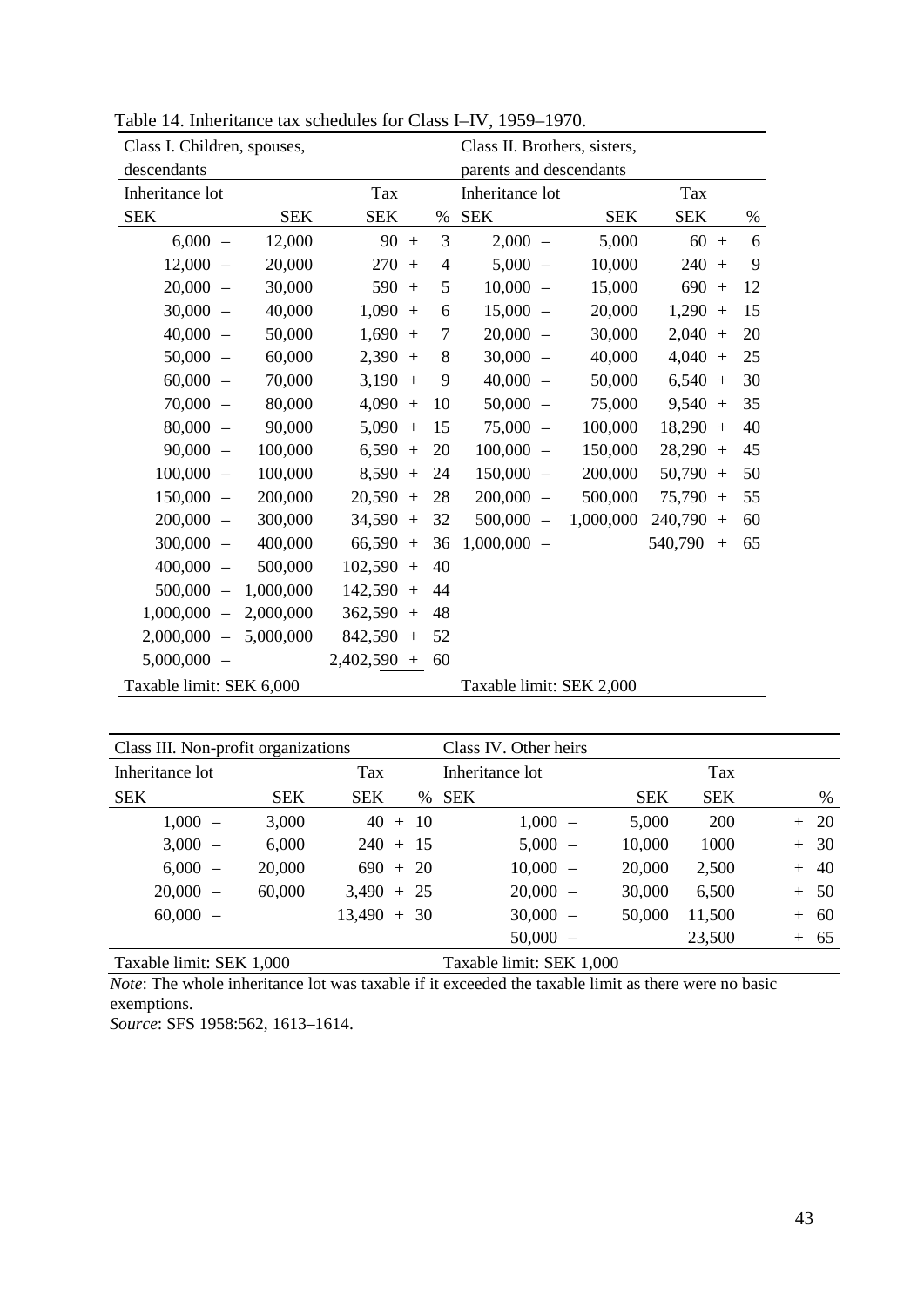Table 14. Inheritance tax schedules for Class I–IV, 1959–1970.

| Class I. Children, spouses, descendants | | | | Class II. Brothers, sisters, parents and descendants | | | |
|---|---|---|---|---|---|---|---|
| Inheritance lot | | Tax | | Inheritance lot | | Tax | |
| SEK | SEK | SEK | % | SEK | SEK | SEK | % |
| 6,000 – | 12,000 | 90 + | 3 | 2,000 – | 5,000 | 60 + | 6 |
| 12,000 – | 20,000 | 270 + | 4 | 5,000 – | 10,000 | 240 + | 9 |
| 20,000 – | 30,000 | 590 + | 5 | 10,000 – | 15,000 | 690 + | 12 |
| 30,000 – | 40,000 | 1,090 + | 6 | 15,000 – | 20,000 | 1,290 + | 15 |
| 40,000 – | 50,000 | 1,690 + | 7 | 20,000 – | 30,000 | 2,040 + | 20 |
| 50,000 – | 60,000 | 2,390 + | 8 | 30,000 – | 40,000 | 4,040 + | 25 |
| 60,000 – | 70,000 | 3,190 + | 9 | 40,000 – | 50,000 | 6,540 + | 30 |
| 70,000 – | 80,000 | 4,090 + | 10 | 50,000 – | 75,000 | 9,540 + | 35 |
| 80,000 – | 90,000 | 5,090 + | 15 | 75,000 – | 100,000 | 18,290 + | 40 |
| 90,000 – | 100,000 | 6,590 + | 20 | 100,000 – | 150,000 | 28,290 + | 45 |
| 100,000 – | 100,000 | 8,590 + | 24 | 150,000 – | 200,000 | 50,790 + | 50 |
| 150,000 – | 200,000 | 20,590 + | 28 | 200,000 – | 500,000 | 75,790 + | 55 |
| 200,000 – | 300,000 | 34,590 + | 32 | 500,000 – | 1,000,000 | 240,790 + | 60 |
| 300,000 – | 400,000 | 66,590 + | 36 | 1,000,000 – | | 540,790 + | 65 |
| 400,000 – | 500,000 | 102,590 + | 40 | | | | |
| 500,000 – | 1,000,000 | 142,590 + | 44 | | | | |
| 1,000,000 – | 2,000,000 | 362,590 + | 48 | | | | |
| 2,000,000 – | 5,000,000 | 842,590 + | 52 | | | | |
| 5,000,000 – | | 2,402,590 + | 60 | | | | |
| Taxable limit: SEK 6,000 | | | | Taxable limit: SEK 2,000 | | | |

| Class III. Non-profit organizations | | | | Class IV. Other heirs | | | |
|---|---|---|---|---|---|---|---|
| Inheritance lot | | Tax | | Inheritance lot | | Tax | |
| SEK | SEK | SEK | % | SEK | SEK | SEK | % |
| 1,000 – | 3,000 | 40 + | 10 | 1,000 – | 5,000 | 200 | + 20 |
| 3,000 – | 6,000 | 240 + | 15 | 5,000 – | 10,000 | 1000 | + 30 |
| 6,000 – | 20,000 | 690 + | 20 | 10,000 – | 20,000 | 2,500 | + 40 |
| 20,000 – | 60,000 | 3,490 + | 25 | 20,000 – | 30,000 | 6,500 | + 50 |
| 60,000 – | | 13,490 + | 30 | 30,000 – | 50,000 | 11,500 | + 60 |
| | | | | 50,000 – | | 23,500 | + 65 |
| Taxable limit: SEK 1,000 | | | | Taxable limit: SEK 1,000 | | | |

*Note*: The whole inheritance lot was taxable if it exceeded the taxable limit as there were no basic exemptions.
*Source*: SFS 1958:562, 1613–1614.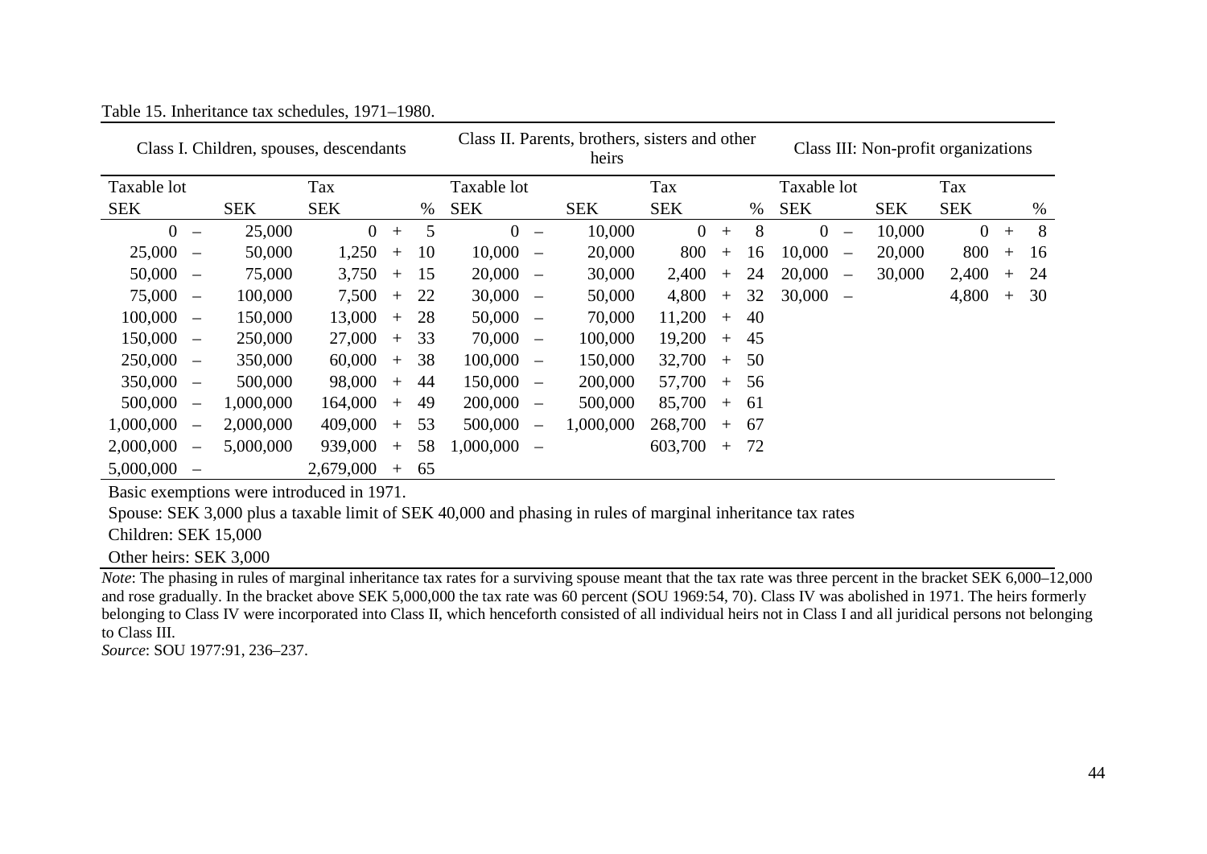Table 15. Inheritance tax schedules, 1971–1980.

| Class I. Children, spouses, descendants | | | | | | | Class II. Parents, brothers, sisters and other heirs | | | | | | | Class III: Non-profit organizations | | | | | | |
|---|---|---|---|---|---|---|---|---|---|---|---|---|---|---|---|---|---|---|---|---|
| Taxable lot | | | Tax | | | | Taxable lot | | | Tax | | | | Taxable lot | | | Tax | | | |
| SEK | | SEK | SEK | | | % | SEK | | SEK | SEK | | | % | SEK | | SEK | SEK | | | % |
| 0 | – | 25,000 | 0 | + | | 5 | 0 | – | 10,000 | 0 | + | | 8 | 0 | – | 10,000 | 0 | + | | 8 |
| 25,000 | – | 50,000 | 1,250 | + | | 10 | 10,000 | – | 20,000 | 800 | + | | 16 | 10,000 | – | 20,000 | 800 | + | | 16 |
| 50,000 | – | 75,000 | 3,750 | + | | 15 | 20,000 | – | 30,000 | 2,400 | + | | 24 | 20,000 | – | 30,000 | 2,400 | + | | 24 |
| 75,000 | – | 100,000 | 7,500 | + | | 22 | 30,000 | – | 50,000 | 4,800 | + | | 32 | 30,000 | – | | 4,800 | + | | 30 |
| 100,000 | – | 150,000 | 13,000 | + | | 28 | 50,000 | – | 70,000 | 11,200 | + | | 40 | | | | | | | |
| 150,000 | – | 250,000 | 27,000 | + | | 33 | 70,000 | – | 100,000 | 19,200 | + | | 45 | | | | | | | |
| 250,000 | – | 350,000 | 60,000 | + | | 38 | 100,000 | – | 150,000 | 32,700 | + | | 50 | | | | | | | |
| 350,000 | – | 500,000 | 98,000 | + | | 44 | 150,000 | – | 200,000 | 57,700 | + | | 56 | | | | | | | |
| 500,000 | – | 1,000,000 | 164,000 | + | | 49 | 200,000 | – | 500,000 | 85,700 | + | | 61 | | | | | | | |
| 1,000,000 | – | 2,000,000 | 409,000 | + | | 53 | 500,000 | – | 1,000,000 | 268,700 | + | | 67 | | | | | | | |
| 2,000,000 | – | 5,000,000 | 939,000 | + | | 58 | 1,000,000 | – | | 603,700 | + | | 72 | | | | | | | |
| 5,000,000 | – | | 2,679,000 | + | | 65 | | | | | | | | | | | | | | |

Basic exemptions were introduced in 1971.

Spouse: SEK 3,000 plus a taxable limit of SEK 40,000 and phasing in rules of marginal inheritance tax rates

Children: SEK 15,000

Other heirs: SEK 3,000

*Note*: The phasing in rules of marginal inheritance tax rates for a surviving spouse meant that the tax rate was three percent in the bracket SEK 6,000–12,000 and rose gradually. In the bracket above SEK 5,000,000 the tax rate was 60 percent (SOU 1969:54, 70). Class IV was abolished in 1971. The heirs formerly belonging to Class IV were incorporated into Class II, which henceforth consisted of all individual heirs not in Class I and all juridical persons not belonging to Class III.

*Source*: SOU 1977:91, 236–237.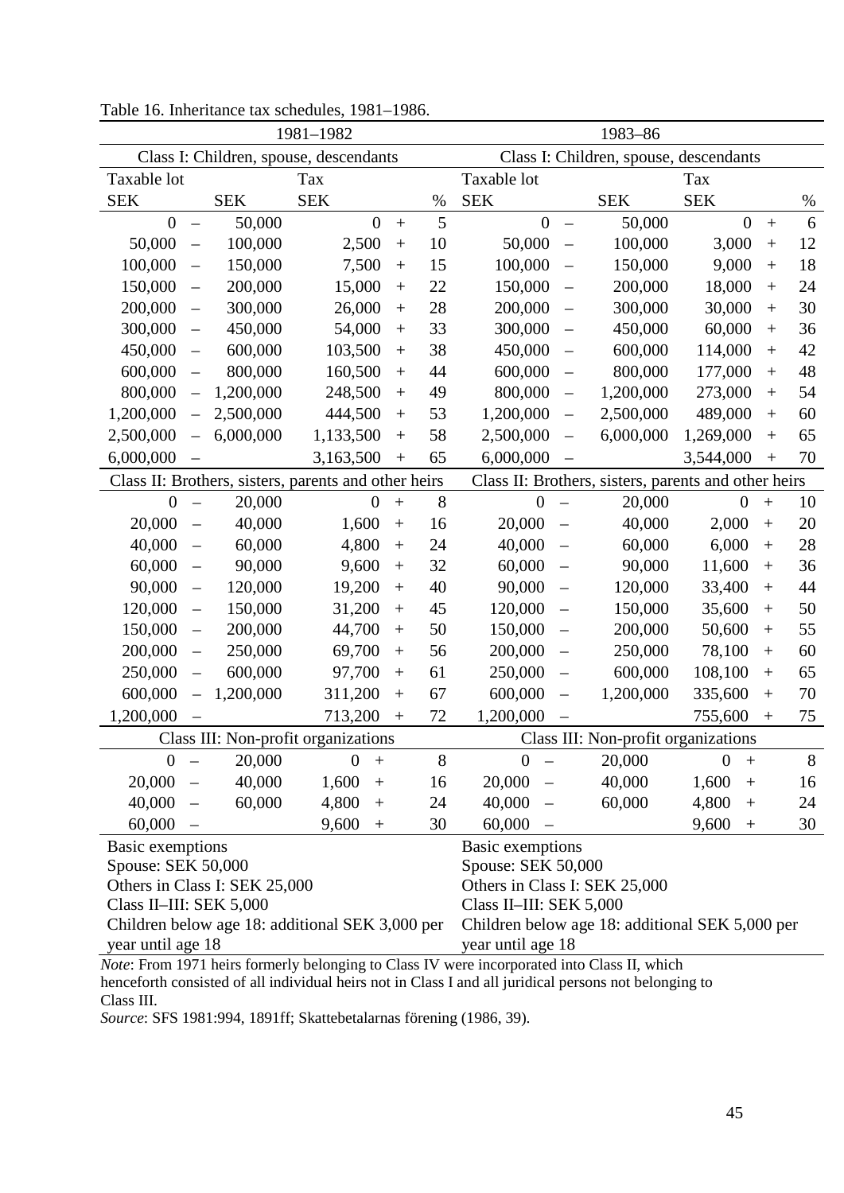Table 16. Inheritance tax schedules, 1981–1986.

| 1981–1982 | | | | | | 1983–86 | | | | | |
|---|---|---|---|---|---|---|---|---|---|---|---|
| Class I: Children, spouse, descendants | | | | | | Class I: Children, spouse, descendants | | | | | |
| Taxable lot | | | Tax | | | Taxable lot | | | Tax | | |
| SEK | | SEK | SEK | | % | SEK | | SEK | SEK | | % |
| 0 | – | 50,000 | 0 | + | 5 | 0 | – | 50,000 | 0 | + | 6 |
| 50,000 | – | 100,000 | 2,500 | + | 10 | 50,000 | – | 100,000 | 3,000 | + | 12 |
| 100,000 | – | 150,000 | 7,500 | + | 15 | 100,000 | – | 150,000 | 9,000 | + | 18 |
| 150,000 | – | 200,000 | 15,000 | + | 22 | 150,000 | – | 200,000 | 18,000 | + | 24 |
| 200,000 | – | 300,000 | 26,000 | + | 28 | 200,000 | – | 300,000 | 30,000 | + | 30 |
| 300,000 | – | 450,000 | 54,000 | + | 33 | 300,000 | – | 450,000 | 60,000 | + | 36 |
| 450,000 | – | 600,000 | 103,500 | + | 38 | 450,000 | – | 600,000 | 114,000 | + | 42 |
| 600,000 | – | 800,000 | 160,500 | + | 44 | 600,000 | – | 800,000 | 177,000 | + | 48 |
| 800,000 | – | 1,200,000 | 248,500 | + | 49 | 800,000 | – | 1,200,000 | 273,000 | + | 54 |
| 1,200,000 | – | 2,500,000 | 444,500 | + | 53 | 1,200,000 | – | 2,500,000 | 489,000 | + | 60 |
| 2,500,000 | – | 6,000,000 | 1,133,500 | + | 58 | 2,500,000 | – | 6,000,000 | 1,269,000 | + | 65 |
| 6,000,000 | – | | 3,163,500 | + | 65 | 6,000,000 | – | | 3,544,000 | + | 70 |
| Class II: Brothers, sisters, parents and other heirs | | | | | | Class II: Brothers, sisters, parents and other heirs | | | | | |
| 0 | – | 20,000 | 0 | + | 8 | 0 | – | 20,000 | 0 | + | 10 |
| 20,000 | – | 40,000 | 1,600 | + | 16 | 20,000 | – | 40,000 | 2,000 | + | 20 |
| 40,000 | – | 60,000 | 4,800 | + | 24 | 40,000 | – | 60,000 | 6,000 | + | 28 |
| 60,000 | – | 90,000 | 9,600 | + | 32 | 60,000 | – | 90,000 | 11,600 | + | 36 |
| 90,000 | – | 120,000 | 19,200 | + | 40 | 90,000 | – | 120,000 | 33,400 | + | 44 |
| 120,000 | – | 150,000 | 31,200 | + | 45 | 120,000 | – | 150,000 | 35,600 | + | 50 |
| 150,000 | – | 200,000 | 44,700 | + | 50 | 150,000 | – | 200,000 | 50,600 | + | 55 |
| 200,000 | – | 250,000 | 69,700 | + | 56 | 200,000 | – | 250,000 | 78,100 | + | 60 |
| 250,000 | – | 600,000 | 97,700 | + | 61 | 250,000 | – | 600,000 | 108,100 | + | 65 |
| 600,000 | – | 1,200,000 | 311,200 | + | 67 | 600,000 | – | 1,200,000 | 335,600 | + | 70 |
| 1,200,000 | – | | 713,200 | + | 72 | 1,200,000 | – | | 755,600 | + | 75 |
| Class III: Non-profit organizations | | | | | | Class III: Non-profit organizations | | | | | |
| 0 | – | 20,000 | 0 | + | 8 | 0 | – | 20,000 | 0 | + | 8 |
| 20,000 | – | 40,000 | 1,600 | + | 16 | 20,000 | – | 40,000 | 1,600 | + | 16 |
| 40,000 | – | 60,000 | 4,800 | + | 24 | 40,000 | – | 60,000 | 4,800 | + | 24 |
| 60,000 | – | | 9,600 | + | 30 | 60,000 | – | | 9,600 | + | 30 |
| Basic exemptions<br>Spouse: SEK 50,000<br>Others in Class I: SEK 25,000<br>Class II–III: SEK 5,000<br>Children below age 18: additional SEK 3,000 per year until age 18 | | | | | | Basic exemptions<br>Spouse: SEK 50,000<br>Others in Class I: SEK 25,000<br>Class II–III: SEK 5,000<br>Children below age 18: additional SEK 5,000 per year until age 18 | | | | | |

*Note*: From 1971 heirs formerly belonging to Class IV were incorporated into Class II, which henceforth consisted of all individual heirs not in Class I and all juridical persons not belonging to Class III.
*Source*: SFS 1981:994, 1891ff; Skattebetalarnas förening (1986, 39).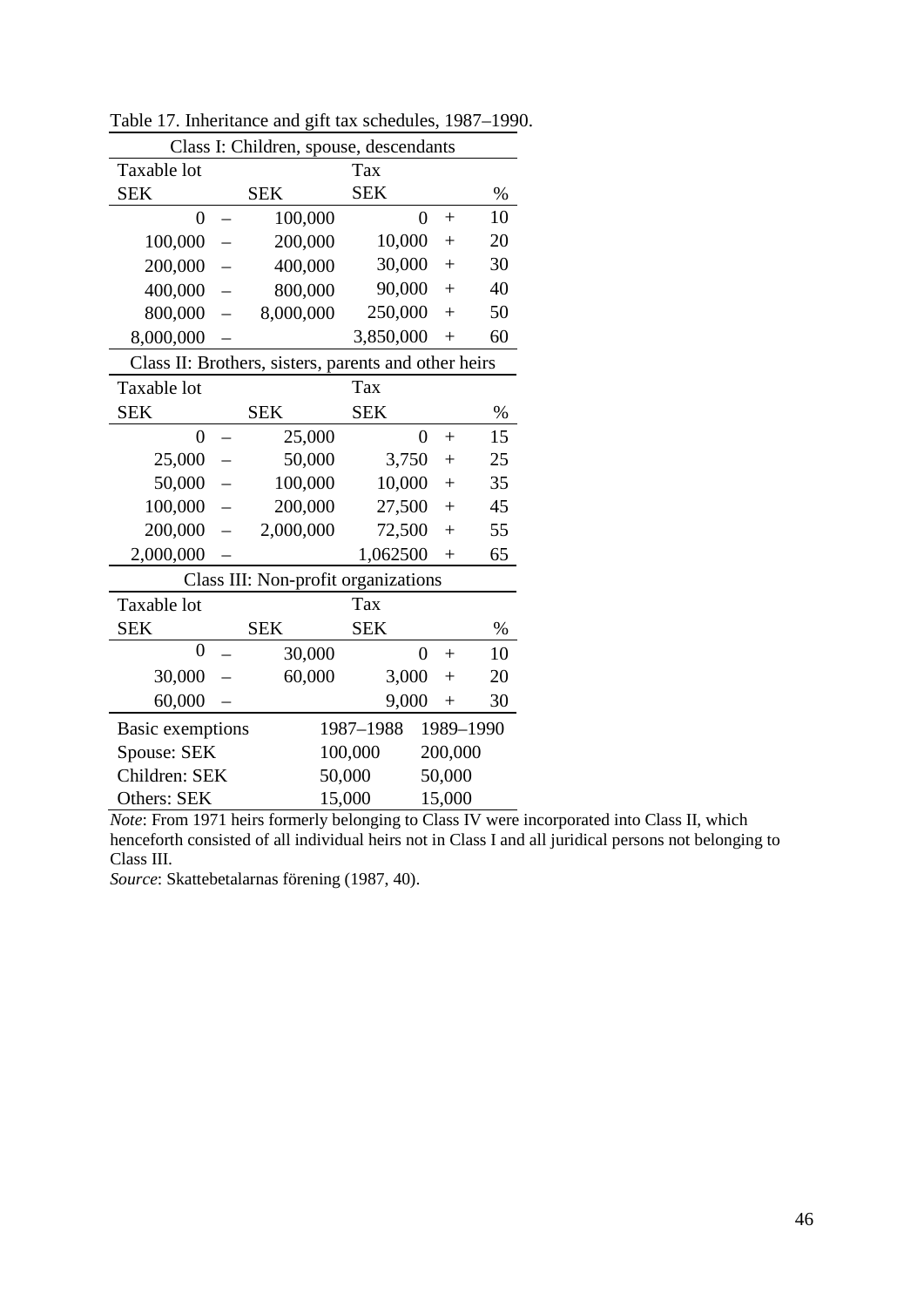Table 17. Inheritance and gift tax schedules, 1987–1990.

| Class I: Children, spouse, descendants | | | | | |
|---|---|---|---|---|---|
| Taxable lot | | | Tax | | |
| SEK | | SEK | SEK | | % |
| 0 | – | 100,000 | 0 | + | 10 |
| 100,000 | – | 200,000 | 10,000 | + | 20 |
| 200,000 | – | 400,000 | 30,000 | + | 30 |
| 400,000 | – | 800,000 | 90,000 | + | 40 |
| 800,000 | – | 8,000,000 | 250,000 | + | 50 |
| 8,000,000 | – | | 3,850,000 | + | 60 |
| **Class II: Brothers, sisters, parents and other heirs** | | | | | |
| Taxable lot | | | Tax | | |
| SEK | | SEK | SEK | | % |
| 0 | – | 25,000 | 0 | + | 15 |
| 25,000 | – | 50,000 | 3,750 | + | 25 |
| 50,000 | – | 100,000 | 10,000 | + | 35 |
| 100,000 | – | 200,000 | 27,500 | + | 45 |
| 200,000 | – | 2,000,000 | 72,500 | + | 55 |
| 2,000,000 | – | | 1,062500 | + | 65 |
| **Class III: Non-profit organizations** | | | | | |
| Taxable lot | | | Tax | | |
| SEK | | SEK | SEK | | % |
| 0 | – | 30,000 | 0 | + | 10 |
| 30,000 | – | 60,000 | 3,000 | + | 20 |
| 60,000 | – | | 9,000 | + | 30 |

| Basic exemptions | 1987–1988 | 1989–1990 |
|---|---|---|
| Spouse: SEK | 100,000 | 200,000 |
| Children: SEK | 50,000 | 50,000 |
| Others: SEK | 15,000 | 15,000 |

*Note*: From 1971 heirs formerly belonging to Class IV were incorporated into Class II, which henceforth consisted of all individual heirs not in Class I and all juridical persons not belonging to Class III.

*Source*: Skattebetalarnas förening (1987, 40).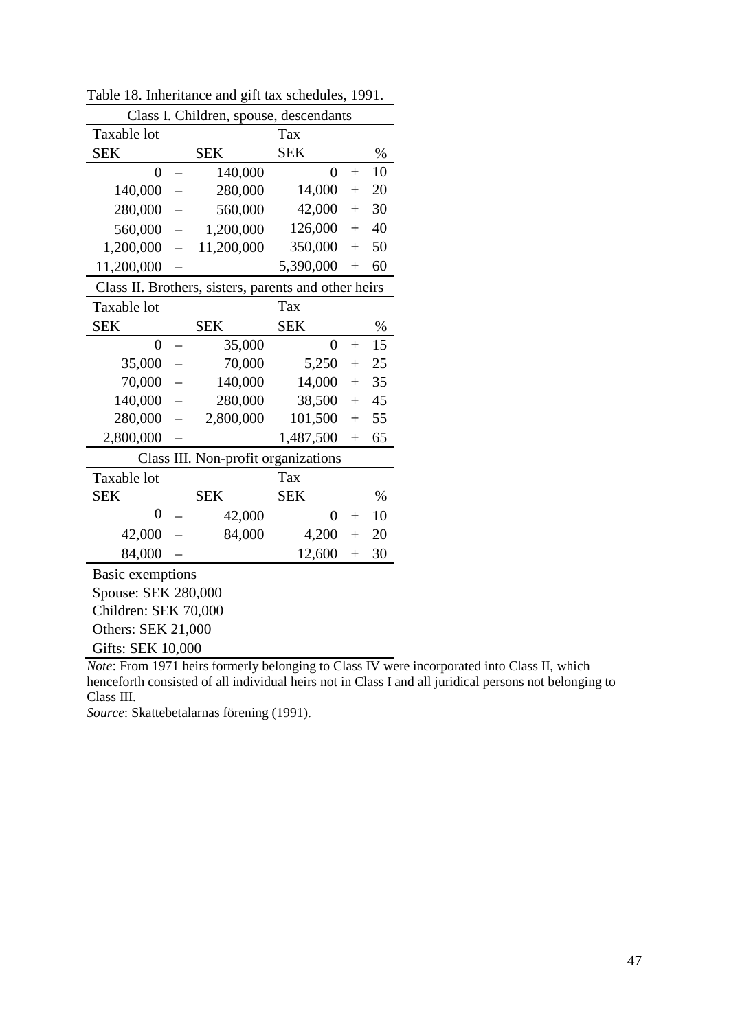Table 18. Inheritance and gift tax schedules, 1991.

| Taxable lot | | | Tax | | |
|---|---|---|---|---|---|
| **Class I. Children, spouse, descendants** | | | | | |
| SEK | | SEK | SEK | | % |
| 0 | – | 140,000 | 0 | + | 10 |
| 140,000 | – | 280,000 | 14,000 | + | 20 |
| 280,000 | – | 560,000 | 42,000 | + | 30 |
| 560,000 | – | 1,200,000 | 126,000 | + | 40 |
| 1,200,000 | – | 11,200,000 | 350,000 | + | 50 |
| 11,200,000 | – | | 5,390,000 | + | 60 |
| **Class II. Brothers, sisters, parents and other heirs** | | | | | |
| SEK | | SEK | SEK | | % |
| 0 | – | 35,000 | 0 | + | 15 |
| 35,000 | – | 70,000 | 5,250 | + | 25 |
| 70,000 | – | 140,000 | 14,000 | + | 35 |
| 140,000 | – | 280,000 | 38,500 | + | 45 |
| 280,000 | – | 2,800,000 | 101,500 | + | 55 |
| 2,800,000 | – | | 1,487,500 | + | 65 |
| **Class III. Non-profit organizations** | | | | | |
| SEK | | SEK | SEK | | % |
| 0 | – | 42,000 | 0 | + | 10 |
| 42,000 | – | 84,000 | 4,200 | + | 20 |
| 84,000 | – | | 12,600 | + | 30 |

Basic exemptions
Spouse: SEK 280,000
Children: SEK 70,000
Others: SEK 21,000
Gifts: SEK 10,000

*Note*: From 1971 heirs formerly belonging to Class IV were incorporated into Class II, which henceforth consisted of all individual heirs not in Class I and all juridical persons not belonging to Class III.
*Source*: Skattebetalarnas förening (1991).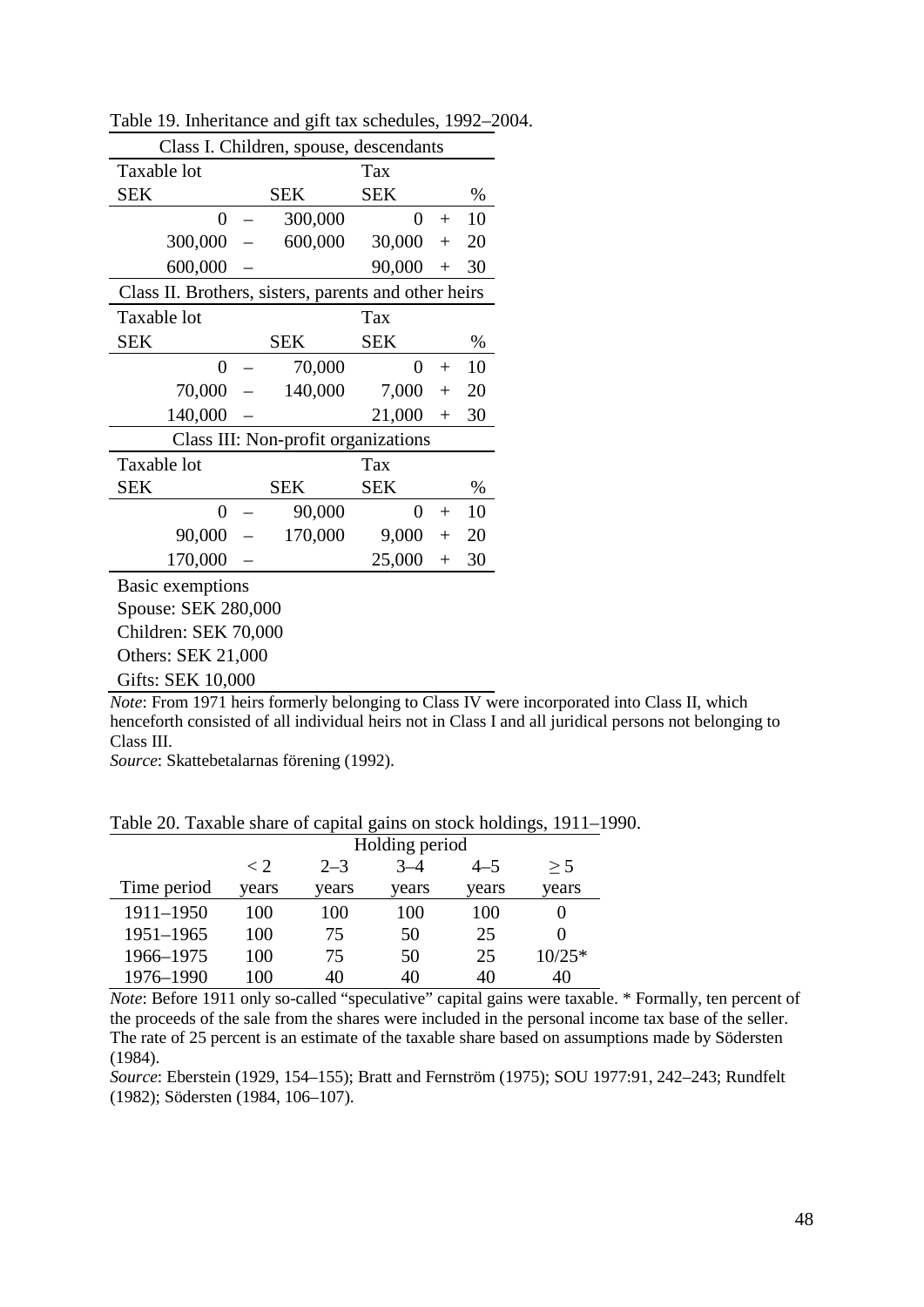Table 19. Inheritance and gift tax schedules, 1992–2004.

| Class I. Children, spouse, descendants | | | | | |
|---|---|---|---|---|---|
| Taxable lot | | | Tax | | |
| SEK | | SEK | SEK | | % |
| 0 | – | 300,000 | 0 | + | 10 |
| 300,000 | – | 600,000 | 30,000 | + | 20 |
| 600,000 | – | | 90,000 | + | 30 |
| **Class II. Brothers, sisters, parents and other heirs** | | | | | |
| Taxable lot | | | Tax | | |
| SEK | | SEK | SEK | | % |
| 0 | – | 70,000 | 0 | + | 10 |
| 70,000 | – | 140,000 | 7,000 | + | 20 |
| 140,000 | – | | 21,000 | + | 30 |
| **Class III: Non-profit organizations** | | | | | |
| Taxable lot | | | Tax | | |
| SEK | | SEK | SEK | | % |
| 0 | – | 90,000 | 0 | + | 10 |
| 90,000 | – | 170,000 | 9,000 | + | 20 |
| 170,000 | – | | 25,000 | + | 30 |

Basic exemptions
Spouse: SEK 280,000
Children: SEK 70,000
Others: SEK 21,000
Gifts: SEK 10,000

*Note*: From 1971 heirs formerly belonging to Class IV were incorporated into Class II, which henceforth consisted of all individual heirs not in Class I and all juridical persons not belonging to Class III.
*Source*: Skattebetalarnas förening (1992).

Table 20. Taxable share of capital gains on stock holdings, 1911–1990.

| | Holding period | | | | |
|---|---|---|---|---|---|
| Time period | < 2 years | 2–3 years | 3–4 years | 4–5 years | ≥ 5 years |
| 1911–1950 | 100 | 100 | 100 | 100 | 0 |
| 1951–1965 | 100 | 75 | 50 | 25 | 0 |
| 1966–1975 | 100 | 75 | 50 | 25 | 10/25* |
| 1976–1990 | 100 | 40 | 40 | 40 | 40 |

*Note*: Before 1911 only so-called "speculative" capital gains were taxable. * Formally, ten percent of the proceeds of the sale from the shares were included in the personal income tax base of the seller. The rate of 25 percent is an estimate of the taxable share based on assumptions made by Södersten (1984).
*Source*: Eberstein (1929, 154–155); Bratt and Fernström (1975); SOU 1977:91, 242–243; Rundfelt (1982); Södersten (1984, 106–107).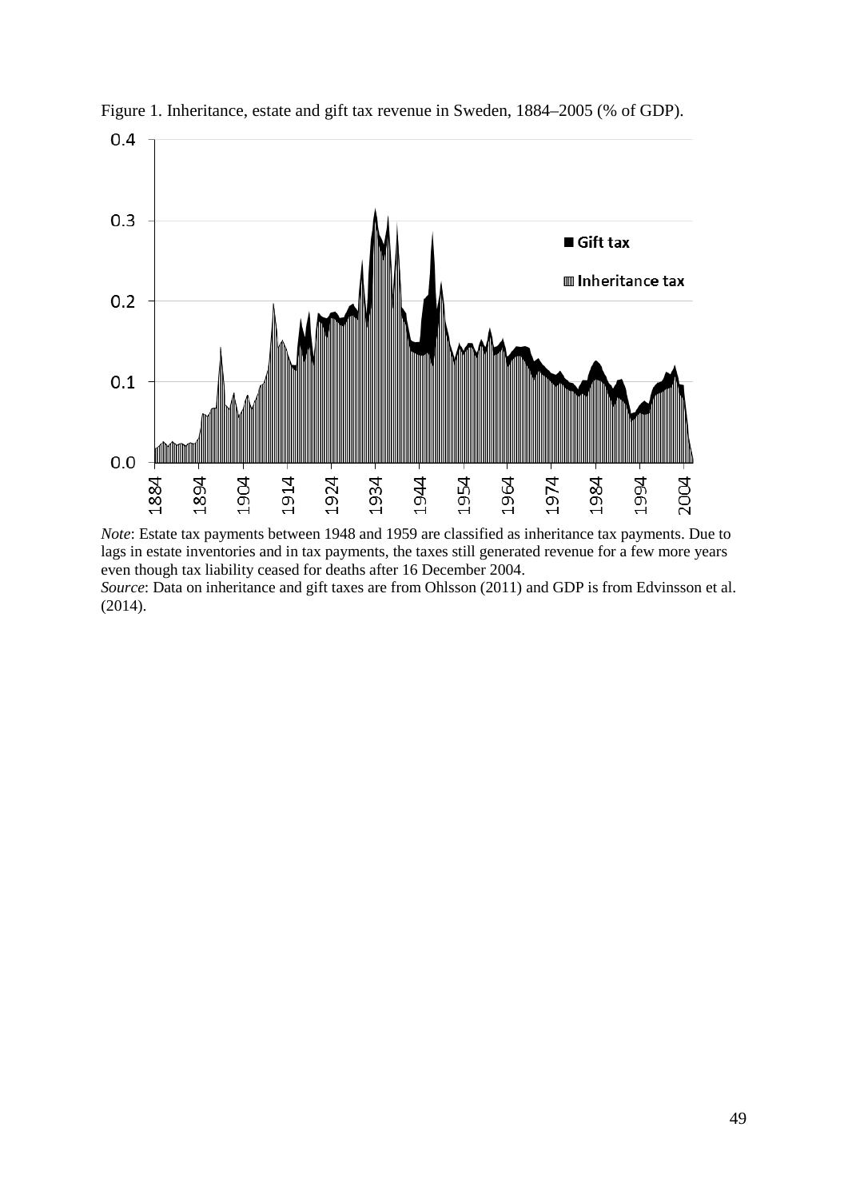Figure 1. Inheritance, estate and gift tax revenue in Sweden, 1884–2005 (% of GDP).

*Note*: Estate tax payments between 1948 and 1959 are classified as inheritance tax payments. Due to lags in estate inventories and in tax payments, the taxes still generated revenue for a few more years even though tax liability ceased for deaths after 16 December 2004.
*Source*: Data on inheritance and gift taxes are from Ohlsson (2011) and GDP is from Edvinsson et al. (2014).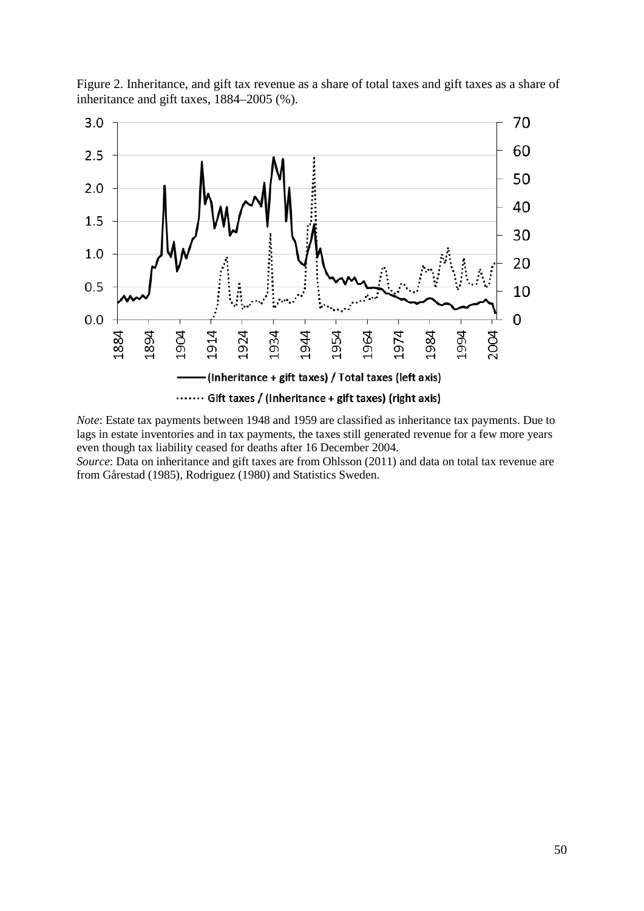Figure 2. Inheritance, and gift tax revenue as a share of total taxes and gift taxes as a share of inheritance and gift taxes, 1884–2005 (%).

*Note*: Estate tax payments between 1948 and 1959 are classified as inheritance tax payments. Due to lags in estate inventories and in tax payments, the taxes still generated revenue for a few more years even though tax liability ceased for deaths after 16 December 2004.
*Source*: Data on inheritance and gift taxes are from Ohlsson (2011) and data on total tax revenue are from Gårestad (1985), Rodriguez (1980) and Statistics Sweden.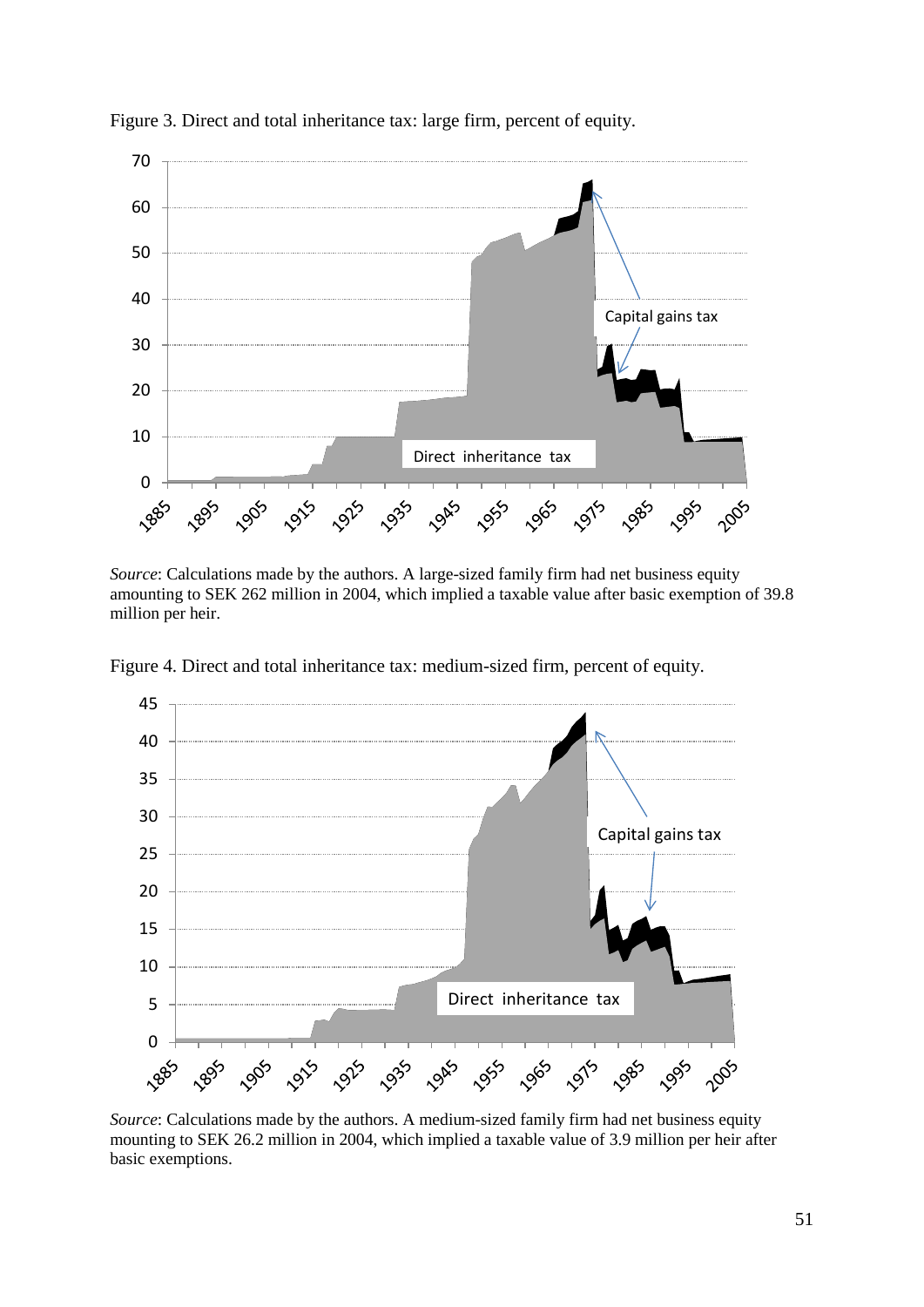Figure 3. Direct and total inheritance tax: large firm, percent of equity.

*Source*: Calculations made by the authors. A large-sized family firm had net business equity amounting to SEK 262 million in 2004, which implied a taxable value after basic exemption of 39.8 million per heir.

Figure 4. Direct and total inheritance tax: medium-sized firm, percent of equity.

*Source*: Calculations made by the authors. A medium-sized family firm had net business equity mounting to SEK 26.2 million in 2004, which implied a taxable value of 3.9 million per heir after basic exemptions.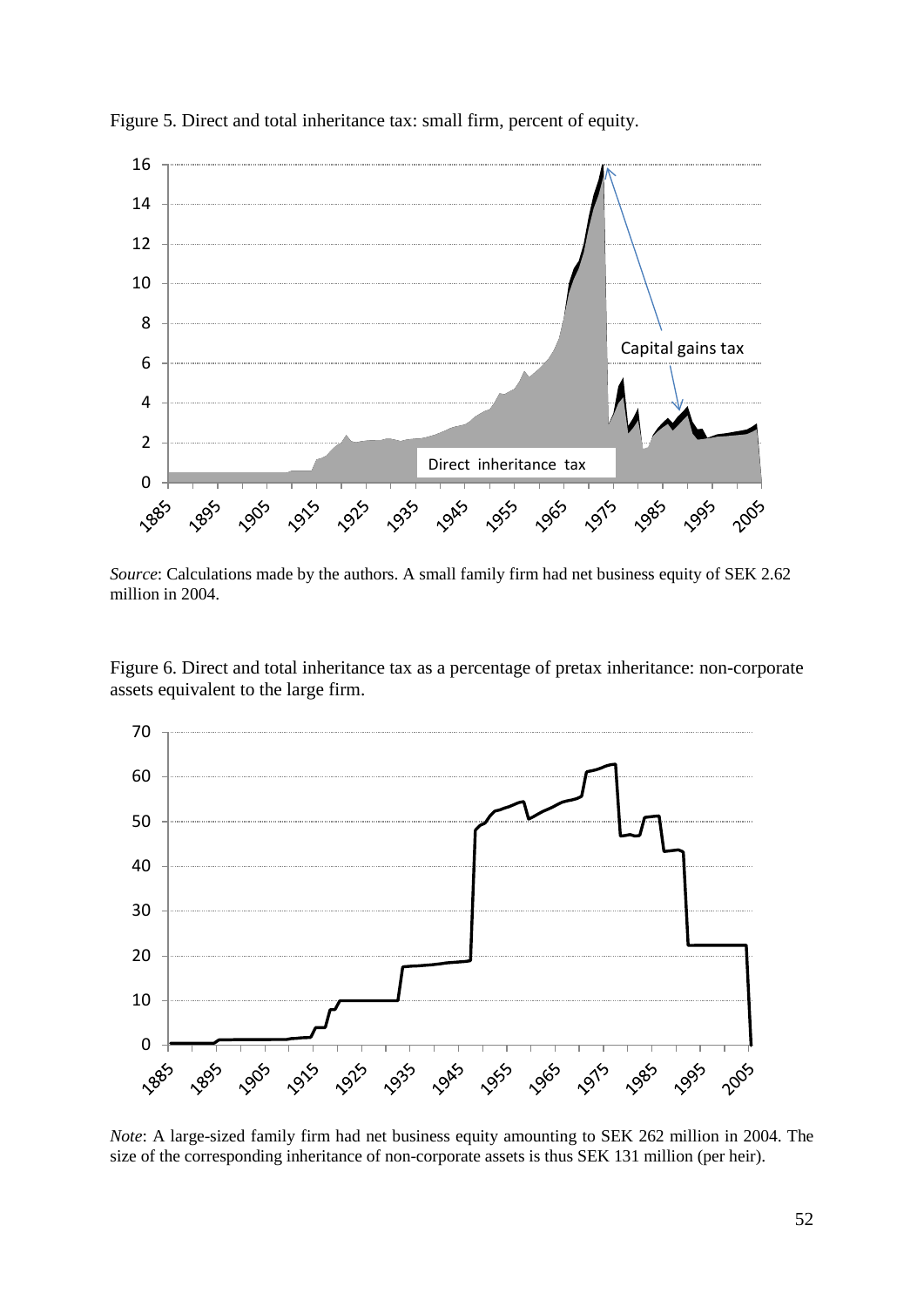Figure 5. Direct and total inheritance tax: small firm, percent of equity.

*Source*: Calculations made by the authors. A small family firm had net business equity of SEK 2.62 million in 2004.

Figure 6. Direct and total inheritance tax as a percentage of pretax inheritance: non-corporate assets equivalent to the large firm.

*Note*: A large-sized family firm had net business equity amounting to SEK 262 million in 2004. The size of the corresponding inheritance of non-corporate assets is thus SEK 131 million (per heir).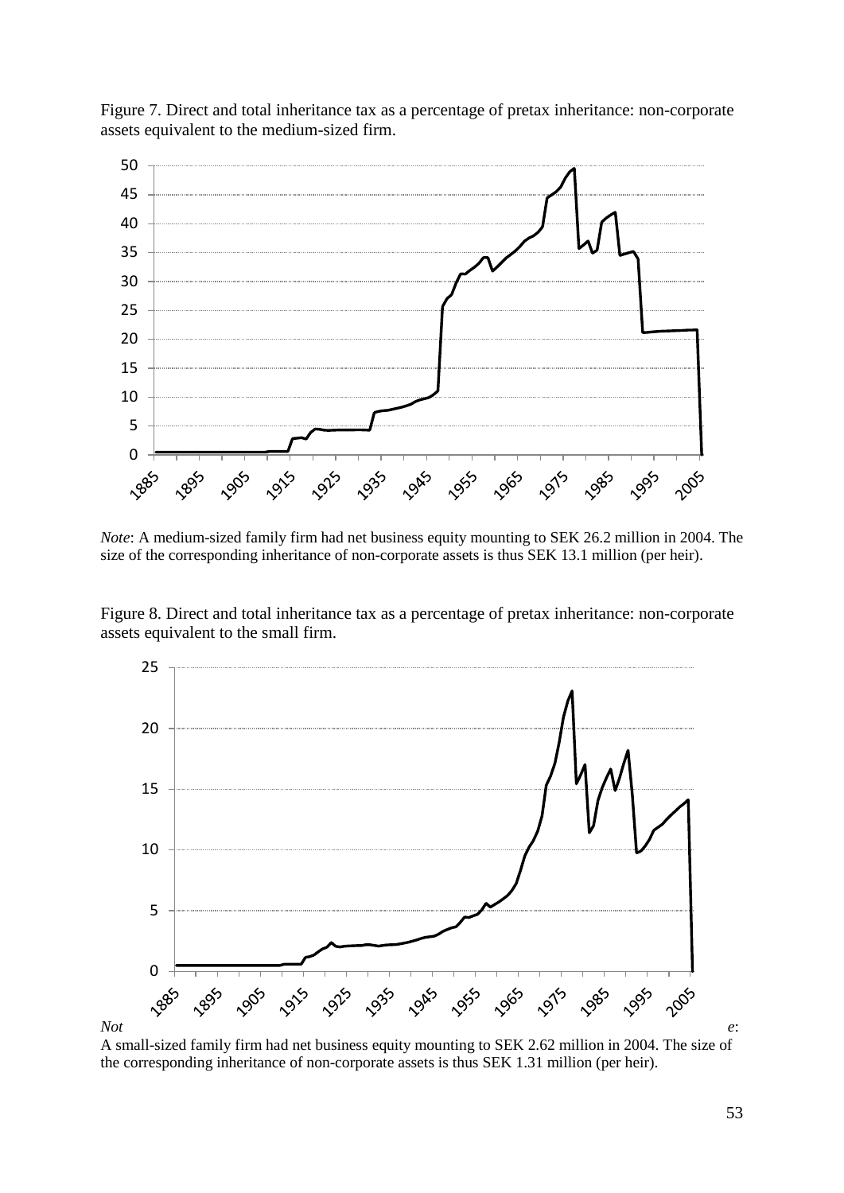Figure 7. Direct and total inheritance tax as a percentage of pretax inheritance: non-corporate assets equivalent to the medium-sized firm.

*Note*: A medium-sized family firm had net business equity mounting to SEK 26.2 million in 2004. The size of the corresponding inheritance of non-corporate assets is thus SEK 13.1 million (per heir).

Figure 8. Direct and total inheritance tax as a percentage of pretax inheritance: non-corporate assets equivalent to the small firm.

*Note*: A small-sized family firm had net business equity mounting to SEK 2.62 million in 2004. The size of the corresponding inheritance of non-corporate assets is thus SEK 1.31 million (per heir).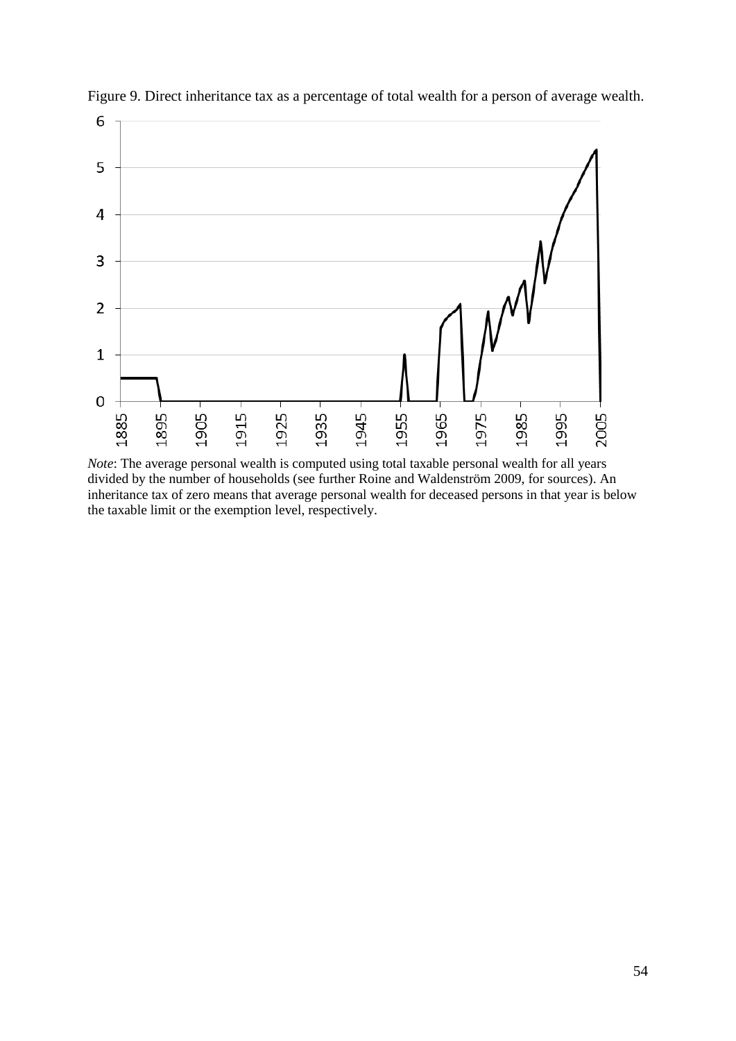Figure 9. Direct inheritance tax as a percentage of total wealth for a person of average wealth.

6
5
4
3
2
1
0

1885
1895
1905
1915
1925
1935
1945
1955
1965
1975
1985
1995
2005

*Note*: The average personal wealth is computed using total taxable personal wealth for all years divided by the number of households (see further Roine and Waldenström 2009, for sources). An inheritance tax of zero means that average personal wealth for deceased persons in that year is below the taxable limit or the exemption level, respectively.